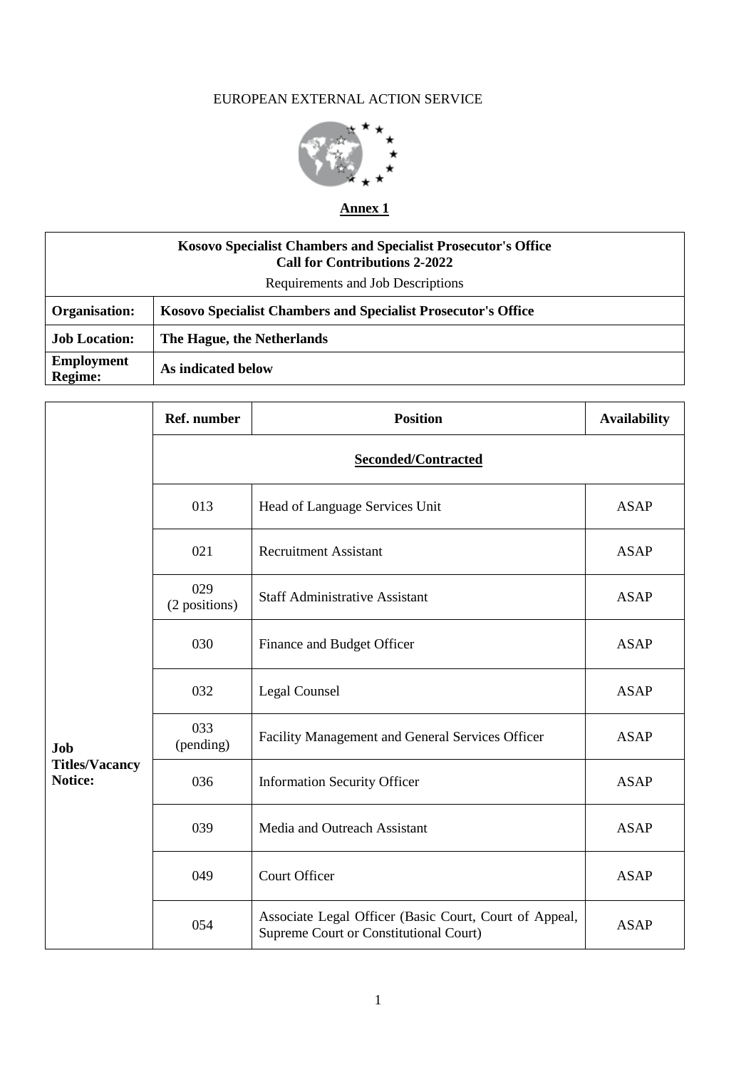EUROPEAN EXTERNAL ACTION SERVICE

**Annex 1**

| **Kosovo Specialist Chambers and Specialist Prosecutor's Office**<br>**Call for Contributions 2-2022**<br>Requirements and Job Descriptions | |
|---|---|
| **Organisation:** | **Kosovo Specialist Chambers and Specialist Prosecutor's Office** |
| **Job Location:** | **The Hague, the Netherlands** |
| **Employment Regime:** | **As indicated below** |

| | Ref. number | Position | Availability |
|---|---|---|---|
| **Job Titles/Vacancy Notice:** | | **Seconded/Contracted** | |
| | 013 | Head of Language Services Unit | ASAP |
| | 021 | Recruitment Assistant | ASAP |
| | 029 (2 positions) | Staff Administrative Assistant | ASAP |
| | 030 | Finance and Budget Officer | ASAP |
| | 032 | Legal Counsel | ASAP |
| | 033 (pending) | Facility Management and General Services Officer | ASAP |
| | 036 | Information Security Officer | ASAP |
| | 039 | Media and Outreach Assistant | ASAP |
| | 049 | Court Officer | ASAP |
| | 054 | Associate Legal Officer (Basic Court, Court of Appeal, Supreme Court or Constitutional Court) | ASAP |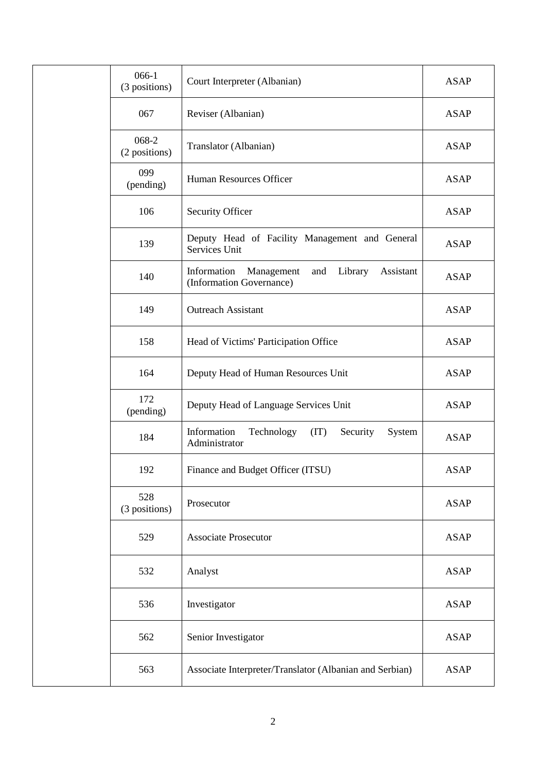| | | | |
|---|---|---|---|
| | 066-1 (3 positions) | Court Interpreter (Albanian) | ASAP |
| | 067 | Reviser (Albanian) | ASAP |
| | 068-2 (2 positions) | Translator (Albanian) | ASAP |
| | 099 (pending) | Human Resources Officer | ASAP |
| | 106 | Security Officer | ASAP |
| | 139 | Deputy Head of Facility Management and General Services Unit | ASAP |
| | 140 | Information Management and Library Assistant (Information Governance) | ASAP |
| | 149 | Outreach Assistant | ASAP |
| | 158 | Head of Victims' Participation Office | ASAP |
| | 164 | Deputy Head of Human Resources Unit | ASAP |
| | 172 (pending) | Deputy Head of Language Services Unit | ASAP |
| | 184 | Information Technology (IT) Security System Administrator | ASAP |
| | 192 | Finance and Budget Officer (ITSU) | ASAP |
| | 528 (3 positions) | Prosecutor | ASAP |
| | 529 | Associate Prosecutor | ASAP |
| | 532 | Analyst | ASAP |
| | 536 | Investigator | ASAP |
| | 562 | Senior Investigator | ASAP |
| | 563 | Associate Interpreter/Translator (Albanian and Serbian) | ASAP |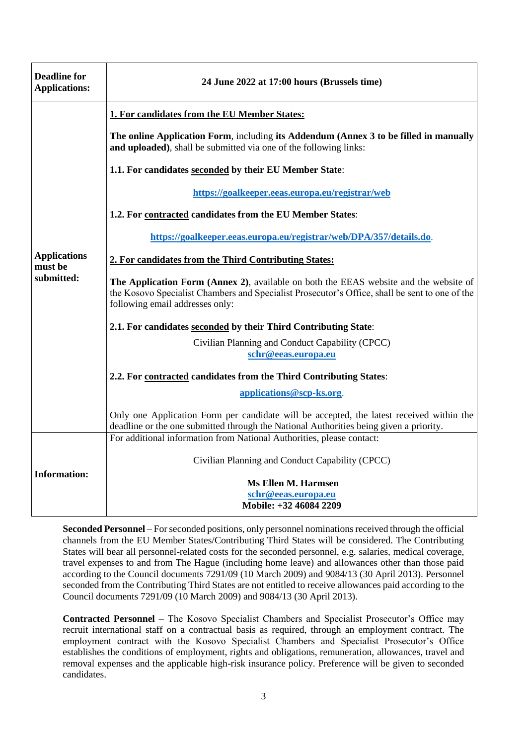| | |
|---|---|
| **Deadline for Applications:** | **24 June 2022 at 17:00 hours (Brussels time)** |
| **Applications must be submitted:** | **1. For candidates from the EU Member States:**<br><br>**The online Application Form**, including **its Addendum (Annex 3 to be filled in manually and uploaded)**, shall be submitted via one of the following links:<br><br>**1.1. For candidates seconded by their EU Member State**:<br><br>**https://goalkeeper.eeas.europa.eu/registrar/web**<br><br>**1.2. For contracted candidates from the EU Member States**:<br><br>**https://goalkeeper.eeas.europa.eu/registrar/web/DPA/357/details.do**.<br><br>**2. For candidates from the Third Contributing States:**<br><br>**The Application Form (Annex 2)**, available on both the EEAS website and the website of the Kosovo Specialist Chambers and Specialist Prosecutor's Office, shall be sent to one of the following email addresses only:<br><br>**2.1. For candidates seconded by their Third Contributing State**:<br><br>Civilian Planning and Conduct Capability (CPCC)<br>**schr@eeas.europa.eu**<br><br>**2.2. For contracted candidates from the Third Contributing States**:<br><br>**applications@scp-ks.org**.<br><br>Only one Application Form per candidate will be accepted, the latest received within the deadline or the one submitted through the National Authorities being given a priority. |
| **Information:** | For additional information from National Authorities, please contact:<br><br>Civilian Planning and Conduct Capability (CPCC)<br><br>**Ms Ellen M. Harmsen**<br>**schr@eeas.europa.eu**<br>**Mobile: +32 46084 2209** |

**Seconded Personnel** – For seconded positions, only personnel nominations received through the official channels from the EU Member States/Contributing Third States will be considered. The Contributing States will bear all personnel-related costs for the seconded personnel, e.g. salaries, medical coverage, travel expenses to and from The Hague (including home leave) and allowances other than those paid according to the Council documents 7291/09 (10 March 2009) and 9084/13 (30 April 2013). Personnel seconded from the Contributing Third States are not entitled to receive allowances paid according to the Council documents 7291/09 (10 March 2009) and 9084/13 (30 April 2013).

**Contracted Personnel** – The Kosovo Specialist Chambers and Specialist Prosecutor's Office may recruit international staff on a contractual basis as required, through an employment contract. The employment contract with the Kosovo Specialist Chambers and Specialist Prosecutor's Office establishes the conditions of employment, rights and obligations, remuneration, allowances, travel and removal expenses and the applicable high-risk insurance policy. Preference will be given to seconded candidates.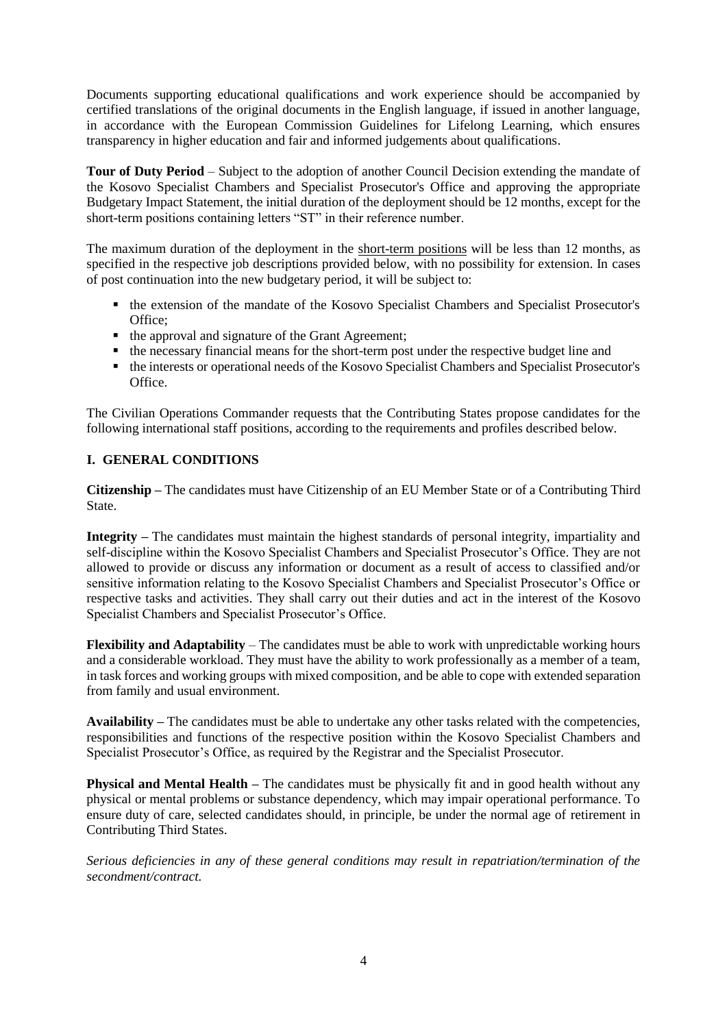Documents supporting educational qualifications and work experience should be accompanied by certified translations of the original documents in the English language, if issued in another language, in accordance with the European Commission Guidelines for Lifelong Learning, which ensures transparency in higher education and fair and informed judgements about qualifications.

**Tour of Duty Period** – Subject to the adoption of another Council Decision extending the mandate of the Kosovo Specialist Chambers and Specialist Prosecutor's Office and approving the appropriate Budgetary Impact Statement, the initial duration of the deployment should be 12 months, except for the short-term positions containing letters "ST" in their reference number.

The maximum duration of the deployment in the short-term positions will be less than 12 months, as specified in the respective job descriptions provided below, with no possibility for extension. In cases of post continuation into the new budgetary period, it will be subject to:

- the extension of the mandate of the Kosovo Specialist Chambers and Specialist Prosecutor's Office;
- the approval and signature of the Grant Agreement;
- the necessary financial means for the short-term post under the respective budget line and
- the interests or operational needs of the Kosovo Specialist Chambers and Specialist Prosecutor's Office.

The Civilian Operations Commander requests that the Contributing States propose candidates for the following international staff positions, according to the requirements and profiles described below.

## I. GENERAL CONDITIONS

**Citizenship –** The candidates must have Citizenship of an EU Member State or of a Contributing Third State.

**Integrity –** The candidates must maintain the highest standards of personal integrity, impartiality and self-discipline within the Kosovo Specialist Chambers and Specialist Prosecutor's Office. They are not allowed to provide or discuss any information or document as a result of access to classified and/or sensitive information relating to the Kosovo Specialist Chambers and Specialist Prosecutor's Office or respective tasks and activities. They shall carry out their duties and act in the interest of the Kosovo Specialist Chambers and Specialist Prosecutor's Office.

**Flexibility and Adaptability** – The candidates must be able to work with unpredictable working hours and a considerable workload. They must have the ability to work professionally as a member of a team, in task forces and working groups with mixed composition, and be able to cope with extended separation from family and usual environment.

**Availability –** The candidates must be able to undertake any other tasks related with the competencies, responsibilities and functions of the respective position within the Kosovo Specialist Chambers and Specialist Prosecutor's Office, as required by the Registrar and the Specialist Prosecutor.

**Physical and Mental Health –** The candidates must be physically fit and in good health without any physical or mental problems or substance dependency, which may impair operational performance. To ensure duty of care, selected candidates should, in principle, be under the normal age of retirement in Contributing Third States.

*Serious deficiencies in any of these general conditions may result in repatriation/termination of the secondment/contract.*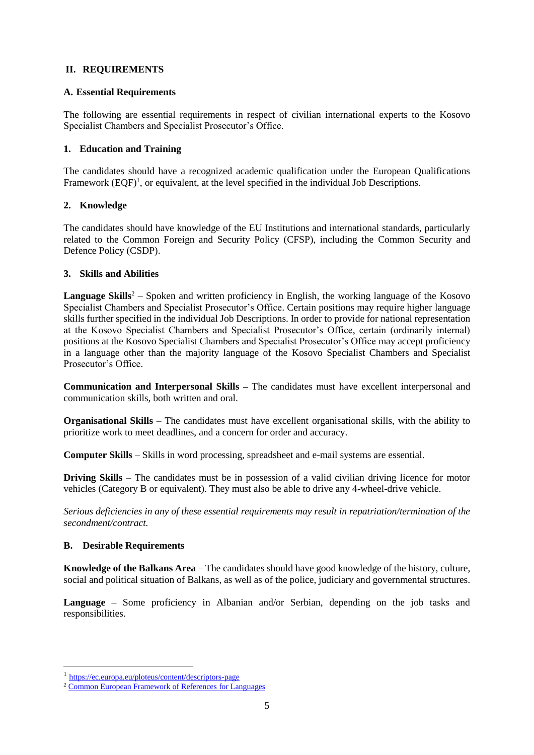## II. REQUIREMENTS

### A. Essential Requirements

The following are essential requirements in respect of civilian international experts to the Kosovo Specialist Chambers and Specialist Prosecutor's Office.

#### 1. Education and Training

The candidates should have a recognized academic qualification under the European Qualifications Framework (EQF)[1], or equivalent, at the level specified in the individual Job Descriptions.

#### 2. Knowledge

The candidates should have knowledge of the EU Institutions and international standards, particularly related to the Common Foreign and Security Policy (CFSP), including the Common Security and Defence Policy (CSDP).

#### 3. Skills and Abilities

**Language Skills**[2] – Spoken and written proficiency in English, the working language of the Kosovo Specialist Chambers and Specialist Prosecutor's Office. Certain positions may require higher language skills further specified in the individual Job Descriptions. In order to provide for national representation at the Kosovo Specialist Chambers and Specialist Prosecutor's Office, certain (ordinarily internal) positions at the Kosovo Specialist Chambers and Specialist Prosecutor's Office may accept proficiency in a language other than the majority language of the Kosovo Specialist Chambers and Specialist Prosecutor's Office.

**Communication and Interpersonal Skills –** The candidates must have excellent interpersonal and communication skills, both written and oral.

**Organisational Skills** – The candidates must have excellent organisational skills, with the ability to prioritize work to meet deadlines, and a concern for order and accuracy.

**Computer Skills** – Skills in word processing, spreadsheet and e-mail systems are essential.

**Driving Skills** – The candidates must be in possession of a valid civilian driving licence for motor vehicles (Category B or equivalent). They must also be able to drive any 4-wheel-drive vehicle.

*Serious deficiencies in any of these essential requirements may result in repatriation/termination of the secondment/contract.*

### B. Desirable Requirements

**Knowledge of the Balkans Area** – The candidates should have good knowledge of the history, culture, social and political situation of Balkans, as well as of the police, judiciary and governmental structures.

**Language** – Some proficiency in Albanian and/or Serbian, depending on the job tasks and responsibilities.

---

[1] https://ec.europa.eu/ploteus/content/descriptors-page

[2] Common European Framework of References for Languages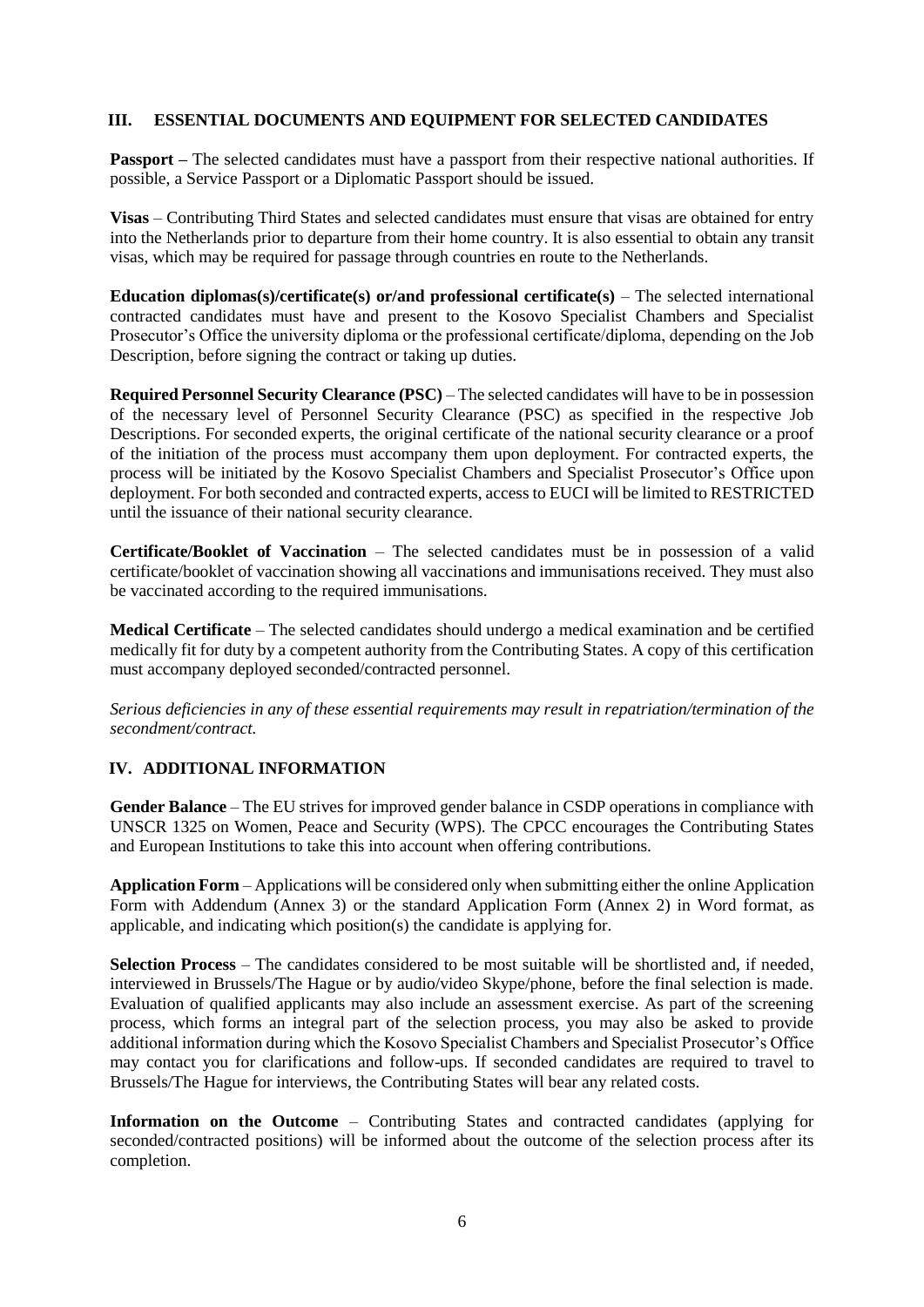## III. ESSENTIAL DOCUMENTS AND EQUIPMENT FOR SELECTED CANDIDATES

**Passport –** The selected candidates must have a passport from their respective national authorities. If possible, a Service Passport or a Diplomatic Passport should be issued.

**Visas** – Contributing Third States and selected candidates must ensure that visas are obtained for entry into the Netherlands prior to departure from their home country. It is also essential to obtain any transit visas, which may be required for passage through countries en route to the Netherlands.

**Education diplomas(s)/certificate(s) or/and professional certificate(s)** – The selected international contracted candidates must have and present to the Kosovo Specialist Chambers and Specialist Prosecutor's Office the university diploma or the professional certificate/diploma, depending on the Job Description, before signing the contract or taking up duties.

**Required Personnel Security Clearance (PSC)** – The selected candidates will have to be in possession of the necessary level of Personnel Security Clearance (PSC) as specified in the respective Job Descriptions. For seconded experts, the original certificate of the national security clearance or a proof of the initiation of the process must accompany them upon deployment. For contracted experts, the process will be initiated by the Kosovo Specialist Chambers and Specialist Prosecutor's Office upon deployment. For both seconded and contracted experts, access to EUCI will be limited to RESTRICTED until the issuance of their national security clearance.

**Certificate/Booklet of Vaccination** – The selected candidates must be in possession of a valid certificate/booklet of vaccination showing all vaccinations and immunisations received. They must also be vaccinated according to the required immunisations.

**Medical Certificate** – The selected candidates should undergo a medical examination and be certified medically fit for duty by a competent authority from the Contributing States. A copy of this certification must accompany deployed seconded/contracted personnel.

*Serious deficiencies in any of these essential requirements may result in repatriation/termination of the secondment/contract.*

## IV. ADDITIONAL INFORMATION

**Gender Balance** – The EU strives for improved gender balance in CSDP operations in compliance with UNSCR 1325 on Women, Peace and Security (WPS). The CPCC encourages the Contributing States and European Institutions to take this into account when offering contributions.

**Application Form** – Applications will be considered only when submitting either the online Application Form with Addendum (Annex 3) or the standard Application Form (Annex 2) in Word format, as applicable, and indicating which position(s) the candidate is applying for.

**Selection Process** – The candidates considered to be most suitable will be shortlisted and, if needed, interviewed in Brussels/The Hague or by audio/video Skype/phone, before the final selection is made. Evaluation of qualified applicants may also include an assessment exercise. As part of the screening process, which forms an integral part of the selection process, you may also be asked to provide additional information during which the Kosovo Specialist Chambers and Specialist Prosecutor's Office may contact you for clarifications and follow-ups. If seconded candidates are required to travel to Brussels/The Hague for interviews, the Contributing States will bear any related costs.

**Information on the Outcome** – Contributing States and contracted candidates (applying for seconded/contracted positions) will be informed about the outcome of the selection process after its completion.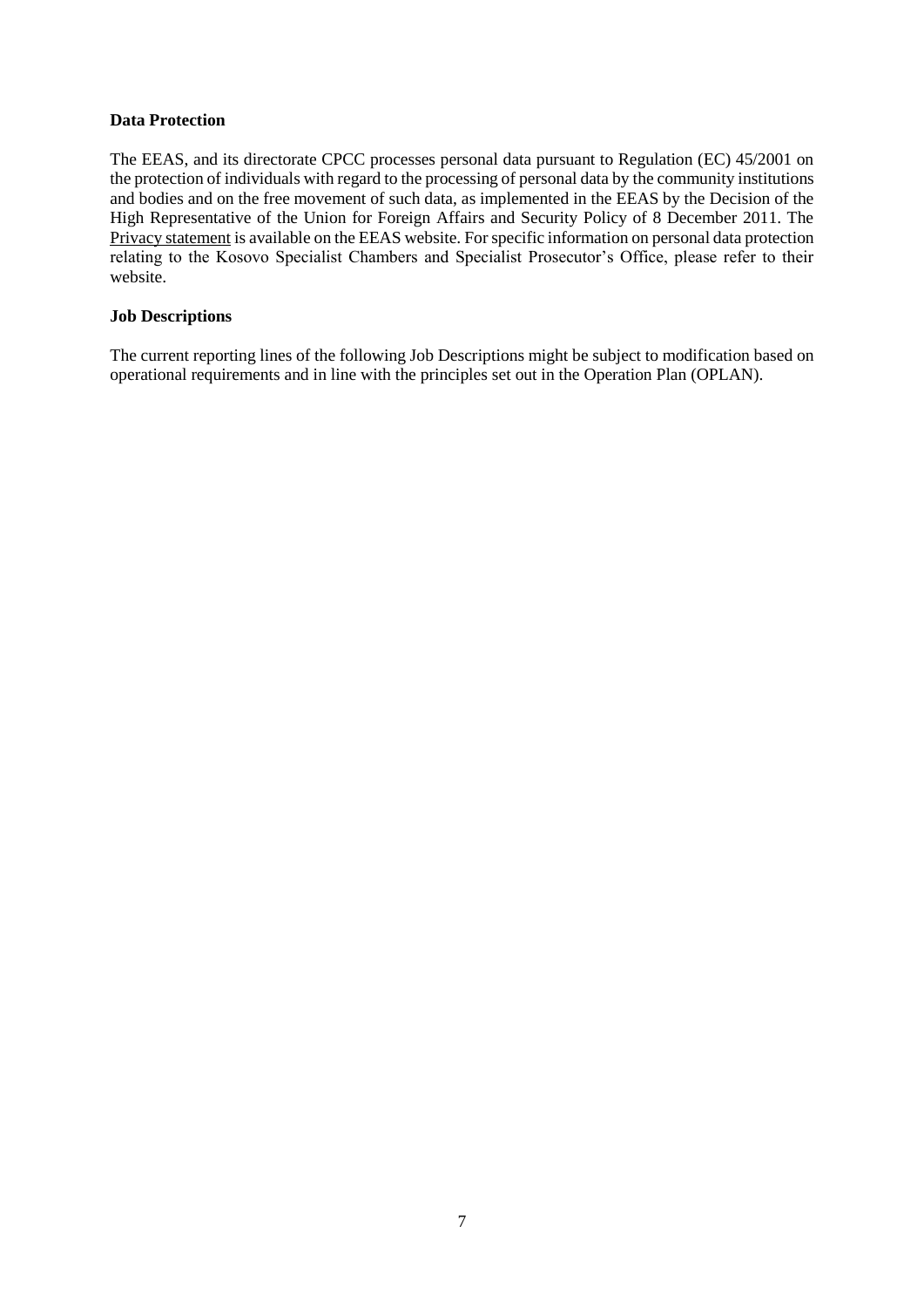**Data Protection**

The EEAS, and its directorate CPCC processes personal data pursuant to Regulation (EC) 45/2001 on the protection of individuals with regard to the processing of personal data by the community institutions and bodies and on the free movement of such data, as implemented in the EEAS by the Decision of the High Representative of the Union for Foreign Affairs and Security Policy of 8 December 2011. The Privacy statement is available on the EEAS website. For specific information on personal data protection relating to the Kosovo Specialist Chambers and Specialist Prosecutor's Office, please refer to their website.

**Job Descriptions**

The current reporting lines of the following Job Descriptions might be subject to modification based on operational requirements and in line with the principles set out in the Operation Plan (OPLAN).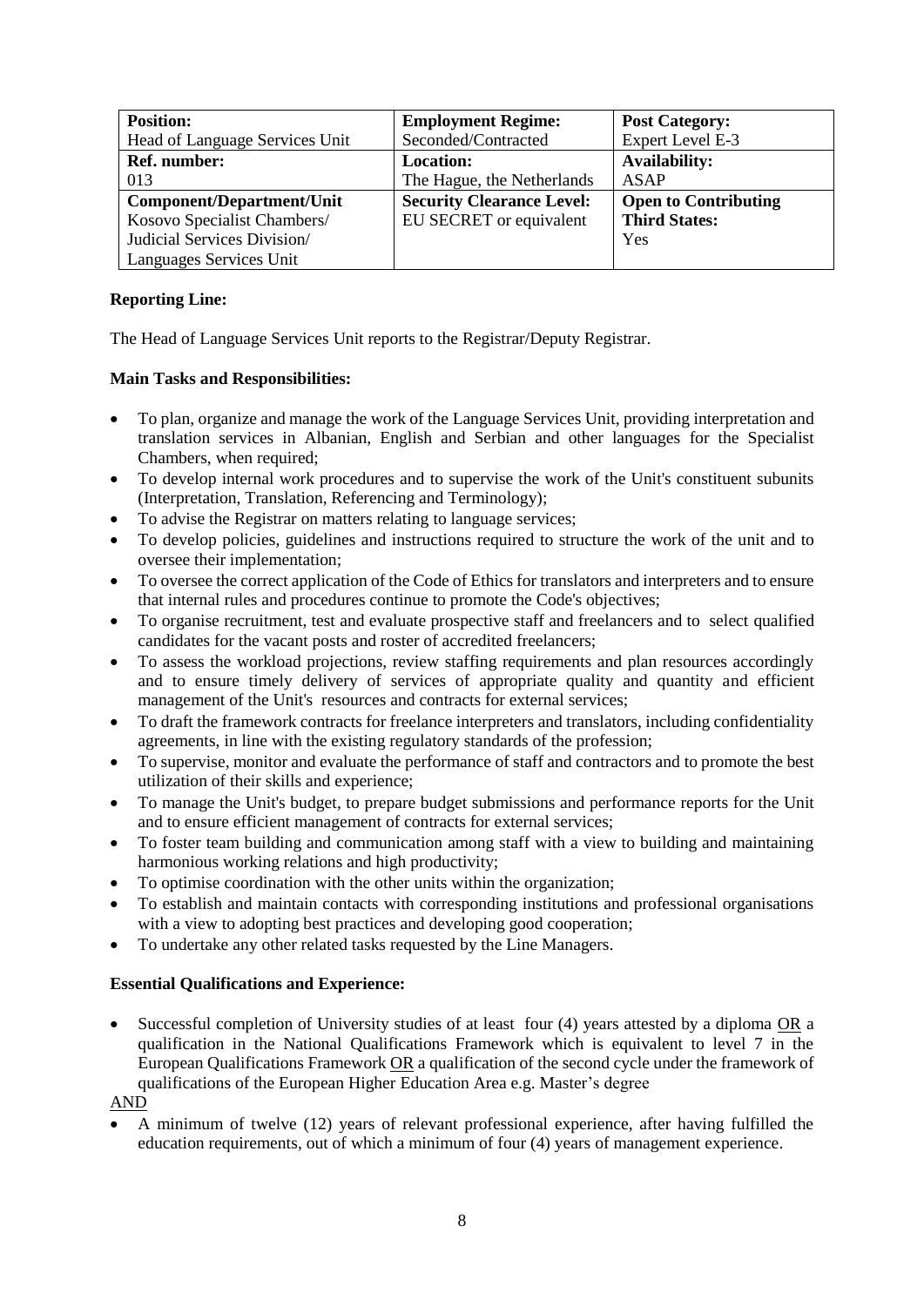| **Position:** Head of Language Services Unit | **Employment Regime:** Seconded/Contracted | **Post Category:** Expert Level E-3 |
|---|---|---|
| **Ref. number:** 013 | **Location:** The Hague, the Netherlands | **Availability:** ASAP |
| **Component/Department/Unit** Kosovo Specialist Chambers/ Judicial Services Division/ Languages Services Unit | **Security Clearance Level:** EU SECRET or equivalent | **Open to Contributing Third States:** Yes |

**Reporting Line:**

The Head of Language Services Unit reports to the Registrar/Deputy Registrar.

**Main Tasks and Responsibilities:**

- To plan, organize and manage the work of the Language Services Unit, providing interpretation and translation services in Albanian, English and Serbian and other languages for the Specialist Chambers, when required;
- To develop internal work procedures and to supervise the work of the Unit's constituent subunits (Interpretation, Translation, Referencing and Terminology);
- To advise the Registrar on matters relating to language services;
- To develop policies, guidelines and instructions required to structure the work of the unit and to oversee their implementation;
- To oversee the correct application of the Code of Ethics for translators and interpreters and to ensure that internal rules and procedures continue to promote the Code's objectives;
- To organise recruitment, test and evaluate prospective staff and freelancers and to select qualified candidates for the vacant posts and roster of accredited freelancers;
- To assess the workload projections, review staffing requirements and plan resources accordingly and to ensure timely delivery of services of appropriate quality and quantity and efficient management of the Unit's resources and contracts for external services;
- To draft the framework contracts for freelance interpreters and translators, including confidentiality agreements, in line with the existing regulatory standards of the profession;
- To supervise, monitor and evaluate the performance of staff and contractors and to promote the best utilization of their skills and experience;
- To manage the Unit's budget, to prepare budget submissions and performance reports for the Unit and to ensure efficient management of contracts for external services;
- To foster team building and communication among staff with a view to building and maintaining harmonious working relations and high productivity;
- To optimise coordination with the other units within the organization;
- To establish and maintain contacts with corresponding institutions and professional organisations with a view to adopting best practices and developing good cooperation;
- To undertake any other related tasks requested by the Line Managers.

**Essential Qualifications and Experience:**

- Successful completion of University studies of at least four (4) years attested by a diploma OR a qualification in the National Qualifications Framework which is equivalent to level 7 in the European Qualifications Framework OR a qualification of the second cycle under the framework of qualifications of the European Higher Education Area e.g. Master's degree

AND

- A minimum of twelve (12) years of relevant professional experience, after having fulfilled the education requirements, out of which a minimum of four (4) years of management experience.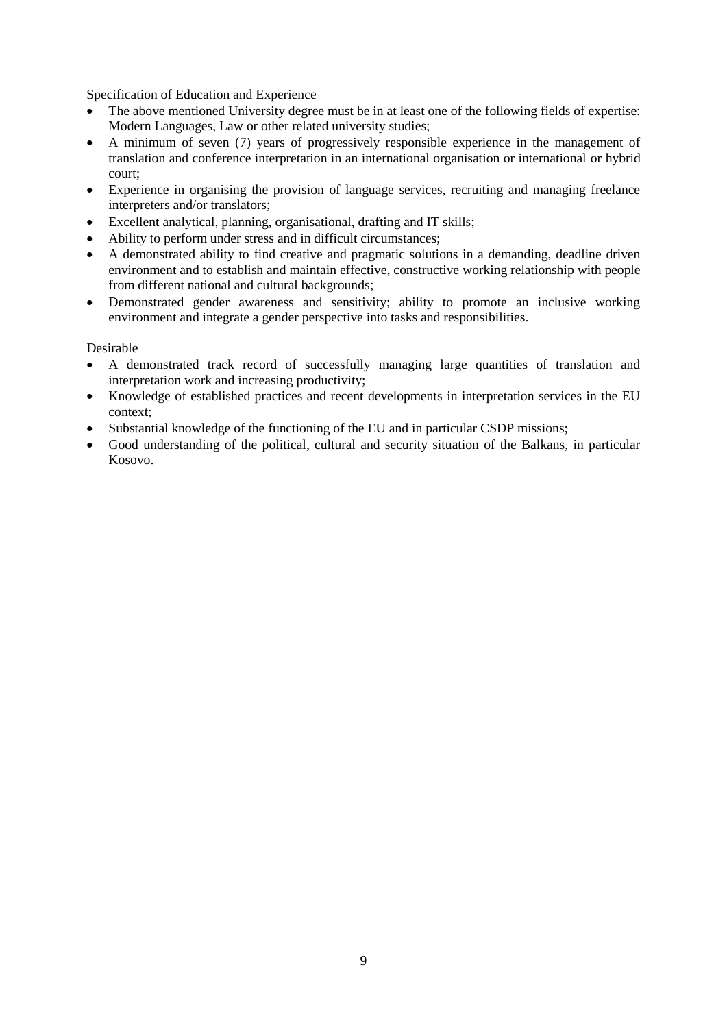Specification of Education and Experience

- The above mentioned University degree must be in at least one of the following fields of expertise: Modern Languages, Law or other related university studies;
- A minimum of seven (7) years of progressively responsible experience in the management of translation and conference interpretation in an international organisation or international or hybrid court;
- Experience in organising the provision of language services, recruiting and managing freelance interpreters and/or translators;
- Excellent analytical, planning, organisational, drafting and IT skills;
- Ability to perform under stress and in difficult circumstances;
- A demonstrated ability to find creative and pragmatic solutions in a demanding, deadline driven environment and to establish and maintain effective, constructive working relationship with people from different national and cultural backgrounds;
- Demonstrated gender awareness and sensitivity; ability to promote an inclusive working environment and integrate a gender perspective into tasks and responsibilities.

Desirable

- A demonstrated track record of successfully managing large quantities of translation and interpretation work and increasing productivity;
- Knowledge of established practices and recent developments in interpretation services in the EU context;
- Substantial knowledge of the functioning of the EU and in particular CSDP missions;
- Good understanding of the political, cultural and security situation of the Balkans, in particular Kosovo.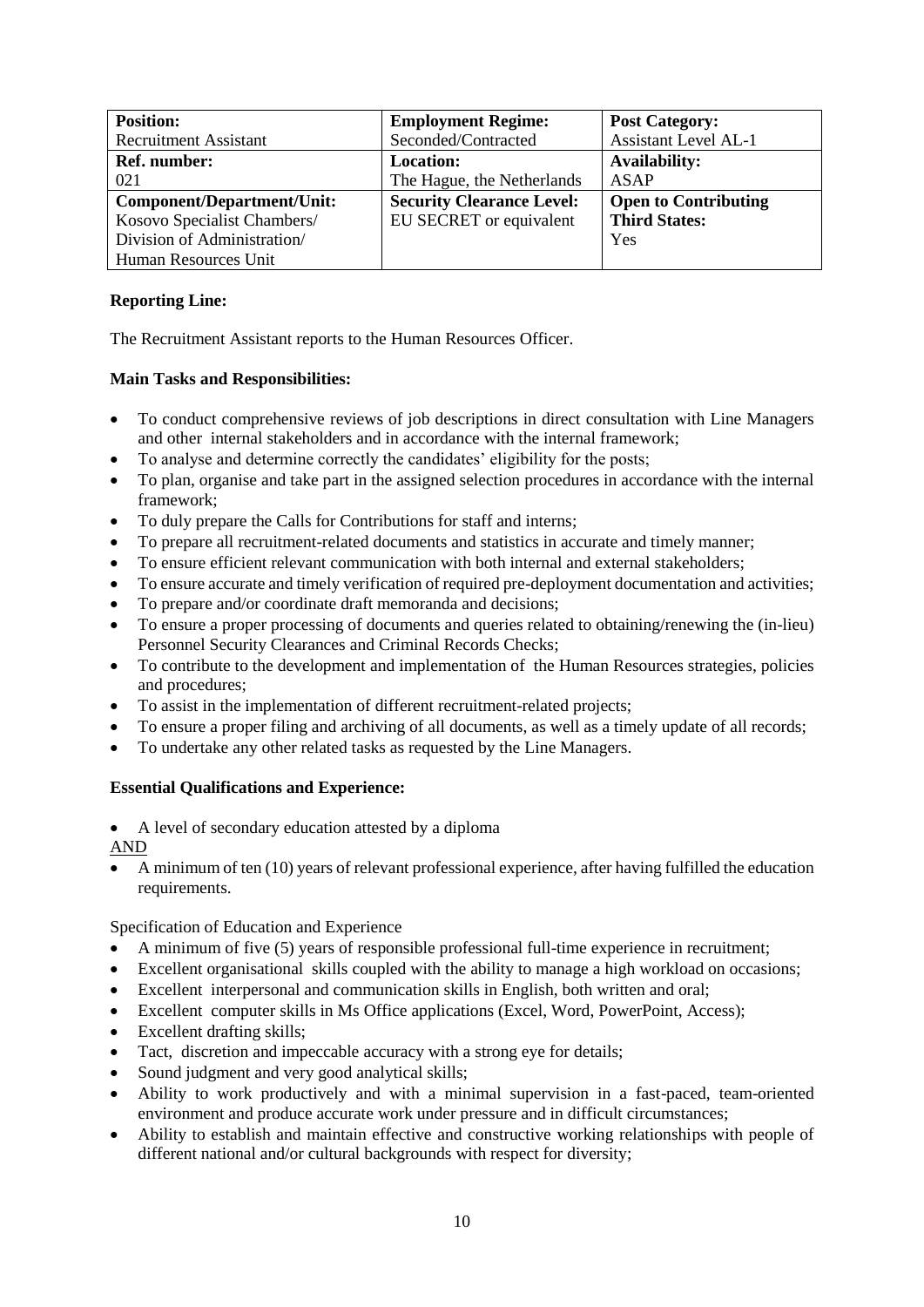| **Position:**<br>Recruitment Assistant | **Employment Regime:**<br>Seconded/Contracted | **Post Category:**<br>Assistant Level AL-1 |
|---|---|---|
| **Ref. number:**<br>021 | **Location:**<br>The Hague, the Netherlands | **Availability:**<br>ASAP |
| **Component/Department/Unit:**<br>Kosovo Specialist Chambers/<br>Division of Administration/<br>Human Resources Unit | **Security Clearance Level:**<br>EU SECRET or equivalent | **Open to Contributing Third States:**<br>Yes |

**Reporting Line:**

The Recruitment Assistant reports to the Human Resources Officer.

**Main Tasks and Responsibilities:**

- To conduct comprehensive reviews of job descriptions in direct consultation with Line Managers and other internal stakeholders and in accordance with the internal framework;
- To analyse and determine correctly the candidates' eligibility for the posts;
- To plan, organise and take part in the assigned selection procedures in accordance with the internal framework;
- To duly prepare the Calls for Contributions for staff and interns;
- To prepare all recruitment-related documents and statistics in accurate and timely manner;
- To ensure efficient relevant communication with both internal and external stakeholders;
- To ensure accurate and timely verification of required pre-deployment documentation and activities;
- To prepare and/or coordinate draft memoranda and decisions;
- To ensure a proper processing of documents and queries related to obtaining/renewing the (in-lieu) Personnel Security Clearances and Criminal Records Checks;
- To contribute to the development and implementation of the Human Resources strategies, policies and procedures;
- To assist in the implementation of different recruitment-related projects;
- To ensure a proper filing and archiving of all documents, as well as a timely update of all records;
- To undertake any other related tasks as requested by the Line Managers.

**Essential Qualifications and Experience:**

- A level of secondary education attested by a diploma

AND

- A minimum of ten (10) years of relevant professional experience, after having fulfilled the education requirements.

Specification of Education and Experience

- A minimum of five (5) years of responsible professional full-time experience in recruitment;
- Excellent organisational skills coupled with the ability to manage a high workload on occasions;
- Excellent interpersonal and communication skills in English, both written and oral;
- Excellent computer skills in Ms Office applications (Excel, Word, PowerPoint, Access);
- Excellent drafting skills;
- Tact, discretion and impeccable accuracy with a strong eye for details;
- Sound judgment and very good analytical skills;
- Ability to work productively and with a minimal supervision in a fast-paced, team-oriented environment and produce accurate work under pressure and in difficult circumstances;
- Ability to establish and maintain effective and constructive working relationships with people of different national and/or cultural backgrounds with respect for diversity;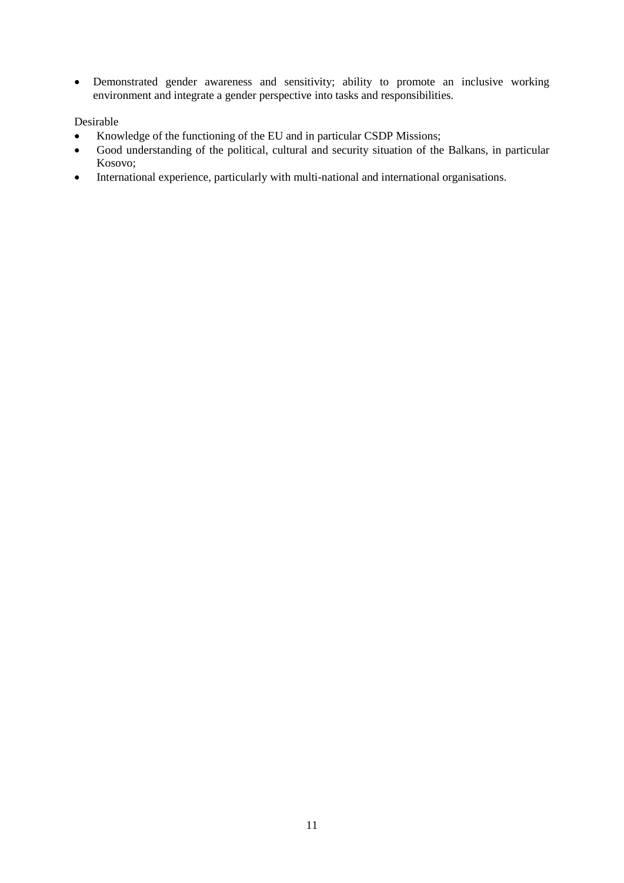- Demonstrated gender awareness and sensitivity; ability to promote an inclusive working environment and integrate a gender perspective into tasks and responsibilities.

Desirable

- Knowledge of the functioning of the EU and in particular CSDP Missions;
- Good understanding of the political, cultural and security situation of the Balkans, in particular Kosovo;
- International experience, particularly with multi-national and international organisations.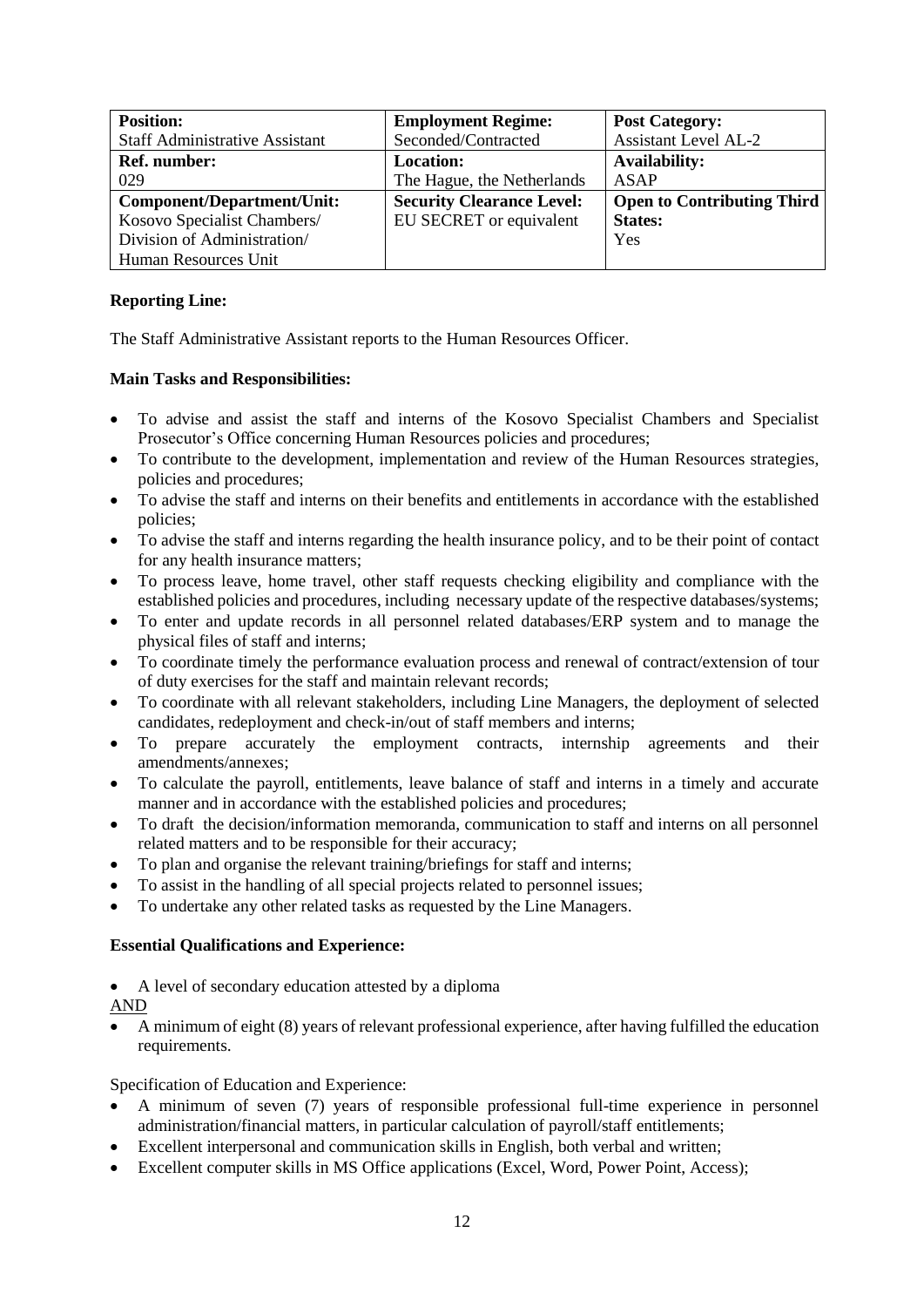| **Position:** Staff Administrative Assistant | **Employment Regime:** Seconded/Contracted | **Post Category:** Assistant Level AL-2 |
|---|---|---|
| **Ref. number:** 029 | **Location:** The Hague, the Netherlands | **Availability:** ASAP |
| **Component/Department/Unit:** Kosovo Specialist Chambers/ Division of Administration/ Human Resources Unit | **Security Clearance Level:** EU SECRET or equivalent | **Open to Contributing Third States:** Yes |

**Reporting Line:**

The Staff Administrative Assistant reports to the Human Resources Officer.

**Main Tasks and Responsibilities:**

- To advise and assist the staff and interns of the Kosovo Specialist Chambers and Specialist Prosecutor's Office concerning Human Resources policies and procedures;
- To contribute to the development, implementation and review of the Human Resources strategies, policies and procedures;
- To advise the staff and interns on their benefits and entitlements in accordance with the established policies;
- To advise the staff and interns regarding the health insurance policy, and to be their point of contact for any health insurance matters;
- To process leave, home travel, other staff requests checking eligibility and compliance with the established policies and procedures, including necessary update of the respective databases/systems;
- To enter and update records in all personnel related databases/ERP system and to manage the physical files of staff and interns;
- To coordinate timely the performance evaluation process and renewal of contract/extension of tour of duty exercises for the staff and maintain relevant records;
- To coordinate with all relevant stakeholders, including Line Managers, the deployment of selected candidates, redeployment and check-in/out of staff members and interns;
- To prepare accurately the employment contracts, internship agreements and their amendments/annexes;
- To calculate the payroll, entitlements, leave balance of staff and interns in a timely and accurate manner and in accordance with the established policies and procedures;
- To draft the decision/information memoranda, communication to staff and interns on all personnel related matters and to be responsible for their accuracy;
- To plan and organise the relevant training/briefings for staff and interns;
- To assist in the handling of all special projects related to personnel issues;
- To undertake any other related tasks as requested by the Line Managers.

**Essential Qualifications and Experience:**

- A level of secondary education attested by a diploma

AND

- A minimum of eight (8) years of relevant professional experience, after having fulfilled the education requirements.

Specification of Education and Experience:

- A minimum of seven (7) years of responsible professional full-time experience in personnel administration/financial matters, in particular calculation of payroll/staff entitlements;
- Excellent interpersonal and communication skills in English, both verbal and written;
- Excellent computer skills in MS Office applications (Excel, Word, Power Point, Access);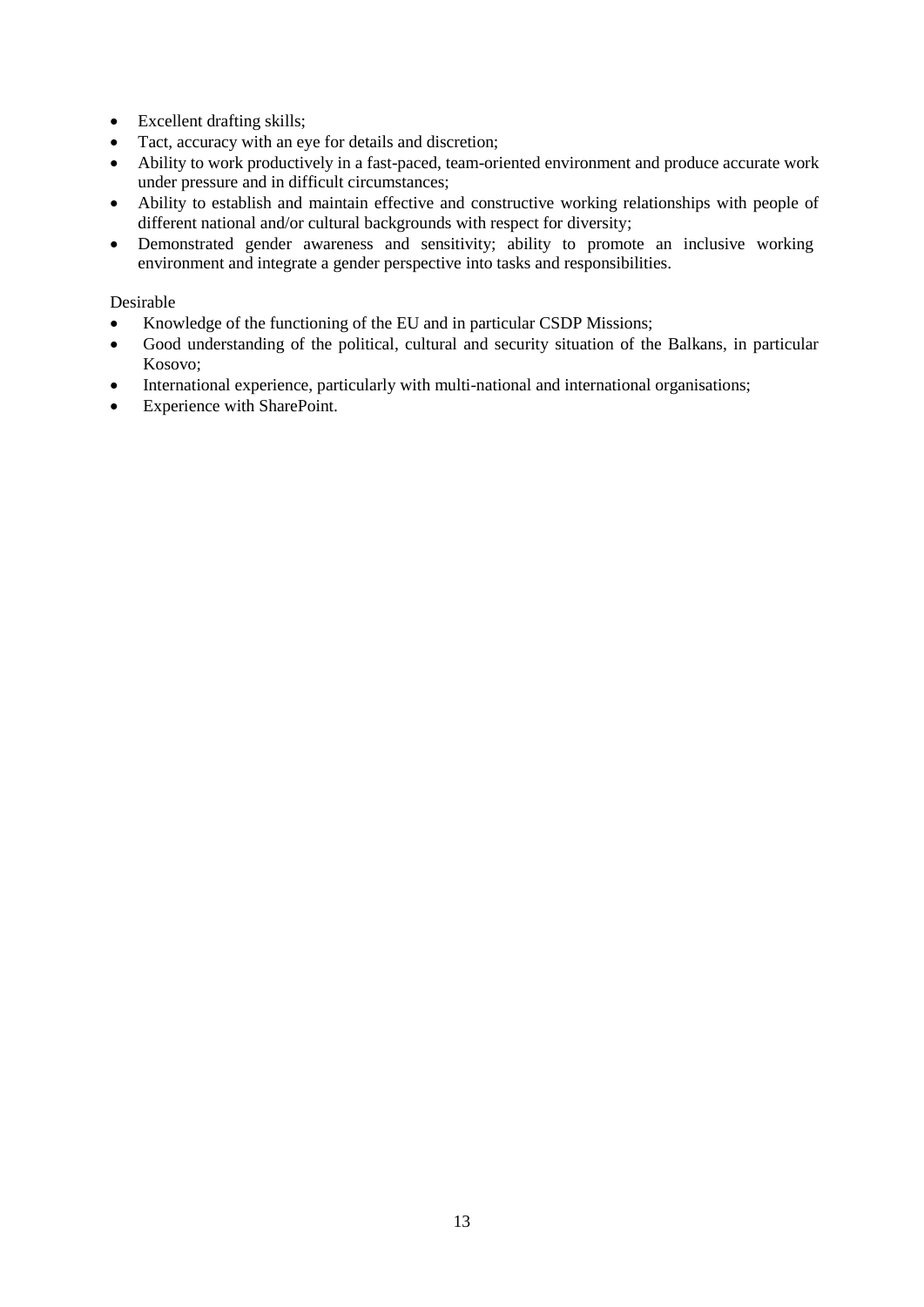- Excellent drafting skills;
- Tact, accuracy with an eye for details and discretion;
- Ability to work productively in a fast-paced, team-oriented environment and produce accurate work under pressure and in difficult circumstances;
- Ability to establish and maintain effective and constructive working relationships with people of different national and/or cultural backgrounds with respect for diversity;
- Demonstrated gender awareness and sensitivity; ability to promote an inclusive working environment and integrate a gender perspective into tasks and responsibilities.

Desirable

- Knowledge of the functioning of the EU and in particular CSDP Missions;
- Good understanding of the political, cultural and security situation of the Balkans, in particular Kosovo;
- International experience, particularly with multi-national and international organisations;
- Experience with SharePoint.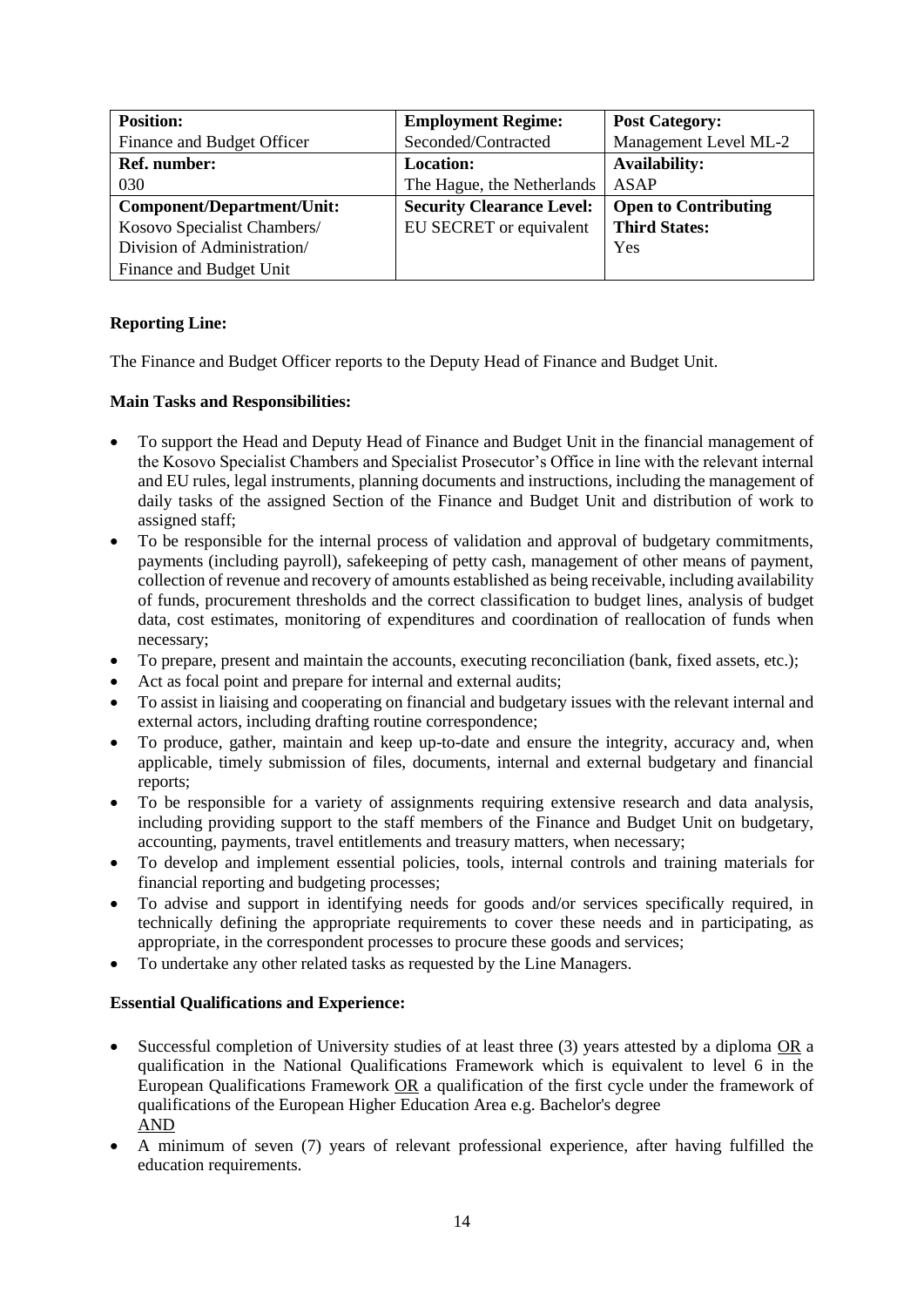| **Position:** | **Employment Regime:** | **Post Category:** |
|---|---|---|
| Finance and Budget Officer | Seconded/Contracted | Management Level ML-2 |
| **Ref. number:** | **Location:** | **Availability:** |
| 030 | The Hague, the Netherlands | ASAP |
| **Component/Department/Unit:** | **Security Clearance Level:** | **Open to Contributing Third States:** |
| Kosovo Specialist Chambers/ Division of Administration/ Finance and Budget Unit | EU SECRET or equivalent | Yes |

**Reporting Line:**

The Finance and Budget Officer reports to the Deputy Head of Finance and Budget Unit.

**Main Tasks and Responsibilities:**

- To support the Head and Deputy Head of Finance and Budget Unit in the financial management of the Kosovo Specialist Chambers and Specialist Prosecutor's Office in line with the relevant internal and EU rules, legal instruments, planning documents and instructions, including the management of daily tasks of the assigned Section of the Finance and Budget Unit and distribution of work to assigned staff;
- To be responsible for the internal process of validation and approval of budgetary commitments, payments (including payroll), safekeeping of petty cash, management of other means of payment, collection of revenue and recovery of amounts established as being receivable, including availability of funds, procurement thresholds and the correct classification to budget lines, analysis of budget data, cost estimates, monitoring of expenditures and coordination of reallocation of funds when necessary;
- To prepare, present and maintain the accounts, executing reconciliation (bank, fixed assets, etc.);
- Act as focal point and prepare for internal and external audits;
- To assist in liaising and cooperating on financial and budgetary issues with the relevant internal and external actors, including drafting routine correspondence;
- To produce, gather, maintain and keep up-to-date and ensure the integrity, accuracy and, when applicable, timely submission of files, documents, internal and external budgetary and financial reports;
- To be responsible for a variety of assignments requiring extensive research and data analysis, including providing support to the staff members of the Finance and Budget Unit on budgetary, accounting, payments, travel entitlements and treasury matters, when necessary;
- To develop and implement essential policies, tools, internal controls and training materials for financial reporting and budgeting processes;
- To advise and support in identifying needs for goods and/or services specifically required, in technically defining the appropriate requirements to cover these needs and in participating, as appropriate, in the correspondent processes to procure these goods and services;
- To undertake any other related tasks as requested by the Line Managers.

**Essential Qualifications and Experience:**

- Successful completion of University studies of at least three (3) years attested by a diploma OR a qualification in the National Qualifications Framework which is equivalent to level 6 in the European Qualifications Framework OR a qualification of the first cycle under the framework of qualifications of the European Higher Education Area e.g. Bachelor's degree
  AND
- A minimum of seven (7) years of relevant professional experience, after having fulfilled the education requirements.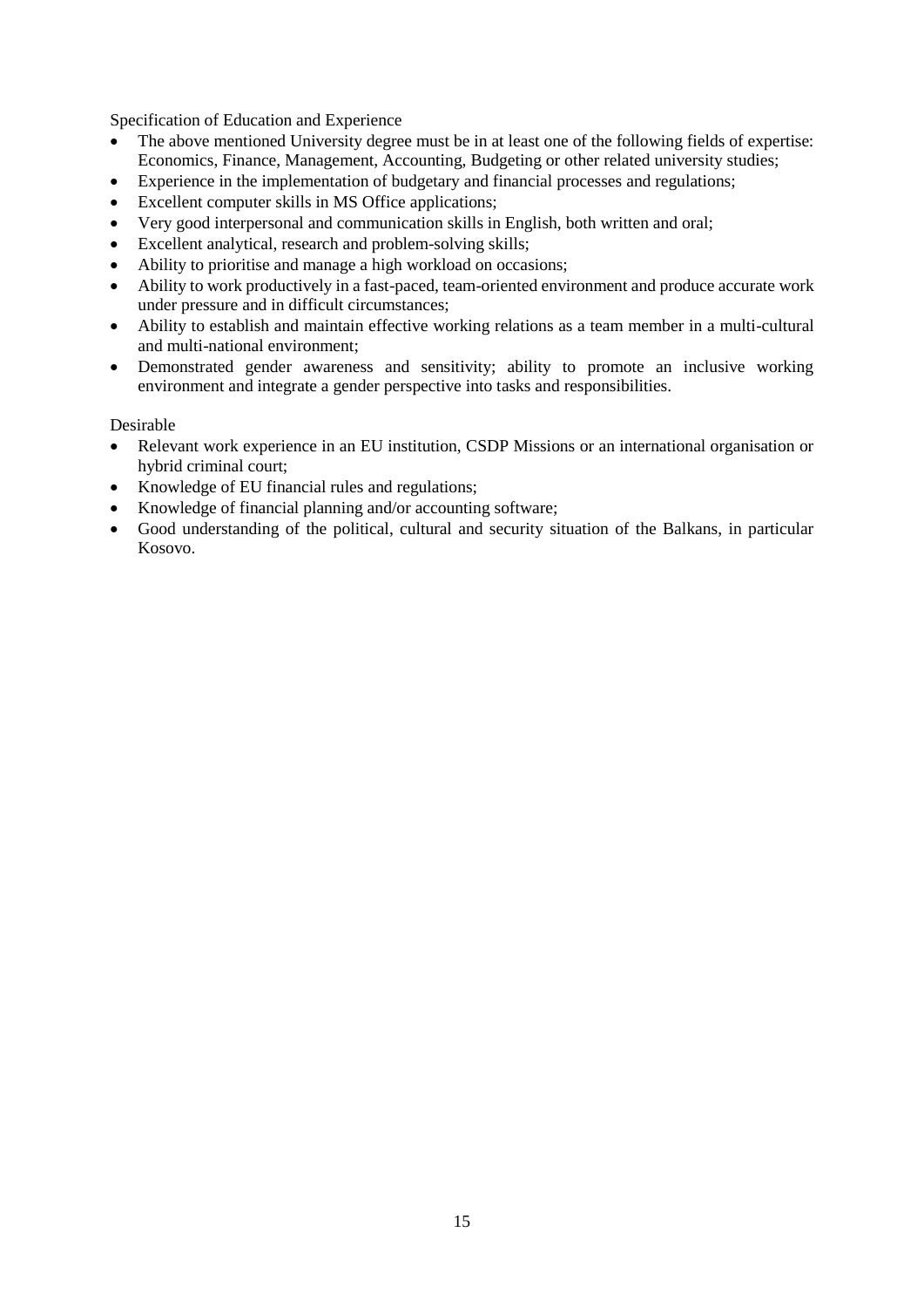Specification of Education and Experience

- The above mentioned University degree must be in at least one of the following fields of expertise: Economics, Finance, Management, Accounting, Budgeting or other related university studies;
- Experience in the implementation of budgetary and financial processes and regulations;
- Excellent computer skills in MS Office applications;
- Very good interpersonal and communication skills in English, both written and oral;
- Excellent analytical, research and problem-solving skills;
- Ability to prioritise and manage a high workload on occasions;
- Ability to work productively in a fast-paced, team-oriented environment and produce accurate work under pressure and in difficult circumstances;
- Ability to establish and maintain effective working relations as a team member in a multi-cultural and multi-national environment;
- Demonstrated gender awareness and sensitivity; ability to promote an inclusive working environment and integrate a gender perspective into tasks and responsibilities.

Desirable

- Relevant work experience in an EU institution, CSDP Missions or an international organisation or hybrid criminal court;
- Knowledge of EU financial rules and regulations;
- Knowledge of financial planning and/or accounting software;
- Good understanding of the political, cultural and security situation of the Balkans, in particular Kosovo.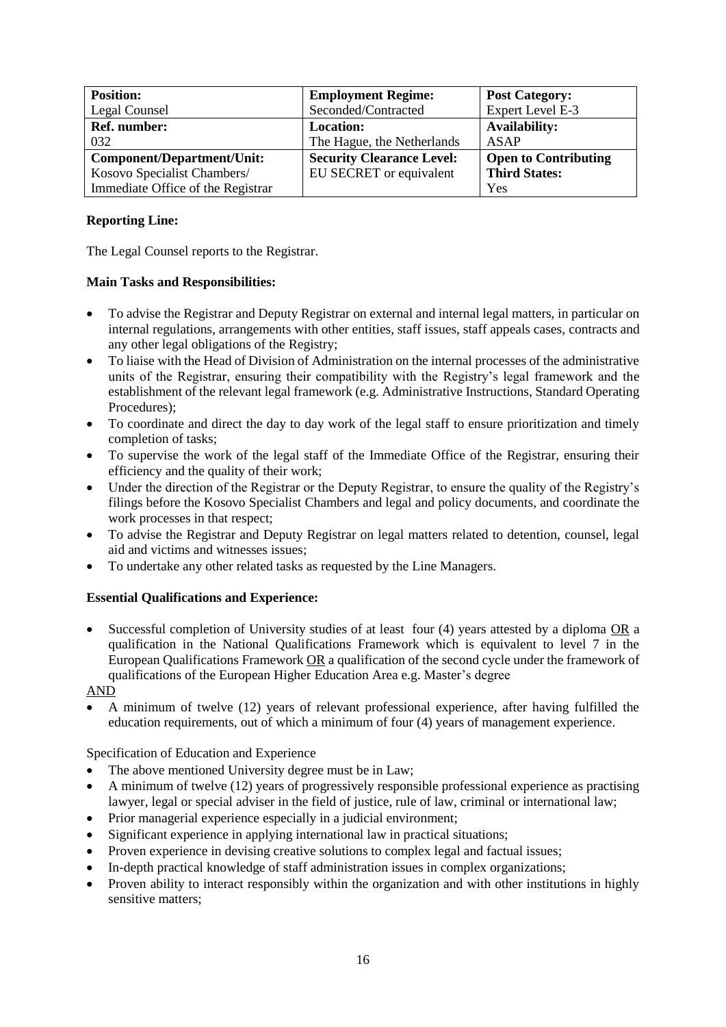| Position: | Employment Regime: | Post Category: |
|---|---|---|
| Legal Counsel | Seconded/Contracted | Expert Level E-3 |
| **Ref. number:** | **Location:** | **Availability:** |
| 032 | The Hague, the Netherlands | ASAP |
| **Component/Department/Unit:** | **Security Clearance Level:** | **Open to Contributing Third States:** |
| Kosovo Specialist Chambers/ Immediate Office of the Registrar | EU SECRET or equivalent | Yes |

**Reporting Line:**

The Legal Counsel reports to the Registrar.

**Main Tasks and Responsibilities:**

- To advise the Registrar and Deputy Registrar on external and internal legal matters, in particular on internal regulations, arrangements with other entities, staff issues, staff appeals cases, contracts and any other legal obligations of the Registry;
- To liaise with the Head of Division of Administration on the internal processes of the administrative units of the Registrar, ensuring their compatibility with the Registry's legal framework and the establishment of the relevant legal framework (e.g. Administrative Instructions, Standard Operating Procedures);
- To coordinate and direct the day to day work of the legal staff to ensure prioritization and timely completion of tasks;
- To supervise the work of the legal staff of the Immediate Office of the Registrar, ensuring their efficiency and the quality of their work;
- Under the direction of the Registrar or the Deputy Registrar, to ensure the quality of the Registry's filings before the Kosovo Specialist Chambers and legal and policy documents, and coordinate the work processes in that respect;
- To advise the Registrar and Deputy Registrar on legal matters related to detention, counsel, legal aid and victims and witnesses issues;
- To undertake any other related tasks as requested by the Line Managers.

**Essential Qualifications and Experience:**

- Successful completion of University studies of at least four (4) years attested by a diploma OR a qualification in the National Qualifications Framework which is equivalent to level 7 in the European Qualifications Framework OR a qualification of the second cycle under the framework of qualifications of the European Higher Education Area e.g. Master's degree

AND

- A minimum of twelve (12) years of relevant professional experience, after having fulfilled the education requirements, out of which a minimum of four (4) years of management experience.

Specification of Education and Experience

- The above mentioned University degree must be in Law;
- A minimum of twelve (12) years of progressively responsible professional experience as practising lawyer, legal or special adviser in the field of justice, rule of law, criminal or international law;
- Prior managerial experience especially in a judicial environment;
- Significant experience in applying international law in practical situations;
- Proven experience in devising creative solutions to complex legal and factual issues;
- In-depth practical knowledge of staff administration issues in complex organizations;
- Proven ability to interact responsibly within the organization and with other institutions in highly sensitive matters;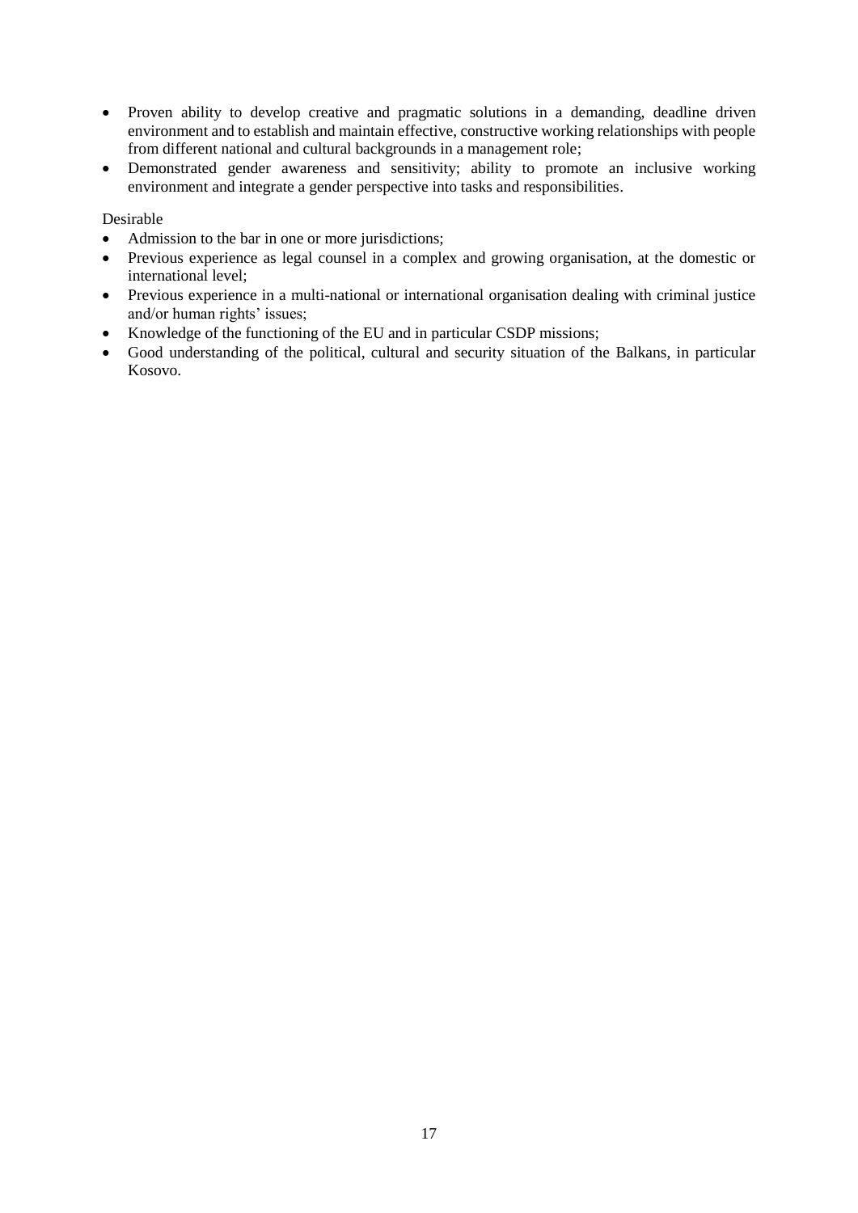- Proven ability to develop creative and pragmatic solutions in a demanding, deadline driven environment and to establish and maintain effective, constructive working relationships with people from different national and cultural backgrounds in a management role;
- Demonstrated gender awareness and sensitivity; ability to promote an inclusive working environment and integrate a gender perspective into tasks and responsibilities.

Desirable

- Admission to the bar in one or more jurisdictions;
- Previous experience as legal counsel in a complex and growing organisation, at the domestic or international level;
- Previous experience in a multi-national or international organisation dealing with criminal justice and/or human rights' issues;
- Knowledge of the functioning of the EU and in particular CSDP missions;
- Good understanding of the political, cultural and security situation of the Balkans, in particular Kosovo.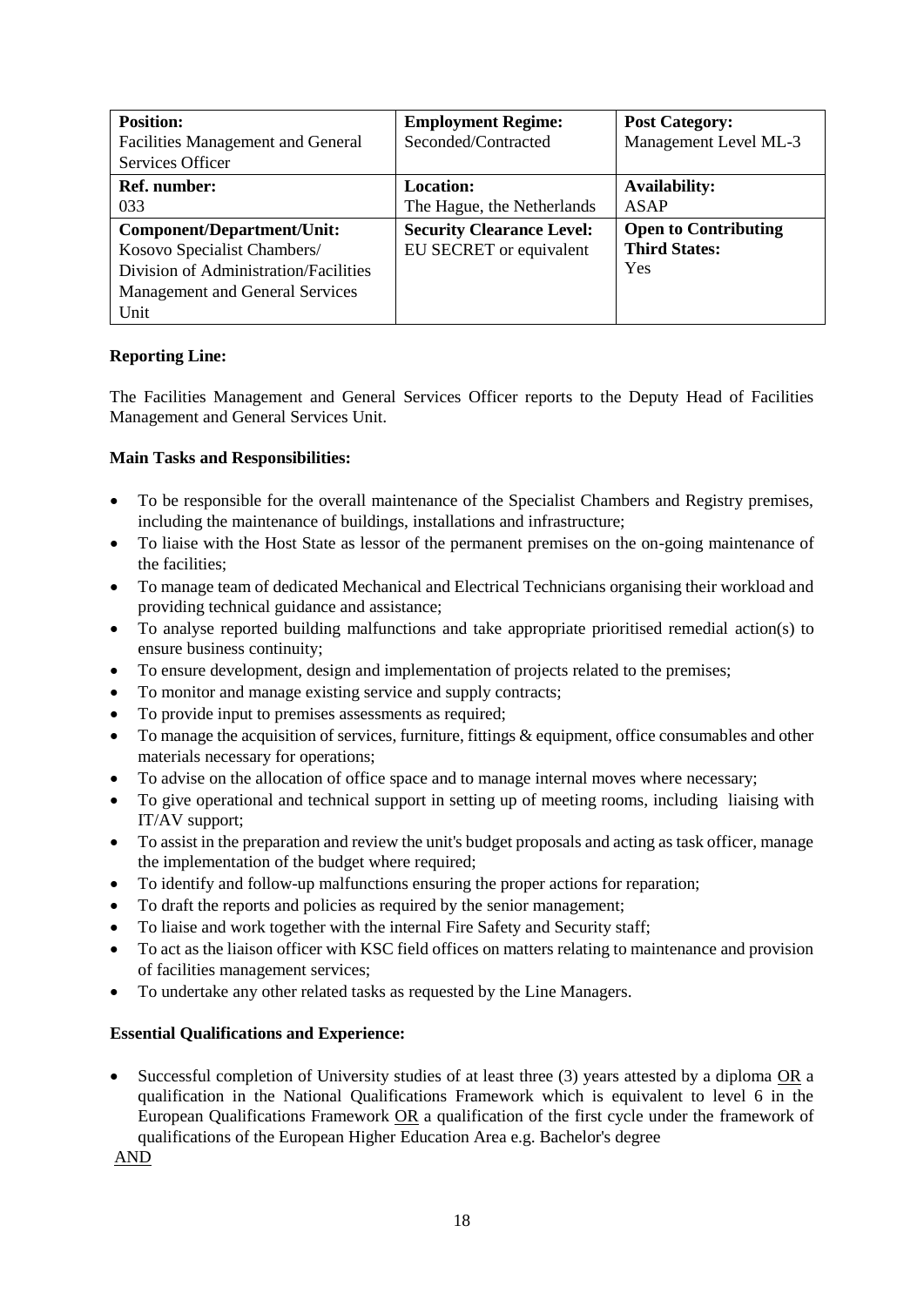| **Position:**<br>Facilities Management and General Services Officer | **Employment Regime:**<br>Seconded/Contracted | **Post Category:**<br>Management Level ML-3 |
|---|---|---|
| **Ref. number:**<br>033 | **Location:**<br>The Hague, the Netherlands | **Availability:**<br>ASAP |
| **Component/Department/Unit:**<br>Kosovo Specialist Chambers/ Division of Administration/Facilities Management and General Services Unit | **Security Clearance Level:**<br>EU SECRET or equivalent | **Open to Contributing Third States:**<br>Yes |

**Reporting Line:**

The Facilities Management and General Services Officer reports to the Deputy Head of Facilities Management and General Services Unit.

**Main Tasks and Responsibilities:**

- To be responsible for the overall maintenance of the Specialist Chambers and Registry premises, including the maintenance of buildings, installations and infrastructure;
- To liaise with the Host State as lessor of the permanent premises on the on-going maintenance of the facilities;
- To manage team of dedicated Mechanical and Electrical Technicians organising their workload and providing technical guidance and assistance;
- To analyse reported building malfunctions and take appropriate prioritised remedial action(s) to ensure business continuity;
- To ensure development, design and implementation of projects related to the premises;
- To monitor and manage existing service and supply contracts;
- To provide input to premises assessments as required;
- To manage the acquisition of services, furniture, fittings & equipment, office consumables and other materials necessary for operations;
- To advise on the allocation of office space and to manage internal moves where necessary;
- To give operational and technical support in setting up of meeting rooms, including liaising with IT/AV support;
- To assist in the preparation and review the unit's budget proposals and acting as task officer, manage the implementation of the budget where required;
- To identify and follow-up malfunctions ensuring the proper actions for reparation;
- To draft the reports and policies as required by the senior management;
- To liaise and work together with the internal Fire Safety and Security staff;
- To act as the liaison officer with KSC field offices on matters relating to maintenance and provision of facilities management services;
- To undertake any other related tasks as requested by the Line Managers.

**Essential Qualifications and Experience:**

- Successful completion of University studies of at least three (3) years attested by a diploma OR a qualification in the National Qualifications Framework which is equivalent to level 6 in the European Qualifications Framework OR a qualification of the first cycle under the framework of qualifications of the European Higher Education Area e.g. Bachelor's degree

AND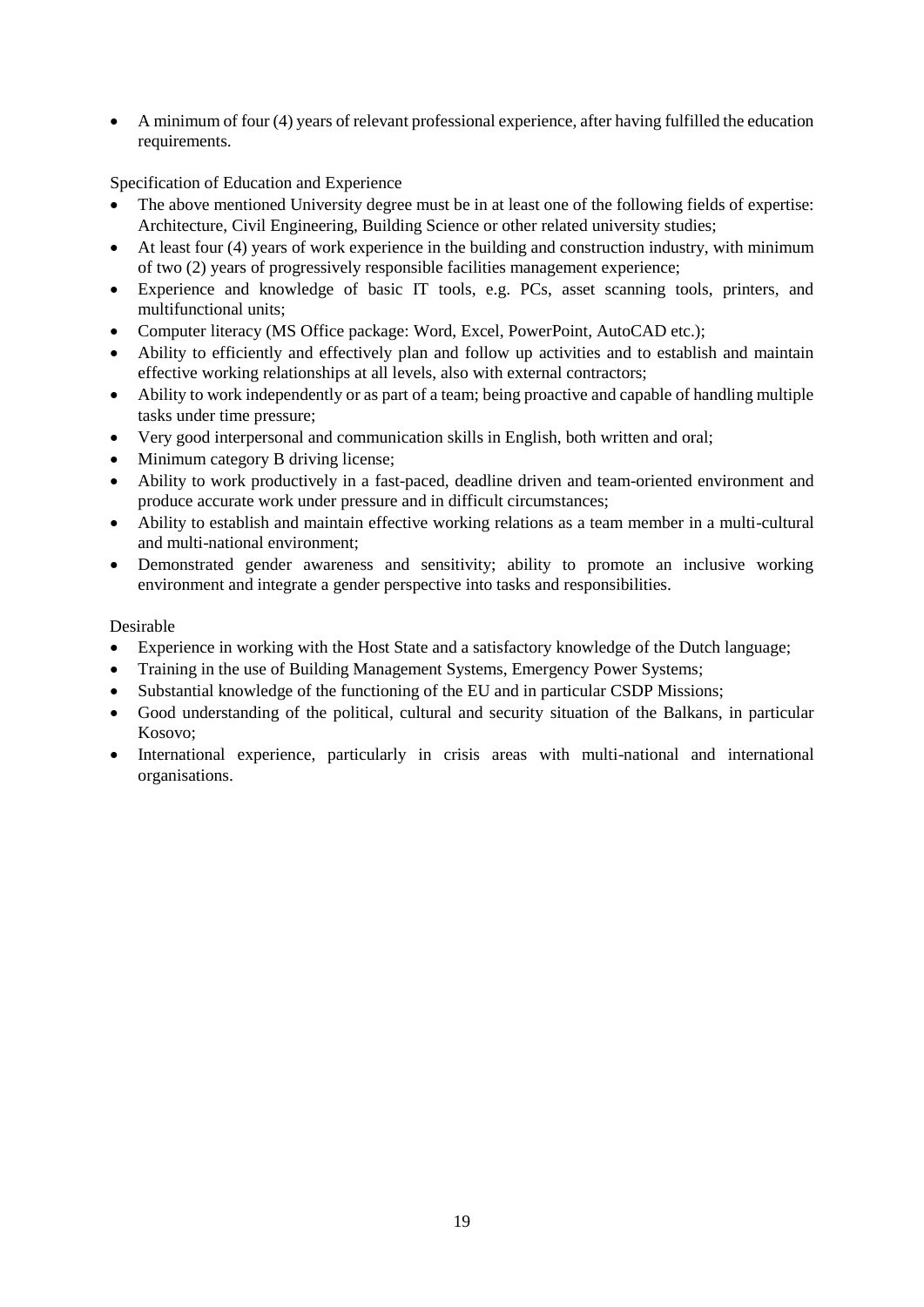- A minimum of four (4) years of relevant professional experience, after having fulfilled the education requirements.

Specification of Education and Experience

- The above mentioned University degree must be in at least one of the following fields of expertise: Architecture, Civil Engineering, Building Science or other related university studies;
- At least four (4) years of work experience in the building and construction industry, with minimum of two (2) years of progressively responsible facilities management experience;
- Experience and knowledge of basic IT tools, e.g. PCs, asset scanning tools, printers, and multifunctional units;
- Computer literacy (MS Office package: Word, Excel, PowerPoint, AutoCAD etc.);
- Ability to efficiently and effectively plan and follow up activities and to establish and maintain effective working relationships at all levels, also with external contractors;
- Ability to work independently or as part of a team; being proactive and capable of handling multiple tasks under time pressure;
- Very good interpersonal and communication skills in English, both written and oral;
- Minimum category B driving license;
- Ability to work productively in a fast-paced, deadline driven and team-oriented environment and produce accurate work under pressure and in difficult circumstances;
- Ability to establish and maintain effective working relations as a team member in a multi-cultural and multi-national environment;
- Demonstrated gender awareness and sensitivity; ability to promote an inclusive working environment and integrate a gender perspective into tasks and responsibilities.

Desirable

- Experience in working with the Host State and a satisfactory knowledge of the Dutch language;
- Training in the use of Building Management Systems, Emergency Power Systems;
- Substantial knowledge of the functioning of the EU and in particular CSDP Missions;
- Good understanding of the political, cultural and security situation of the Balkans, in particular Kosovo;
- International experience, particularly in crisis areas with multi-national and international organisations.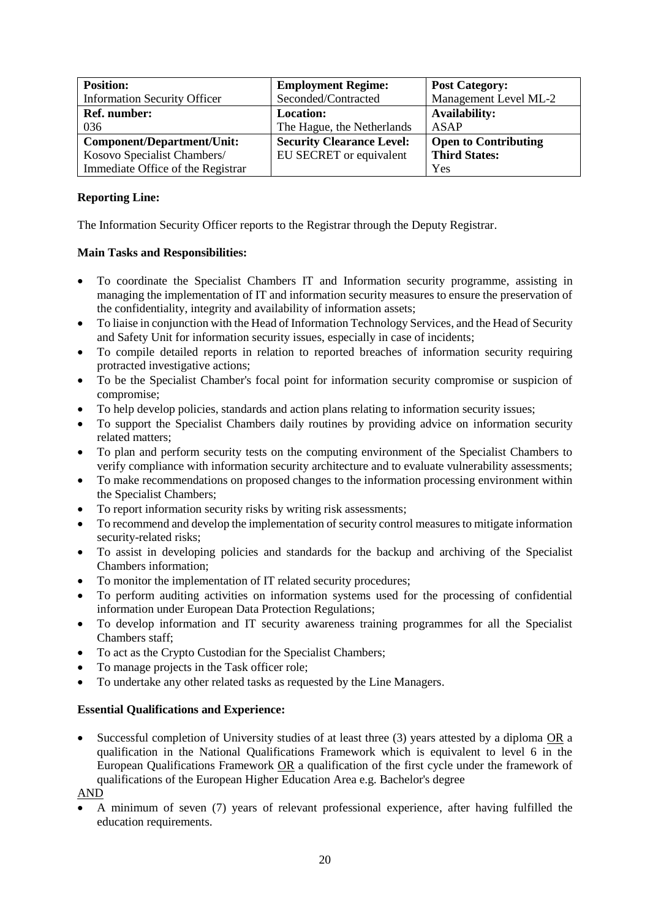| **Position:** Information Security Officer | **Employment Regime:** Seconded/Contracted | **Post Category:** Management Level ML-2 |
| --- | --- | --- |
| **Ref. number:** 036 | **Location:** The Hague, the Netherlands | **Availability:** ASAP |
| **Component/Department/Unit:** Kosovo Specialist Chambers/ Immediate Office of the Registrar | **Security Clearance Level:** EU SECRET or equivalent | **Open to Contributing Third States:** Yes |

**Reporting Line:**

The Information Security Officer reports to the Registrar through the Deputy Registrar.

**Main Tasks and Responsibilities:**

- To coordinate the Specialist Chambers IT and Information security programme, assisting in managing the implementation of IT and information security measures to ensure the preservation of the confidentiality, integrity and availability of information assets;
- To liaise in conjunction with the Head of Information Technology Services, and the Head of Security and Safety Unit for information security issues, especially in case of incidents;
- To compile detailed reports in relation to reported breaches of information security requiring protracted investigative actions;
- To be the Specialist Chamber's focal point for information security compromise or suspicion of compromise;
- To help develop policies, standards and action plans relating to information security issues;
- To support the Specialist Chambers daily routines by providing advice on information security related matters;
- To plan and perform security tests on the computing environment of the Specialist Chambers to verify compliance with information security architecture and to evaluate vulnerability assessments;
- To make recommendations on proposed changes to the information processing environment within the Specialist Chambers;
- To report information security risks by writing risk assessments;
- To recommend and develop the implementation of security control measures to mitigate information security-related risks;
- To assist in developing policies and standards for the backup and archiving of the Specialist Chambers information;
- To monitor the implementation of IT related security procedures;
- To perform auditing activities on information systems used for the processing of confidential information under European Data Protection Regulations;
- To develop information and IT security awareness training programmes for all the Specialist Chambers staff;
- To act as the Crypto Custodian for the Specialist Chambers;
- To manage projects in the Task officer role;
- To undertake any other related tasks as requested by the Line Managers.

**Essential Qualifications and Experience:**

- Successful completion of University studies of at least three (3) years attested by a diploma OR a qualification in the National Qualifications Framework which is equivalent to level 6 in the European Qualifications Framework OR a qualification of the first cycle under the framework of qualifications of the European Higher Education Area e.g. Bachelor's degree

AND

- A minimum of seven (7) years of relevant professional experience, after having fulfilled the education requirements.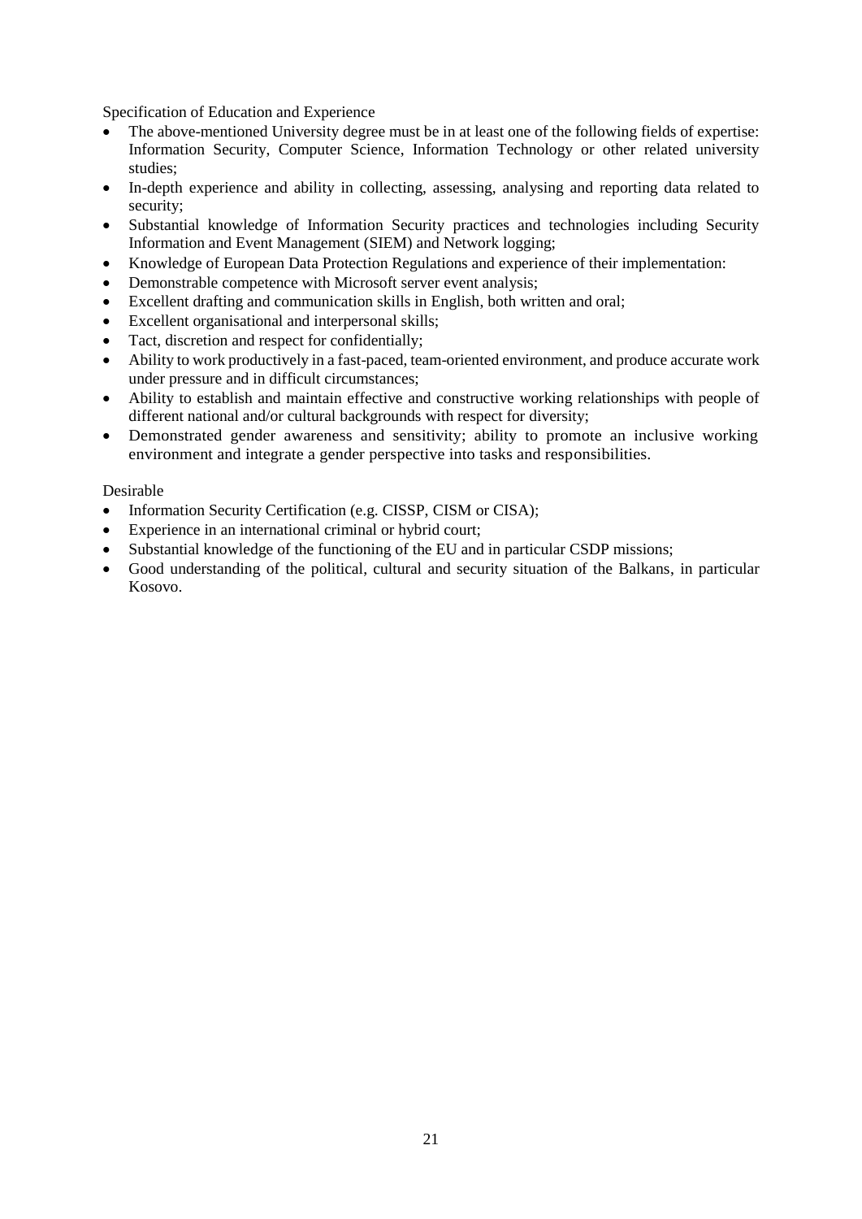Specification of Education and Experience

- The above-mentioned University degree must be in at least one of the following fields of expertise: Information Security, Computer Science, Information Technology or other related university studies;
- In-depth experience and ability in collecting, assessing, analysing and reporting data related to security;
- Substantial knowledge of Information Security practices and technologies including Security Information and Event Management (SIEM) and Network logging;
- Knowledge of European Data Protection Regulations and experience of their implementation:
- Demonstrable competence with Microsoft server event analysis;
- Excellent drafting and communication skills in English, both written and oral;
- Excellent organisational and interpersonal skills;
- Tact, discretion and respect for confidentially;
- Ability to work productively in a fast-paced, team-oriented environment, and produce accurate work under pressure and in difficult circumstances;
- Ability to establish and maintain effective and constructive working relationships with people of different national and/or cultural backgrounds with respect for diversity;
- Demonstrated gender awareness and sensitivity; ability to promote an inclusive working environment and integrate a gender perspective into tasks and responsibilities.

Desirable

- Information Security Certification (e.g. CISSP, CISM or CISA);
- Experience in an international criminal or hybrid court;
- Substantial knowledge of the functioning of the EU and in particular CSDP missions;
- Good understanding of the political, cultural and security situation of the Balkans, in particular Kosovo.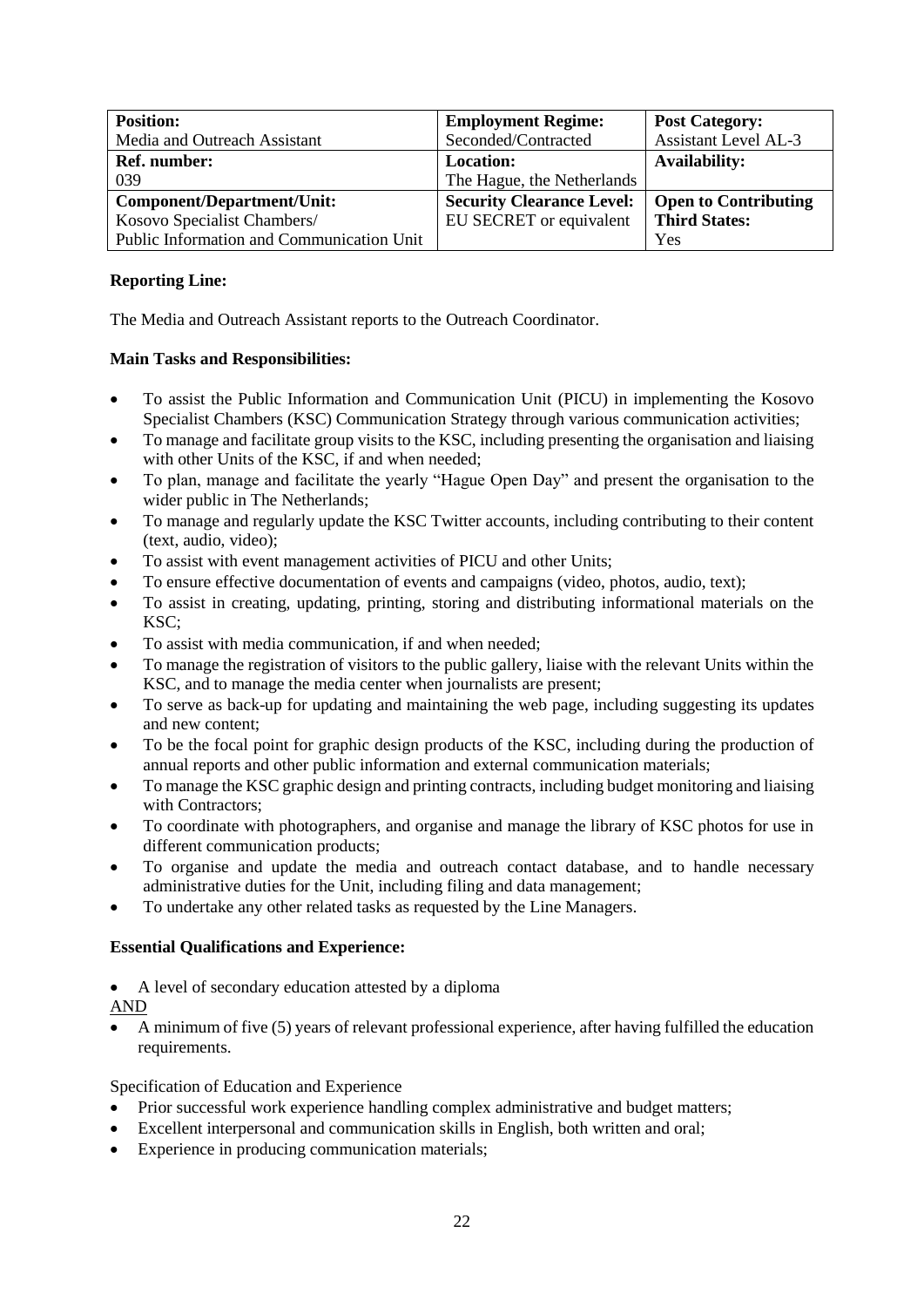| **Position:** Media and Outreach Assistant | **Employment Regime:** Seconded/Contracted | **Post Category:** Assistant Level AL-3 |
|---|---|---|
| **Ref. number:** 039 | **Location:** The Hague, the Netherlands | **Availability:** |
| **Component/Department/Unit:** Kosovo Specialist Chambers/ Public Information and Communication Unit | **Security Clearance Level:** EU SECRET or equivalent | **Open to Contributing Third States:** Yes |

**Reporting Line:**

The Media and Outreach Assistant reports to the Outreach Coordinator.

**Main Tasks and Responsibilities:**

- To assist the Public Information and Communication Unit (PICU) in implementing the Kosovo Specialist Chambers (KSC) Communication Strategy through various communication activities;
- To manage and facilitate group visits to the KSC, including presenting the organisation and liaising with other Units of the KSC, if and when needed;
- To plan, manage and facilitate the yearly "Hague Open Day" and present the organisation to the wider public in The Netherlands;
- To manage and regularly update the KSC Twitter accounts, including contributing to their content (text, audio, video);
- To assist with event management activities of PICU and other Units;
- To ensure effective documentation of events and campaigns (video, photos, audio, text);
- To assist in creating, updating, printing, storing and distributing informational materials on the KSC;
- To assist with media communication, if and when needed;
- To manage the registration of visitors to the public gallery, liaise with the relevant Units within the KSC, and to manage the media center when journalists are present;
- To serve as back-up for updating and maintaining the web page, including suggesting its updates and new content;
- To be the focal point for graphic design products of the KSC, including during the production of annual reports and other public information and external communication materials;
- To manage the KSC graphic design and printing contracts, including budget monitoring and liaising with Contractors;
- To coordinate with photographers, and organise and manage the library of KSC photos for use in different communication products;
- To organise and update the media and outreach contact database, and to handle necessary administrative duties for the Unit, including filing and data management;
- To undertake any other related tasks as requested by the Line Managers.

**Essential Qualifications and Experience:**

- A level of secondary education attested by a diploma

AND

- A minimum of five (5) years of relevant professional experience, after having fulfilled the education requirements.

Specification of Education and Experience

- Prior successful work experience handling complex administrative and budget matters;
- Excellent interpersonal and communication skills in English, both written and oral;
- Experience in producing communication materials;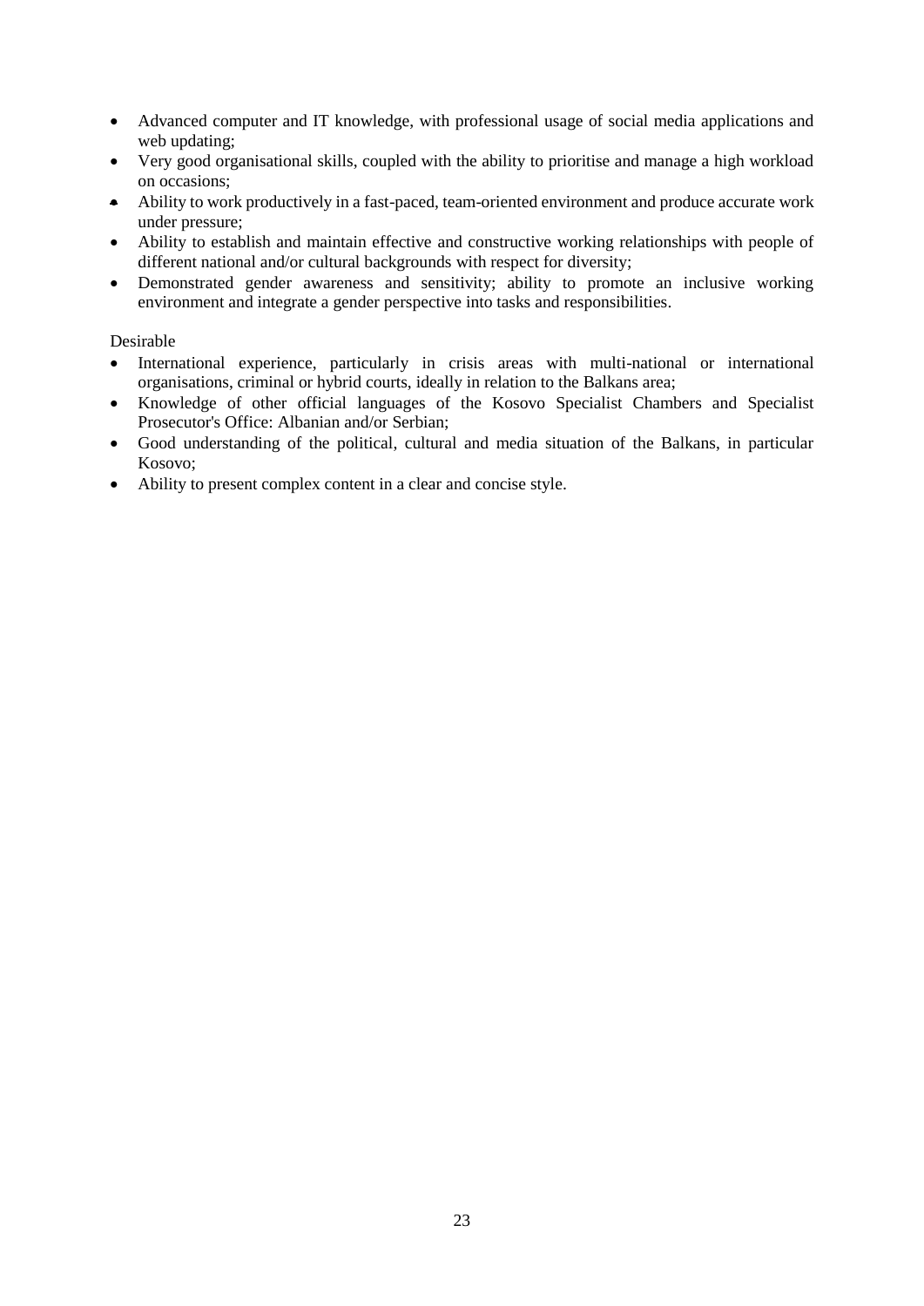- Advanced computer and IT knowledge, with professional usage of social media applications and web updating;
- Very good organisational skills, coupled with the ability to prioritise and manage a high workload on occasions;
- Ability to work productively in a fast-paced, team-oriented environment and produce accurate work under pressure;
- Ability to establish and maintain effective and constructive working relationships with people of different national and/or cultural backgrounds with respect for diversity;
- Demonstrated gender awareness and sensitivity; ability to promote an inclusive working environment and integrate a gender perspective into tasks and responsibilities.

Desirable

- International experience, particularly in crisis areas with multi-national or international organisations, criminal or hybrid courts, ideally in relation to the Balkans area;
- Knowledge of other official languages of the Kosovo Specialist Chambers and Specialist Prosecutor's Office: Albanian and/or Serbian;
- Good understanding of the political, cultural and media situation of the Balkans, in particular Kosovo;
- Ability to present complex content in a clear and concise style.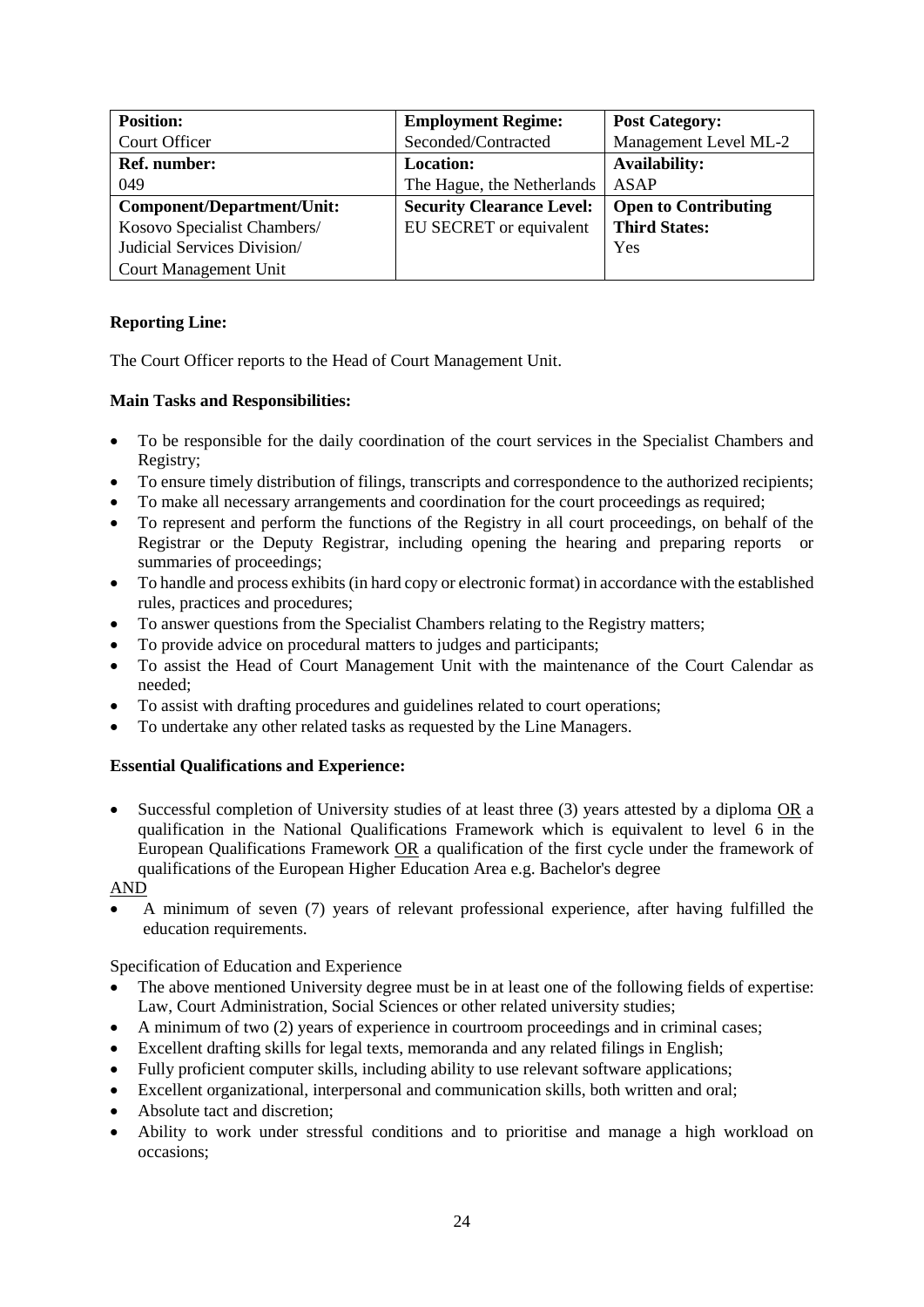| **Position:** | **Employment Regime:** | **Post Category:** |
| --- | --- | --- |
| Court Officer | Seconded/Contracted | Management Level ML-2 |
| **Ref. number:** | **Location:** | **Availability:** |
| 049 | The Hague, the Netherlands | ASAP |
| **Component/Department/Unit:** | **Security Clearance Level:** | **Open to Contributing Third States:** |
| Kosovo Specialist Chambers/ Judicial Services Division/ Court Management Unit | EU SECRET or equivalent | Yes |

**Reporting Line:**

The Court Officer reports to the Head of Court Management Unit.

**Main Tasks and Responsibilities:**

- To be responsible for the daily coordination of the court services in the Specialist Chambers and Registry;
- To ensure timely distribution of filings, transcripts and correspondence to the authorized recipients;
- To make all necessary arrangements and coordination for the court proceedings as required;
- To represent and perform the functions of the Registry in all court proceedings, on behalf of the Registrar or the Deputy Registrar, including opening the hearing and preparing reports or summaries of proceedings;
- To handle and process exhibits (in hard copy or electronic format) in accordance with the established rules, practices and procedures;
- To answer questions from the Specialist Chambers relating to the Registry matters;
- To provide advice on procedural matters to judges and participants;
- To assist the Head of Court Management Unit with the maintenance of the Court Calendar as needed;
- To assist with drafting procedures and guidelines related to court operations;
- To undertake any other related tasks as requested by the Line Managers.

**Essential Qualifications and Experience:**

- Successful completion of University studies of at least three (3) years attested by a diploma <u>OR</u> a qualification in the National Qualifications Framework which is equivalent to level 6 in the European Qualifications Framework <u>OR</u> a qualification of the first cycle under the framework of qualifications of the European Higher Education Area e.g. Bachelor's degree

<u>AND</u>

- A minimum of seven (7) years of relevant professional experience, after having fulfilled the education requirements.

Specification of Education and Experience

- The above mentioned University degree must be in at least one of the following fields of expertise: Law, Court Administration, Social Sciences or other related university studies;
- A minimum of two (2) years of experience in courtroom proceedings and in criminal cases;
- Excellent drafting skills for legal texts, memoranda and any related filings in English;
- Fully proficient computer skills, including ability to use relevant software applications;
- Excellent organizational, interpersonal and communication skills, both written and oral;
- Absolute tact and discretion;
- Ability to work under stressful conditions and to prioritise and manage a high workload on occasions;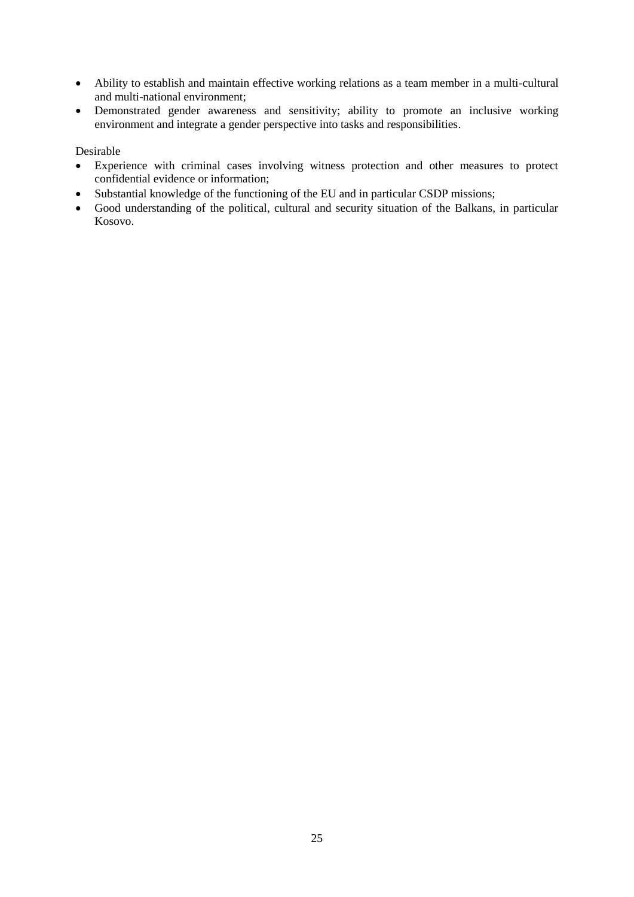- Ability to establish and maintain effective working relations as a team member in a multi-cultural and multi-national environment;
- Demonstrated gender awareness and sensitivity; ability to promote an inclusive working environment and integrate a gender perspective into tasks and responsibilities.

Desirable

- Experience with criminal cases involving witness protection and other measures to protect confidential evidence or information;
- Substantial knowledge of the functioning of the EU and in particular CSDP missions;
- Good understanding of the political, cultural and security situation of the Balkans, in particular Kosovo.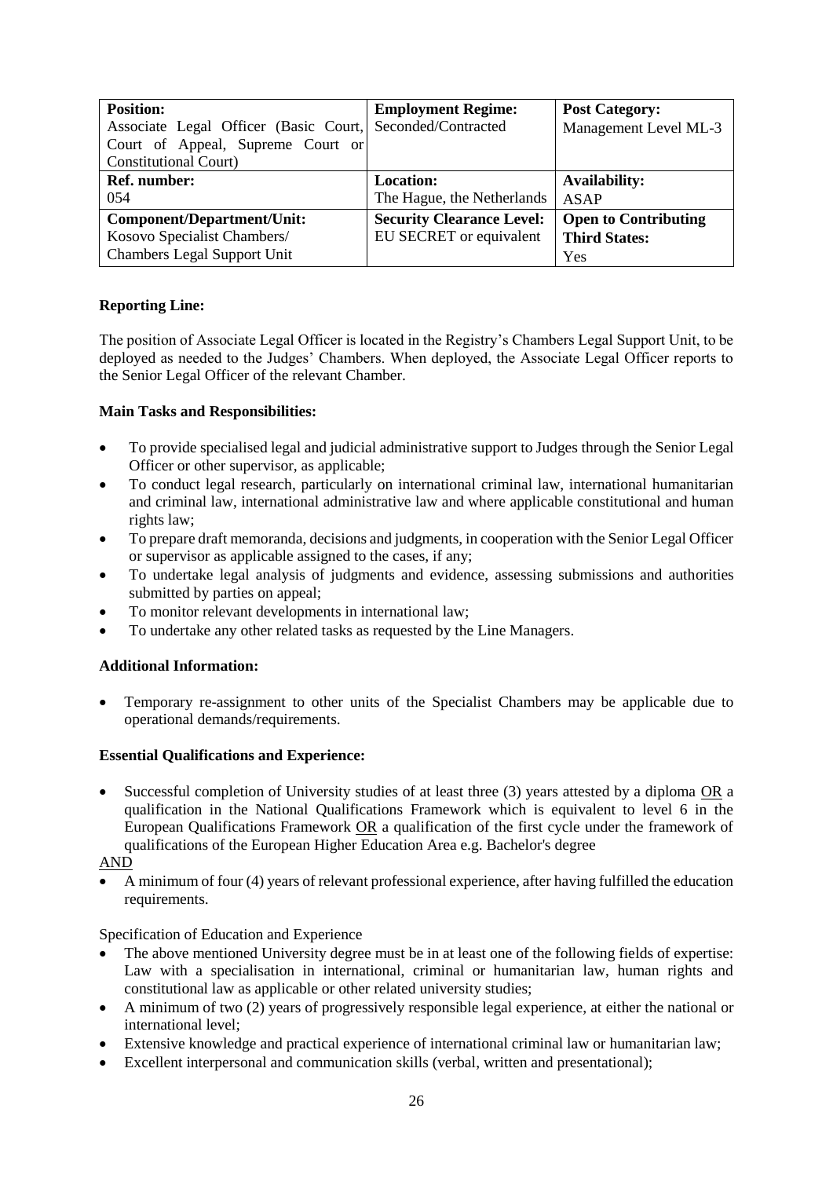| **Position:** Associate Legal Officer (Basic Court, Court of Appeal, Supreme Court or Constitutional Court) | **Employment Regime:** Seconded/Contracted | **Post Category:** Management Level ML-3 |
| --- | --- | --- |
| **Ref. number:** 054 | **Location:** The Hague, the Netherlands | **Availability:** ASAP |
| **Component/Department/Unit:** Kosovo Specialist Chambers/ Chambers Legal Support Unit | **Security Clearance Level:** EU SECRET or equivalent | **Open to Contributing Third States:** Yes |

**Reporting Line:**

The position of Associate Legal Officer is located in the Registry's Chambers Legal Support Unit, to be deployed as needed to the Judges' Chambers. When deployed, the Associate Legal Officer reports to the Senior Legal Officer of the relevant Chamber.

**Main Tasks and Responsibilities:**

- To provide specialised legal and judicial administrative support to Judges through the Senior Legal Officer or other supervisor, as applicable;
- To conduct legal research, particularly on international criminal law, international humanitarian and criminal law, international administrative law and where applicable constitutional and human rights law;
- To prepare draft memoranda, decisions and judgments, in cooperation with the Senior Legal Officer or supervisor as applicable assigned to the cases, if any;
- To undertake legal analysis of judgments and evidence, assessing submissions and authorities submitted by parties on appeal;
- To monitor relevant developments in international law;
- To undertake any other related tasks as requested by the Line Managers.

**Additional Information:**

- Temporary re-assignment to other units of the Specialist Chambers may be applicable due to operational demands/requirements.

**Essential Qualifications and Experience:**

- Successful completion of University studies of at least three (3) years attested by a diploma <u>OR</u> a qualification in the National Qualifications Framework which is equivalent to level 6 in the European Qualifications Framework <u>OR</u> a qualification of the first cycle under the framework of qualifications of the European Higher Education Area e.g. Bachelor's degree

<u>AND</u>

- A minimum of four (4) years of relevant professional experience, after having fulfilled the education requirements.

Specification of Education and Experience

- The above mentioned University degree must be in at least one of the following fields of expertise: Law with a specialisation in international, criminal or humanitarian law, human rights and constitutional law as applicable or other related university studies;
- A minimum of two (2) years of progressively responsible legal experience, at either the national or international level;
- Extensive knowledge and practical experience of international criminal law or humanitarian law;
- Excellent interpersonal and communication skills (verbal, written and presentational);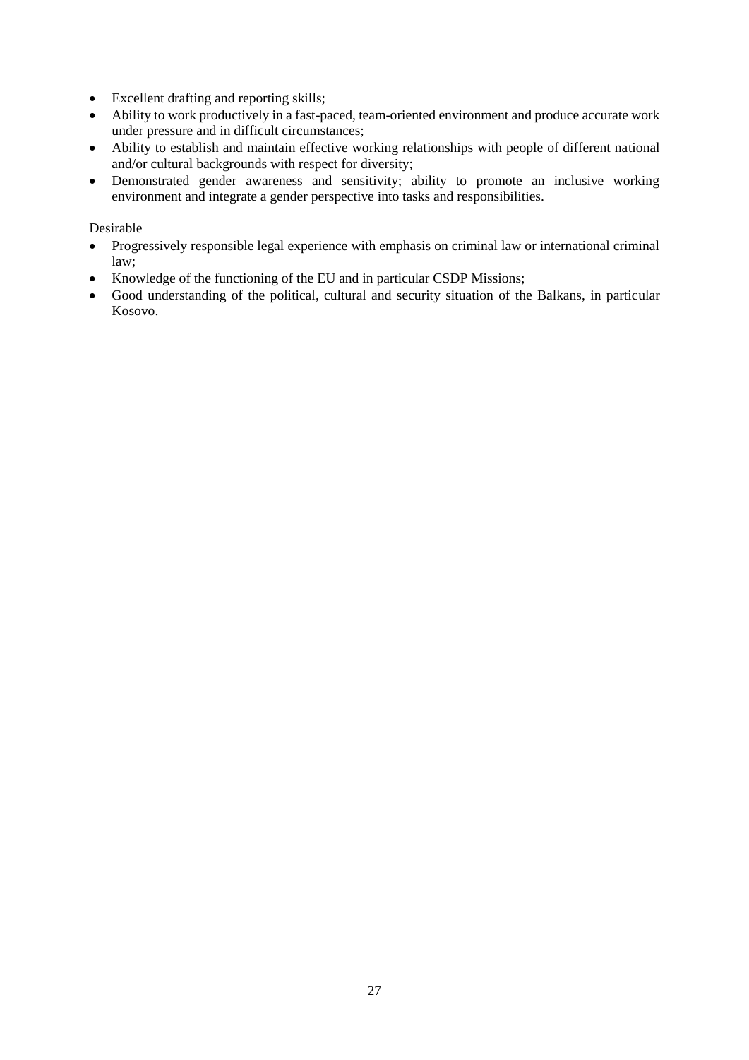- Excellent drafting and reporting skills;
- Ability to work productively in a fast-paced, team-oriented environment and produce accurate work under pressure and in difficult circumstances;
- Ability to establish and maintain effective working relationships with people of different national and/or cultural backgrounds with respect for diversity;
- Demonstrated gender awareness and sensitivity; ability to promote an inclusive working environment and integrate a gender perspective into tasks and responsibilities.

Desirable

- Progressively responsible legal experience with emphasis on criminal law or international criminal law;
- Knowledge of the functioning of the EU and in particular CSDP Missions;
- Good understanding of the political, cultural and security situation of the Balkans, in particular Kosovo.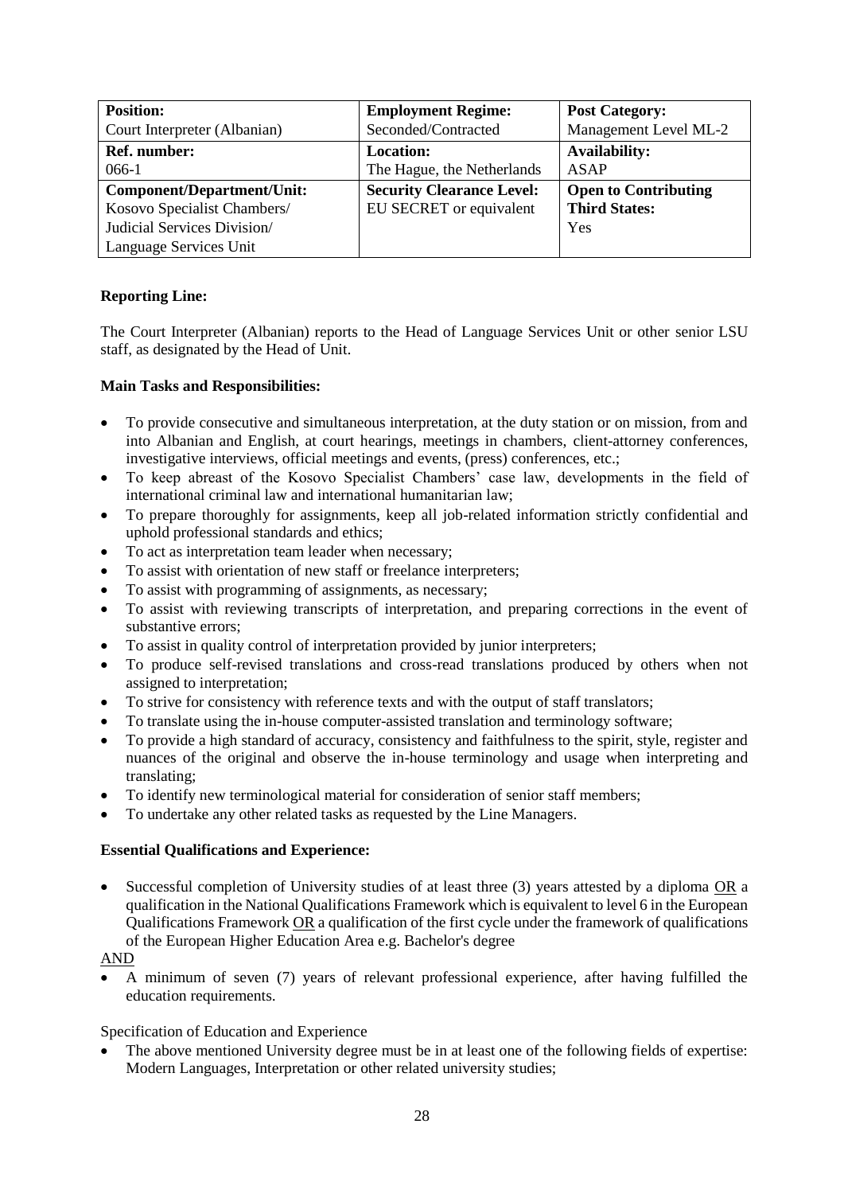| **Position:** Court Interpreter (Albanian) | **Employment Regime:** Seconded/Contracted | **Post Category:** Management Level ML-2 |
|---|---|---|
| **Ref. number:** 066-1 | **Location:** The Hague, the Netherlands | **Availability:** ASAP |
| **Component/Department/Unit:** Kosovo Specialist Chambers/ Judicial Services Division/ Language Services Unit | **Security Clearance Level:** EU SECRET or equivalent | **Open to Contributing Third States:** Yes |

**Reporting Line:**

The Court Interpreter (Albanian) reports to the Head of Language Services Unit or other senior LSU staff, as designated by the Head of Unit.

**Main Tasks and Responsibilities:**

- To provide consecutive and simultaneous interpretation, at the duty station or on mission, from and into Albanian and English, at court hearings, meetings in chambers, client-attorney conferences, investigative interviews, official meetings and events, (press) conferences, etc.;
- To keep abreast of the Kosovo Specialist Chambers' case law, developments in the field of international criminal law and international humanitarian law;
- To prepare thoroughly for assignments, keep all job-related information strictly confidential and uphold professional standards and ethics;
- To act as interpretation team leader when necessary;
- To assist with orientation of new staff or freelance interpreters;
- To assist with programming of assignments, as necessary;
- To assist with reviewing transcripts of interpretation, and preparing corrections in the event of substantive errors;
- To assist in quality control of interpretation provided by junior interpreters;
- To produce self-revised translations and cross-read translations produced by others when not assigned to interpretation;
- To strive for consistency with reference texts and with the output of staff translators;
- To translate using the in-house computer-assisted translation and terminology software;
- To provide a high standard of accuracy, consistency and faithfulness to the spirit, style, register and nuances of the original and observe the in-house terminology and usage when interpreting and translating;
- To identify new terminological material for consideration of senior staff members;
- To undertake any other related tasks as requested by the Line Managers.

**Essential Qualifications and Experience:**

- Successful completion of University studies of at least three (3) years attested by a diploma OR a qualification in the National Qualifications Framework which is equivalent to level 6 in the European Qualifications Framework OR a qualification of the first cycle under the framework of qualifications of the European Higher Education Area e.g. Bachelor's degree

AND

- A minimum of seven (7) years of relevant professional experience, after having fulfilled the education requirements.

Specification of Education and Experience

- The above mentioned University degree must be in at least one of the following fields of expertise: Modern Languages, Interpretation or other related university studies;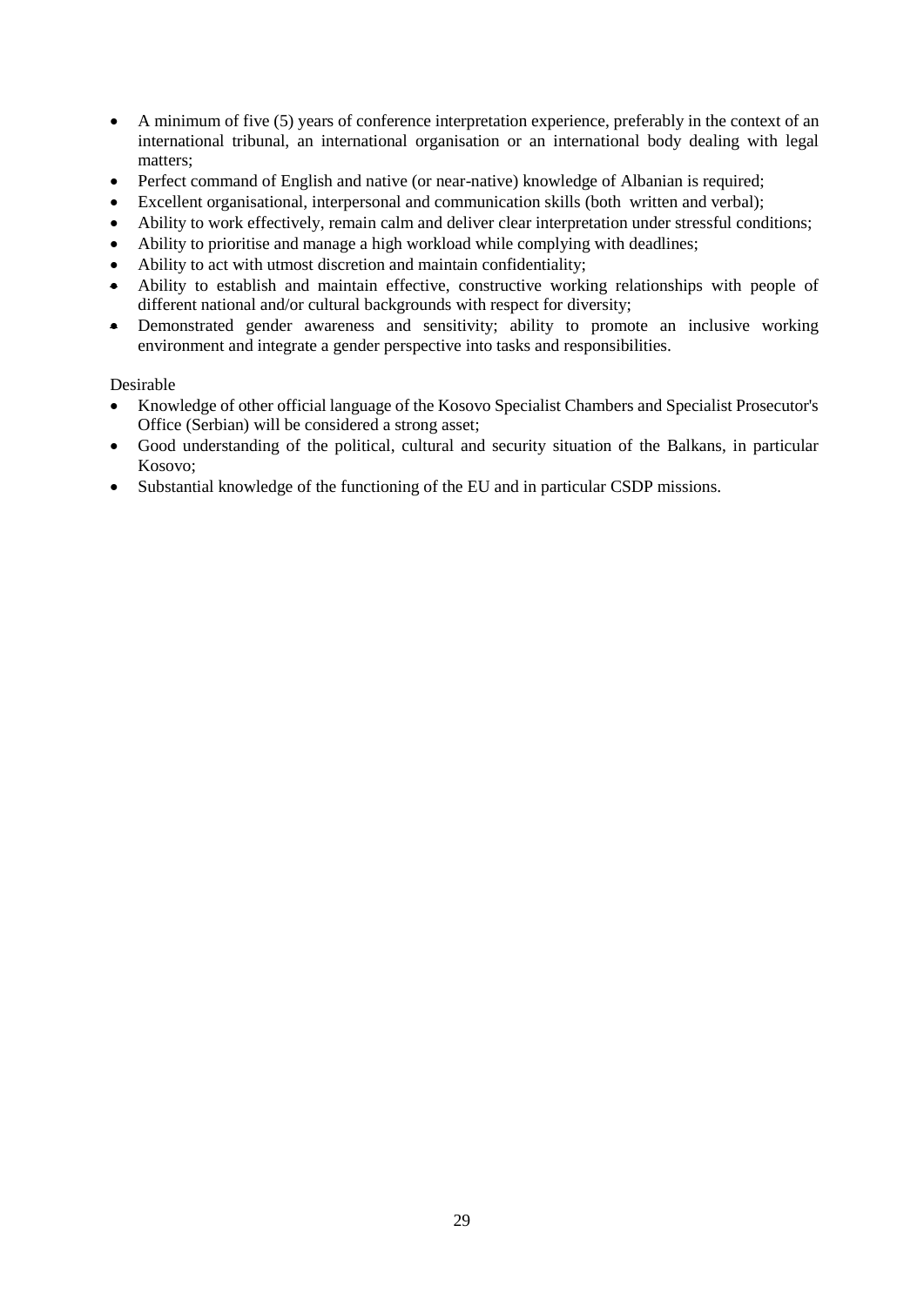- A minimum of five (5) years of conference interpretation experience, preferably in the context of an international tribunal, an international organisation or an international body dealing with legal matters;
- Perfect command of English and native (or near-native) knowledge of Albanian is required;
- Excellent organisational, interpersonal and communication skills (both written and verbal);
- Ability to work effectively, remain calm and deliver clear interpretation under stressful conditions;
- Ability to prioritise and manage a high workload while complying with deadlines;
- Ability to act with utmost discretion and maintain confidentiality;
- Ability to establish and maintain effective, constructive working relationships with people of different national and/or cultural backgrounds with respect for diversity;
- Demonstrated gender awareness and sensitivity; ability to promote an inclusive working environment and integrate a gender perspective into tasks and responsibilities.

Desirable

- Knowledge of other official language of the Kosovo Specialist Chambers and Specialist Prosecutor's Office (Serbian) will be considered a strong asset;
- Good understanding of the political, cultural and security situation of the Balkans, in particular Kosovo;
- Substantial knowledge of the functioning of the EU and in particular CSDP missions.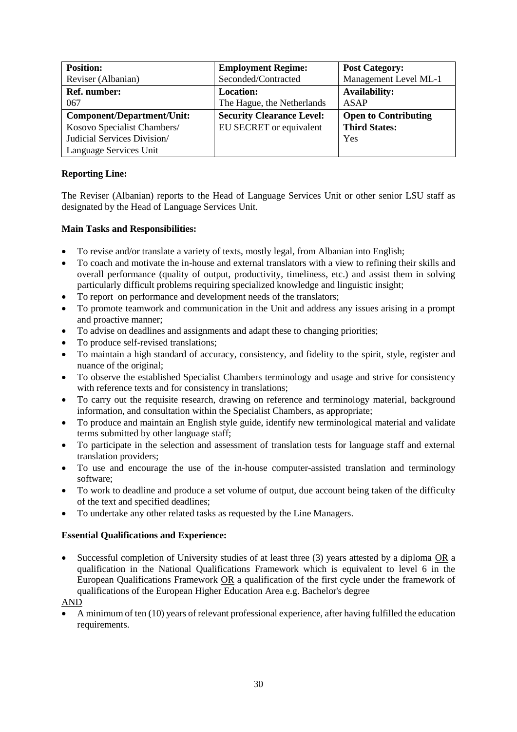| **Position:** Reviser (Albanian) | **Employment Regime:** Seconded/Contracted | **Post Category:** Management Level ML-1 |
| --- | --- | --- |
| **Ref. number:** 067 | **Location:** The Hague, the Netherlands | **Availability:** ASAP |
| **Component/Department/Unit:** Kosovo Specialist Chambers/ Judicial Services Division/ Language Services Unit | **Security Clearance Level:** EU SECRET or equivalent | **Open to Contributing Third States:** Yes |

**Reporting Line:**

The Reviser (Albanian) reports to the Head of Language Services Unit or other senior LSU staff as designated by the Head of Language Services Unit.

**Main Tasks and Responsibilities:**

- To revise and/or translate a variety of texts, mostly legal, from Albanian into English;
- To coach and motivate the in-house and external translators with a view to refining their skills and overall performance (quality of output, productivity, timeliness, etc.) and assist them in solving particularly difficult problems requiring specialized knowledge and linguistic insight;
- To report on performance and development needs of the translators;
- To promote teamwork and communication in the Unit and address any issues arising in a prompt and proactive manner;
- To advise on deadlines and assignments and adapt these to changing priorities;
- To produce self-revised translations;
- To maintain a high standard of accuracy, consistency, and fidelity to the spirit, style, register and nuance of the original;
- To observe the established Specialist Chambers terminology and usage and strive for consistency with reference texts and for consistency in translations;
- To carry out the requisite research, drawing on reference and terminology material, background information, and consultation within the Specialist Chambers, as appropriate;
- To produce and maintain an English style guide, identify new terminological material and validate terms submitted by other language staff;
- To participate in the selection and assessment of translation tests for language staff and external translation providers;
- To use and encourage the use of the in-house computer-assisted translation and terminology software;
- To work to deadline and produce a set volume of output, due account being taken of the difficulty of the text and specified deadlines;
- To undertake any other related tasks as requested by the Line Managers.

**Essential Qualifications and Experience:**

- Successful completion of University studies of at least three (3) years attested by a diploma OR a qualification in the National Qualifications Framework which is equivalent to level 6 in the European Qualifications Framework OR a qualification of the first cycle under the framework of qualifications of the European Higher Education Area e.g. Bachelor's degree

AND

- A minimum of ten (10) years of relevant professional experience, after having fulfilled the education requirements.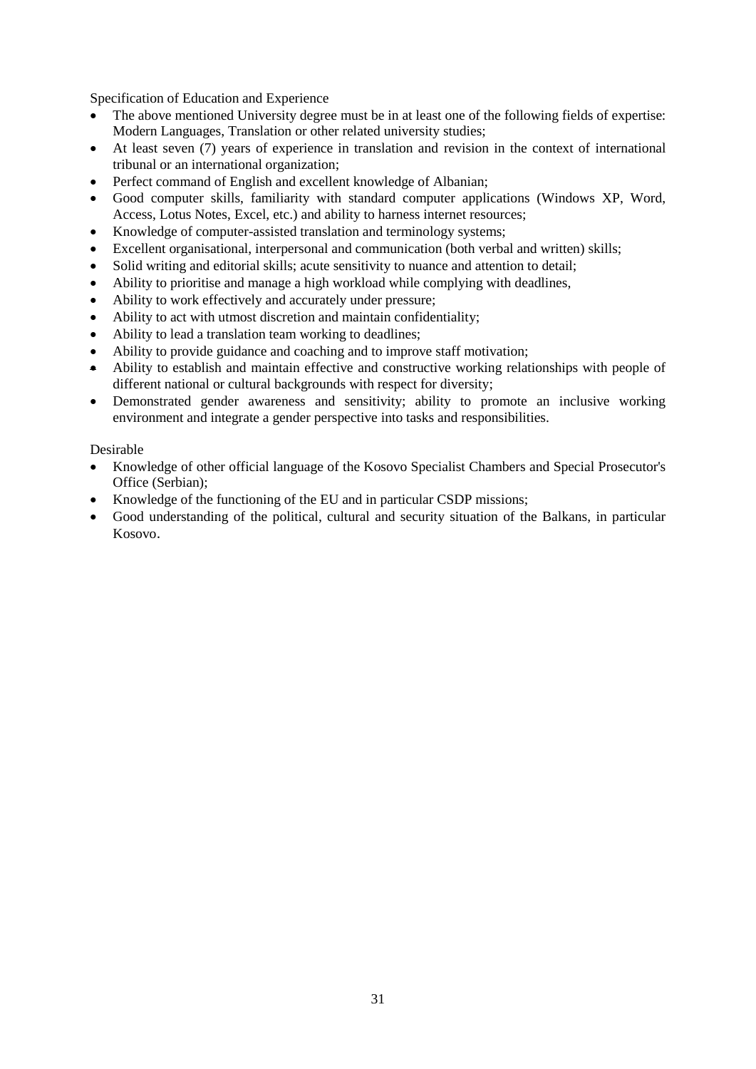Specification of Education and Experience

- The above mentioned University degree must be in at least one of the following fields of expertise: Modern Languages, Translation or other related university studies;
- At least seven (7) years of experience in translation and revision in the context of international tribunal or an international organization;
- Perfect command of English and excellent knowledge of Albanian;
- Good computer skills, familiarity with standard computer applications (Windows XP, Word, Access, Lotus Notes, Excel, etc.) and ability to harness internet resources;
- Knowledge of computer-assisted translation and terminology systems;
- Excellent organisational, interpersonal and communication (both verbal and written) skills;
- Solid writing and editorial skills; acute sensitivity to nuance and attention to detail;
- Ability to prioritise and manage a high workload while complying with deadlines,
- Ability to work effectively and accurately under pressure;
- Ability to act with utmost discretion and maintain confidentiality;
- Ability to lead a translation team working to deadlines;
- Ability to provide guidance and coaching and to improve staff motivation;
- Ability to establish and maintain effective and constructive working relationships with people of different national or cultural backgrounds with respect for diversity;
- Demonstrated gender awareness and sensitivity; ability to promote an inclusive working environment and integrate a gender perspective into tasks and responsibilities.

Desirable

- Knowledge of other official language of the Kosovo Specialist Chambers and Special Prosecutor's Office (Serbian);
- Knowledge of the functioning of the EU and in particular CSDP missions;
- Good understanding of the political, cultural and security situation of the Balkans, in particular Kosovo.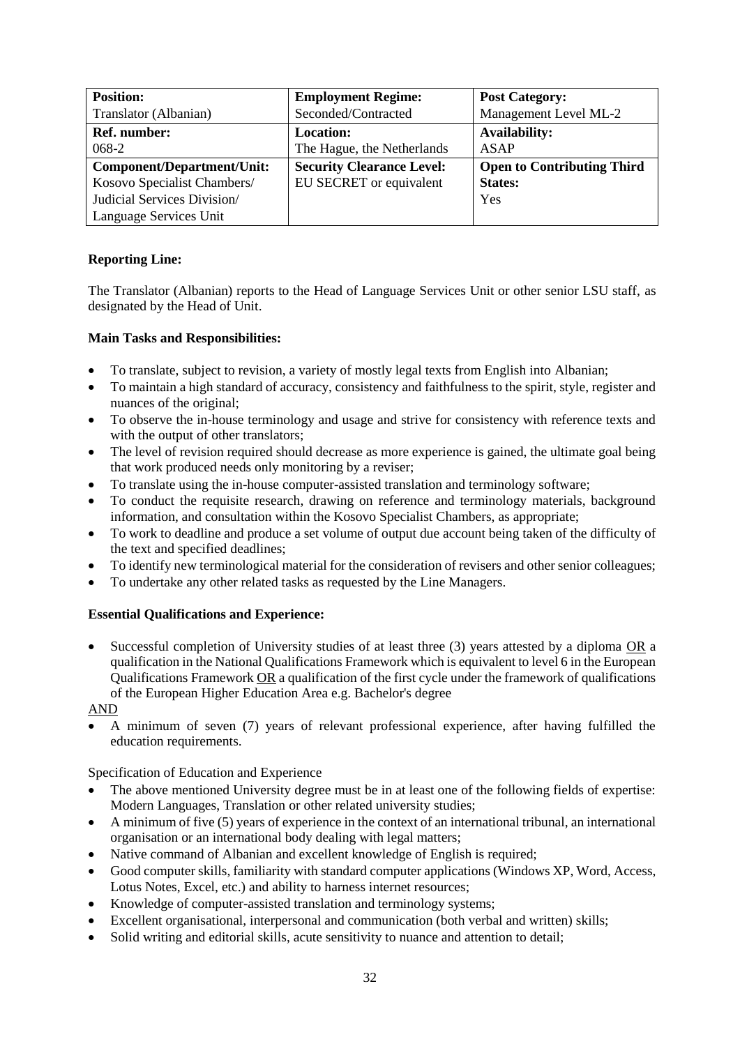| **Position:** Translator (Albanian) | **Employment Regime:** Seconded/Contracted | **Post Category:** Management Level ML-2 |
| --- | --- | --- |
| **Ref. number:** 068-2 | **Location:** The Hague, the Netherlands | **Availability:** ASAP |
| **Component/Department/Unit:** Kosovo Specialist Chambers/ Judicial Services Division/ Language Services Unit | **Security Clearance Level:** EU SECRET or equivalent | **Open to Contributing Third States:** Yes |

**Reporting Line:**

The Translator (Albanian) reports to the Head of Language Services Unit or other senior LSU staff, as designated by the Head of Unit.

**Main Tasks and Responsibilities:**

- To translate, subject to revision, a variety of mostly legal texts from English into Albanian;
- To maintain a high standard of accuracy, consistency and faithfulness to the spirit, style, register and nuances of the original;
- To observe the in-house terminology and usage and strive for consistency with reference texts and with the output of other translators;
- The level of revision required should decrease as more experience is gained, the ultimate goal being that work produced needs only monitoring by a reviser;
- To translate using the in-house computer-assisted translation and terminology software;
- To conduct the requisite research, drawing on reference and terminology materials, background information, and consultation within the Kosovo Specialist Chambers, as appropriate;
- To work to deadline and produce a set volume of output due account being taken of the difficulty of the text and specified deadlines;
- To identify new terminological material for the consideration of revisers and other senior colleagues;
- To undertake any other related tasks as requested by the Line Managers.

**Essential Qualifications and Experience:**

- Successful completion of University studies of at least three (3) years attested by a diploma OR a qualification in the National Qualifications Framework which is equivalent to level 6 in the European Qualifications Framework OR a qualification of the first cycle under the framework of qualifications of the European Higher Education Area e.g. Bachelor's degree

AND

- A minimum of seven (7) years of relevant professional experience, after having fulfilled the education requirements.

Specification of Education and Experience

- The above mentioned University degree must be in at least one of the following fields of expertise: Modern Languages, Translation or other related university studies;
- A minimum of five (5) years of experience in the context of an international tribunal, an international organisation or an international body dealing with legal matters;
- Native command of Albanian and excellent knowledge of English is required;
- Good computer skills, familiarity with standard computer applications (Windows XP, Word, Access, Lotus Notes, Excel, etc.) and ability to harness internet resources;
- Knowledge of computer-assisted translation and terminology systems;
- Excellent organisational, interpersonal and communication (both verbal and written) skills;
- Solid writing and editorial skills, acute sensitivity to nuance and attention to detail;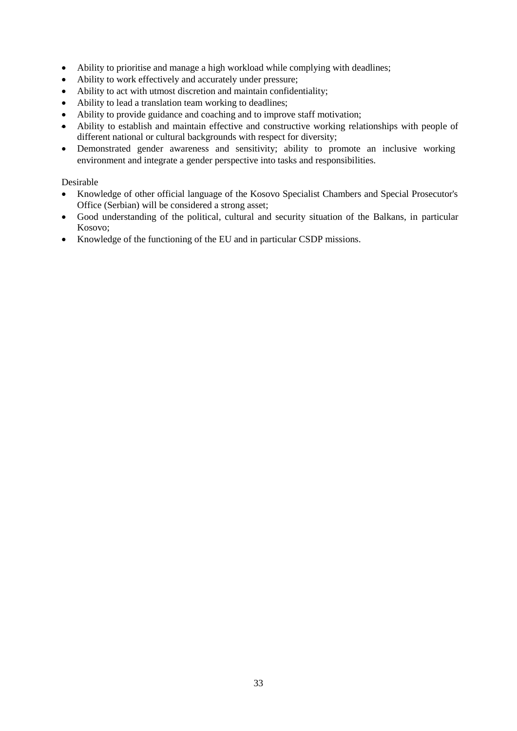- Ability to prioritise and manage a high workload while complying with deadlines;
- Ability to work effectively and accurately under pressure;
- Ability to act with utmost discretion and maintain confidentiality;
- Ability to lead a translation team working to deadlines;
- Ability to provide guidance and coaching and to improve staff motivation;
- Ability to establish and maintain effective and constructive working relationships with people of different national or cultural backgrounds with respect for diversity;
- Demonstrated gender awareness and sensitivity; ability to promote an inclusive working environment and integrate a gender perspective into tasks and responsibilities.

Desirable

- Knowledge of other official language of the Kosovo Specialist Chambers and Special Prosecutor's Office (Serbian) will be considered a strong asset;
- Good understanding of the political, cultural and security situation of the Balkans, in particular Kosovo;
- Knowledge of the functioning of the EU and in particular CSDP missions.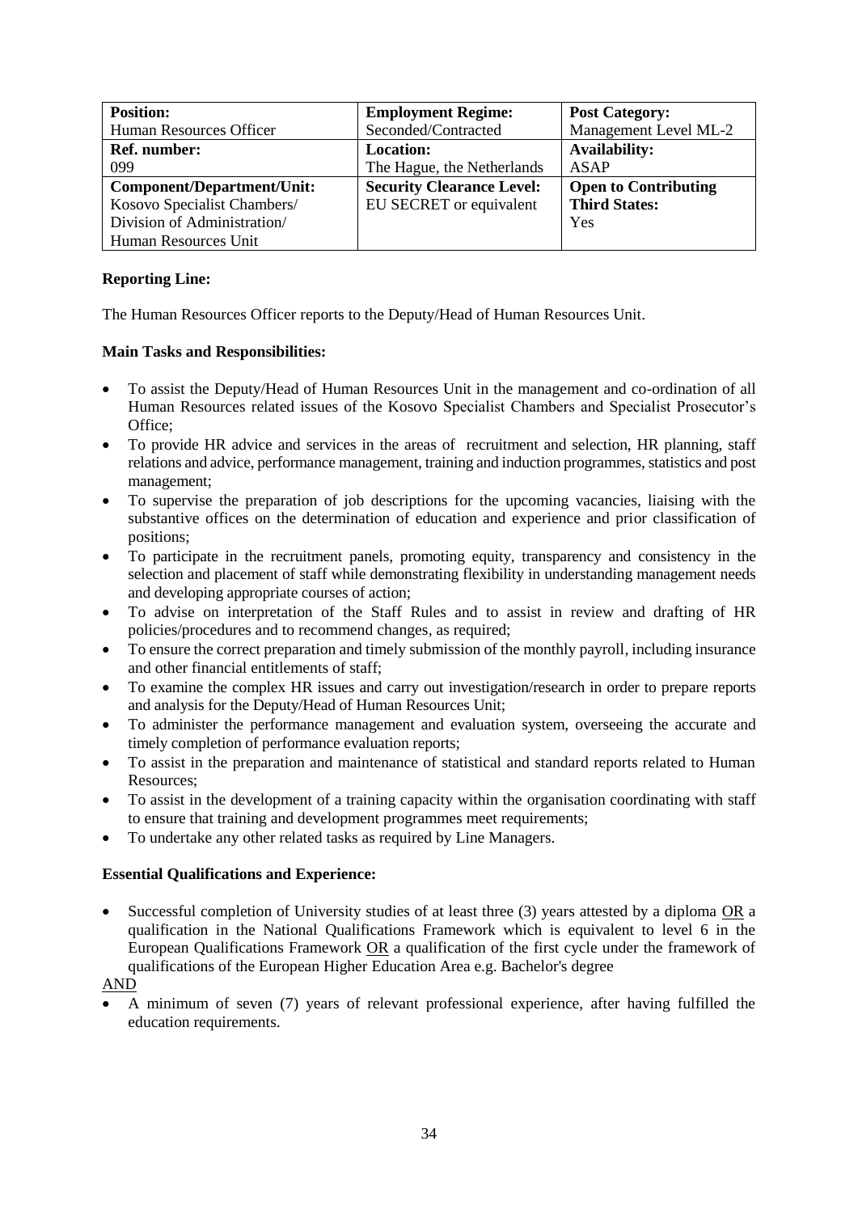| **Position:**<br>Human Resources Officer | **Employment Regime:**<br>Seconded/Contracted | **Post Category:**<br>Management Level ML-2 |
|---|---|---|
| **Ref. number:**<br>099 | **Location:**<br>The Hague, the Netherlands | **Availability:**<br>ASAP |
| **Component/Department/Unit:**<br>Kosovo Specialist Chambers/<br>Division of Administration/<br>Human Resources Unit | **Security Clearance Level:**<br>EU SECRET or equivalent | **Open to Contributing Third States:**<br>Yes |

**Reporting Line:**

The Human Resources Officer reports to the Deputy/Head of Human Resources Unit.

**Main Tasks and Responsibilities:**

- To assist the Deputy/Head of Human Resources Unit in the management and co-ordination of all Human Resources related issues of the Kosovo Specialist Chambers and Specialist Prosecutor's Office;
- To provide HR advice and services in the areas of recruitment and selection, HR planning, staff relations and advice, performance management, training and induction programmes, statistics and post management;
- To supervise the preparation of job descriptions for the upcoming vacancies, liaising with the substantive offices on the determination of education and experience and prior classification of positions;
- To participate in the recruitment panels, promoting equity, transparency and consistency in the selection and placement of staff while demonstrating flexibility in understanding management needs and developing appropriate courses of action;
- To advise on interpretation of the Staff Rules and to assist in review and drafting of HR policies/procedures and to recommend changes, as required;
- To ensure the correct preparation and timely submission of the monthly payroll, including insurance and other financial entitlements of staff;
- To examine the complex HR issues and carry out investigation/research in order to prepare reports and analysis for the Deputy/Head of Human Resources Unit;
- To administer the performance management and evaluation system, overseeing the accurate and timely completion of performance evaluation reports;
- To assist in the preparation and maintenance of statistical and standard reports related to Human Resources;
- To assist in the development of a training capacity within the organisation coordinating with staff to ensure that training and development programmes meet requirements;
- To undertake any other related tasks as required by Line Managers.

**Essential Qualifications and Experience:**

- Successful completion of University studies of at least three (3) years attested by a diploma <u>OR</u> a qualification in the National Qualifications Framework which is equivalent to level 6 in the European Qualifications Framework <u>OR</u> a qualification of the first cycle under the framework of qualifications of the European Higher Education Area e.g. Bachelor's degree

<u>AND</u>

- A minimum of seven (7) years of relevant professional experience, after having fulfilled the education requirements.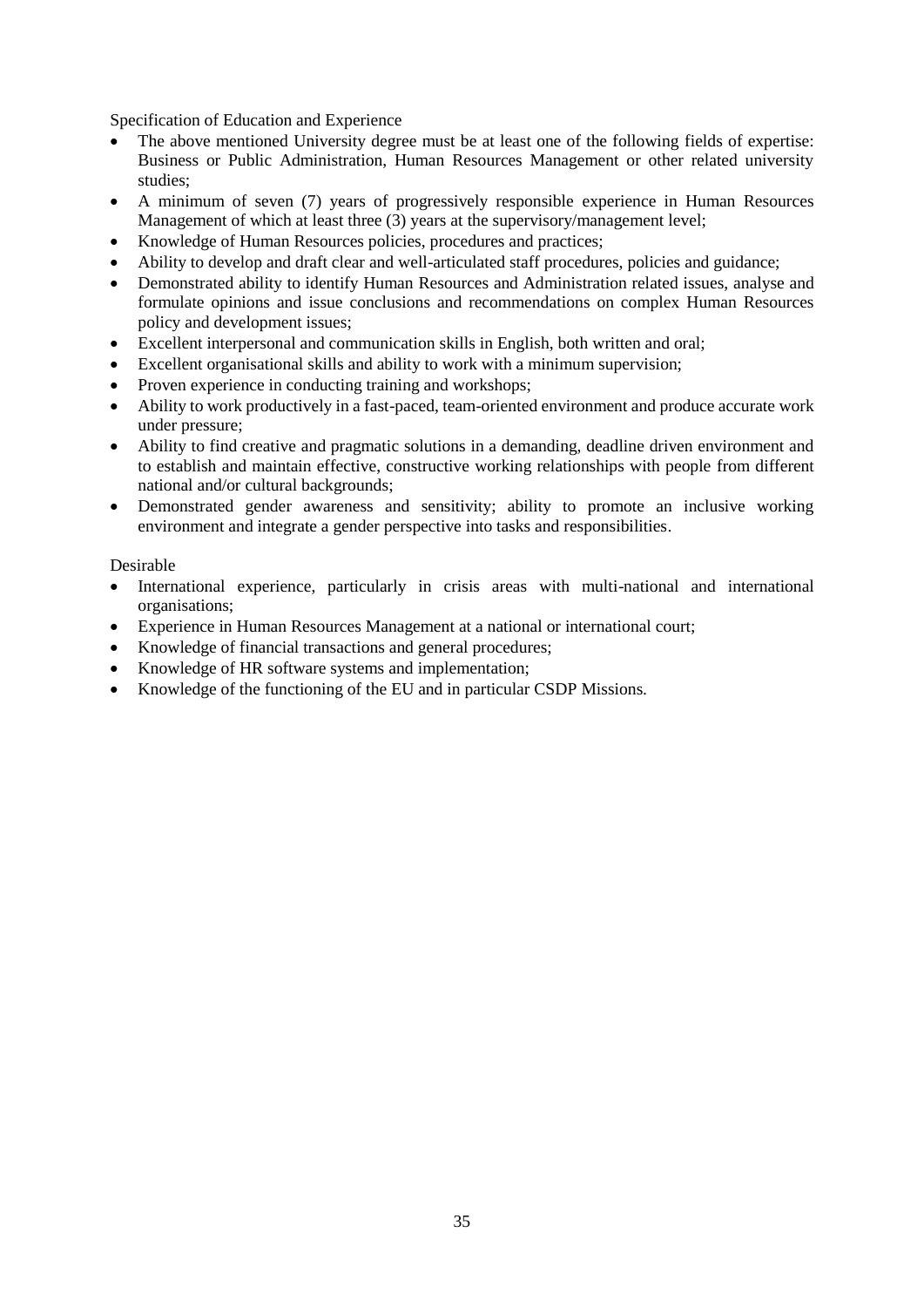Specification of Education and Experience

- The above mentioned University degree must be at least one of the following fields of expertise: Business or Public Administration, Human Resources Management or other related university studies;
- A minimum of seven (7) years of progressively responsible experience in Human Resources Management of which at least three (3) years at the supervisory/management level;
- Knowledge of Human Resources policies, procedures and practices;
- Ability to develop and draft clear and well-articulated staff procedures, policies and guidance;
- Demonstrated ability to identify Human Resources and Administration related issues, analyse and formulate opinions and issue conclusions and recommendations on complex Human Resources policy and development issues;
- Excellent interpersonal and communication skills in English, both written and oral;
- Excellent organisational skills and ability to work with a minimum supervision;
- Proven experience in conducting training and workshops;
- Ability to work productively in a fast-paced, team-oriented environment and produce accurate work under pressure;
- Ability to find creative and pragmatic solutions in a demanding, deadline driven environment and to establish and maintain effective, constructive working relationships with people from different national and/or cultural backgrounds;
- Demonstrated gender awareness and sensitivity; ability to promote an inclusive working environment and integrate a gender perspective into tasks and responsibilities.

Desirable

- International experience, particularly in crisis areas with multi-national and international organisations;
- Experience in Human Resources Management at a national or international court;
- Knowledge of financial transactions and general procedures;
- Knowledge of HR software systems and implementation;
- Knowledge of the functioning of the EU and in particular CSDP Missions.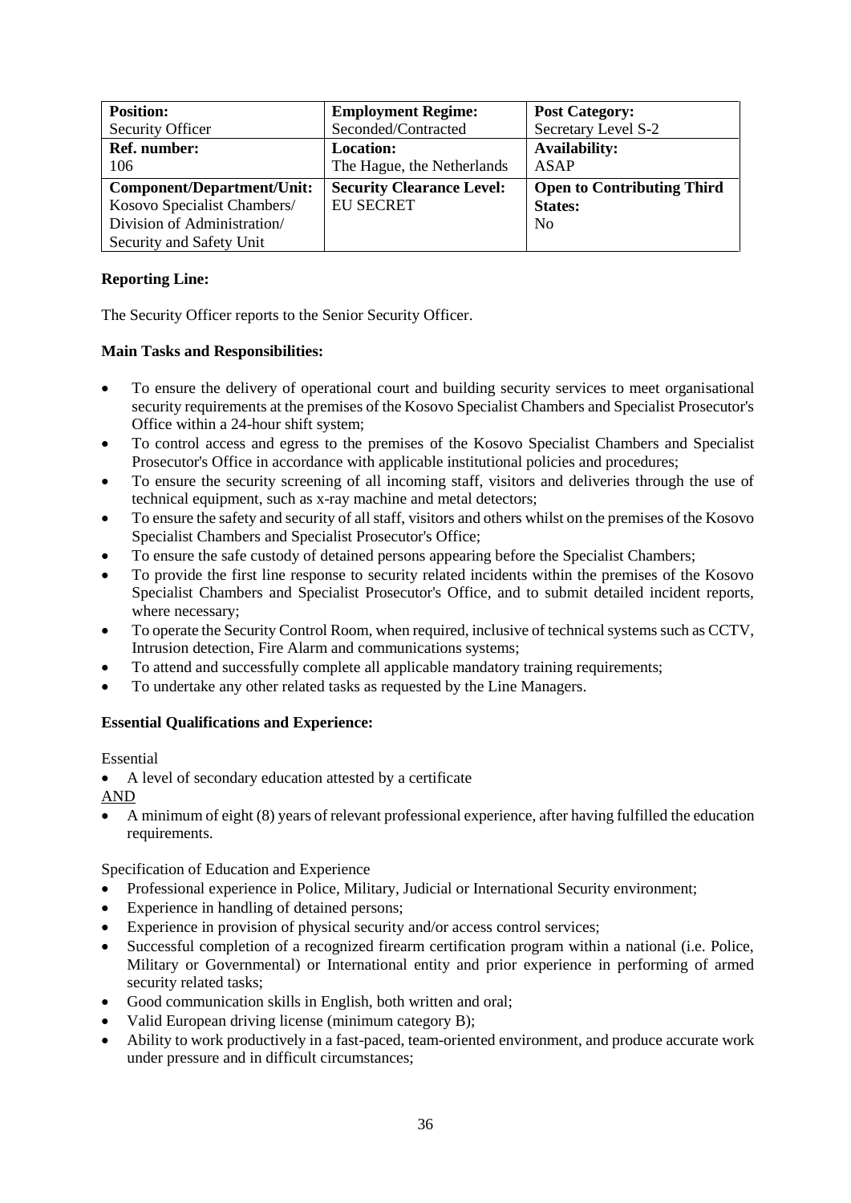| **Position:**<br>Security Officer | **Employment Regime:**<br>Seconded/Contracted | **Post Category:**<br>Secretary Level S-2 |
|---|---|---|
| **Ref. number:**<br>106 | **Location:**<br>The Hague, the Netherlands | **Availability:**<br>ASAP |
| **Component/Department/Unit:**<br>Kosovo Specialist Chambers/ Division of Administration/ Security and Safety Unit | **Security Clearance Level:**<br>EU SECRET | **Open to Contributing Third States:**<br>No |

**Reporting Line:**

The Security Officer reports to the Senior Security Officer.

**Main Tasks and Responsibilities:**

- To ensure the delivery of operational court and building security services to meet organisational security requirements at the premises of the Kosovo Specialist Chambers and Specialist Prosecutor's Office within a 24-hour shift system;
- To control access and egress to the premises of the Kosovo Specialist Chambers and Specialist Prosecutor's Office in accordance with applicable institutional policies and procedures;
- To ensure the security screening of all incoming staff, visitors and deliveries through the use of technical equipment, such as x-ray machine and metal detectors;
- To ensure the safety and security of all staff, visitors and others whilst on the premises of the Kosovo Specialist Chambers and Specialist Prosecutor's Office;
- To ensure the safe custody of detained persons appearing before the Specialist Chambers;
- To provide the first line response to security related incidents within the premises of the Kosovo Specialist Chambers and Specialist Prosecutor's Office, and to submit detailed incident reports, where necessary;
- To operate the Security Control Room, when required, inclusive of technical systems such as CCTV, Intrusion detection, Fire Alarm and communications systems;
- To attend and successfully complete all applicable mandatory training requirements;
- To undertake any other related tasks as requested by the Line Managers.

**Essential Qualifications and Experience:**

Essential

- A level of secondary education attested by a certificate

AND

- A minimum of eight (8) years of relevant professional experience, after having fulfilled the education requirements.

Specification of Education and Experience

- Professional experience in Police, Military, Judicial or International Security environment;
- Experience in handling of detained persons;
- Experience in provision of physical security and/or access control services;
- Successful completion of a recognized firearm certification program within a national (i.e. Police, Military or Governmental) or International entity and prior experience in performing of armed security related tasks;
- Good communication skills in English, both written and oral;
- Valid European driving license (minimum category B);
- Ability to work productively in a fast-paced, team-oriented environment, and produce accurate work under pressure and in difficult circumstances;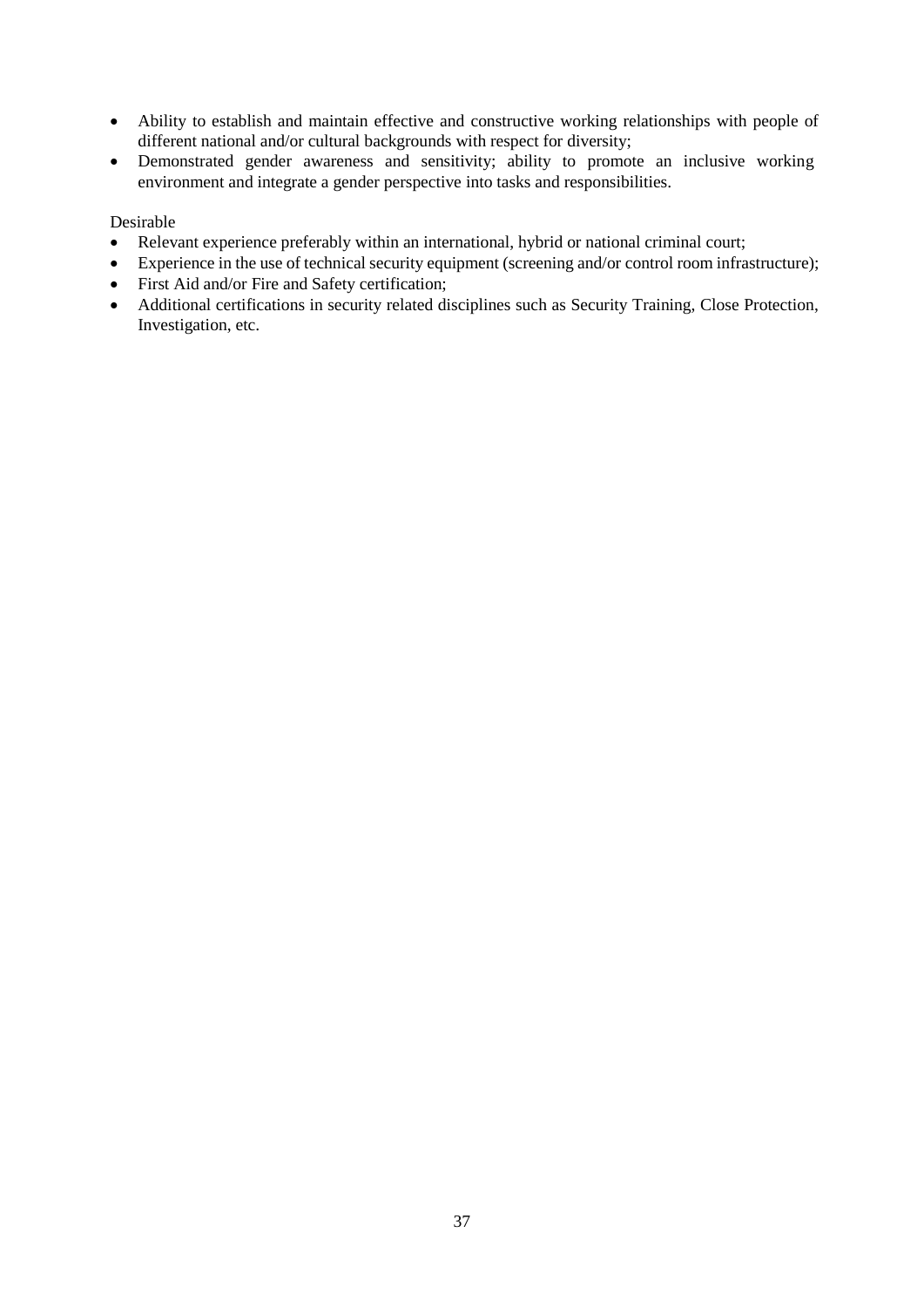- Ability to establish and maintain effective and constructive working relationships with people of different national and/or cultural backgrounds with respect for diversity;
- Demonstrated gender awareness and sensitivity; ability to promote an inclusive working environment and integrate a gender perspective into tasks and responsibilities.

Desirable

- Relevant experience preferably within an international, hybrid or national criminal court;
- Experience in the use of technical security equipment (screening and/or control room infrastructure);
- First Aid and/or Fire and Safety certification;
- Additional certifications in security related disciplines such as Security Training, Close Protection, Investigation, etc.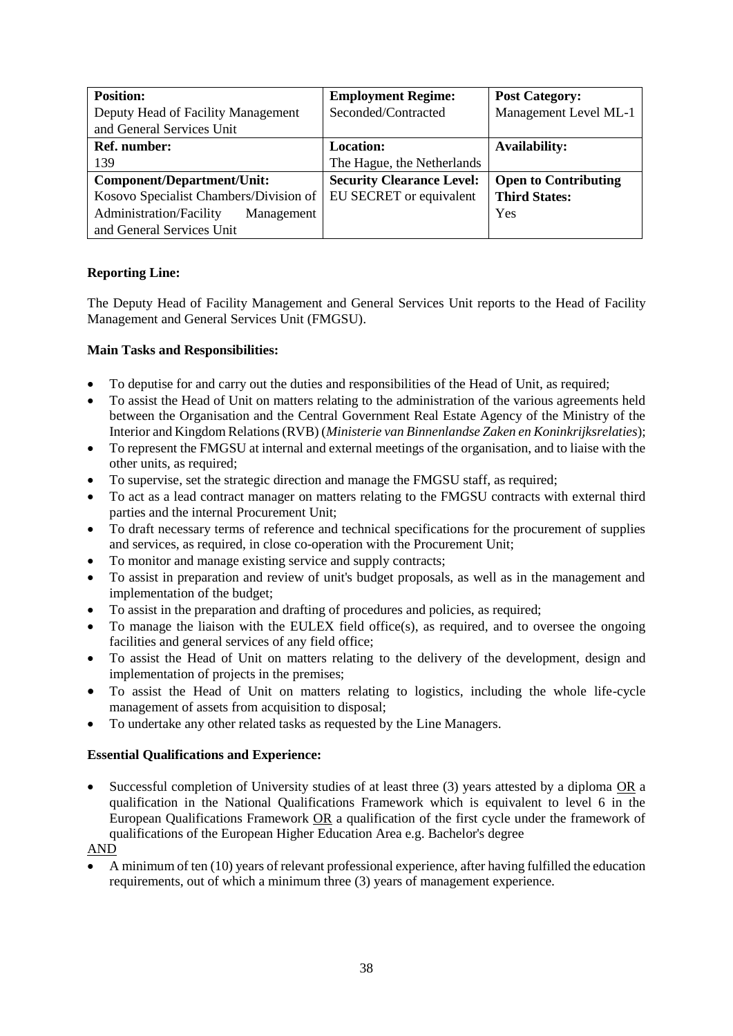| **Position:**<br>Deputy Head of Facility Management and General Services Unit | **Employment Regime:**<br>Seconded/Contracted | **Post Category:**<br>Management Level ML-1 |
|---|---|---|
| **Ref. number:**<br>139 | **Location:**<br>The Hague, the Netherlands | **Availability:** |
| **Component/Department/Unit:**<br>Kosovo Specialist Chambers/Division of Administration/Facility Management and General Services Unit | **Security Clearance Level:**<br>EU SECRET or equivalent | **Open to Contributing Third States:**<br>Yes |

**Reporting Line:**

The Deputy Head of Facility Management and General Services Unit reports to the Head of Facility Management and General Services Unit (FMGSU).

**Main Tasks and Responsibilities:**

- To deputise for and carry out the duties and responsibilities of the Head of Unit, as required;
- To assist the Head of Unit on matters relating to the administration of the various agreements held between the Organisation and the Central Government Real Estate Agency of the Ministry of the Interior and Kingdom Relations (RVB) (*Ministerie van Binnenlandse Zaken en Koninkrijksrelaties*);
- To represent the FMGSU at internal and external meetings of the organisation, and to liaise with the other units, as required;
- To supervise, set the strategic direction and manage the FMGSU staff, as required;
- To act as a lead contract manager on matters relating to the FMGSU contracts with external third parties and the internal Procurement Unit;
- To draft necessary terms of reference and technical specifications for the procurement of supplies and services, as required, in close co-operation with the Procurement Unit;
- To monitor and manage existing service and supply contracts;
- To assist in preparation and review of unit's budget proposals, as well as in the management and implementation of the budget;
- To assist in the preparation and drafting of procedures and policies, as required;
- To manage the liaison with the EULEX field office(s), as required, and to oversee the ongoing facilities and general services of any field office;
- To assist the Head of Unit on matters relating to the delivery of the development, design and implementation of projects in the premises;
- To assist the Head of Unit on matters relating to logistics, including the whole life-cycle management of assets from acquisition to disposal;
- To undertake any other related tasks as requested by the Line Managers.

**Essential Qualifications and Experience:**

- Successful completion of University studies of at least three (3) years attested by a diploma <u>OR</u> a qualification in the National Qualifications Framework which is equivalent to level 6 in the European Qualifications Framework <u>OR</u> a qualification of the first cycle under the framework of qualifications of the European Higher Education Area e.g. Bachelor's degree

<u>AND</u>

- A minimum of ten (10) years of relevant professional experience, after having fulfilled the education requirements, out of which a minimum three (3) years of management experience.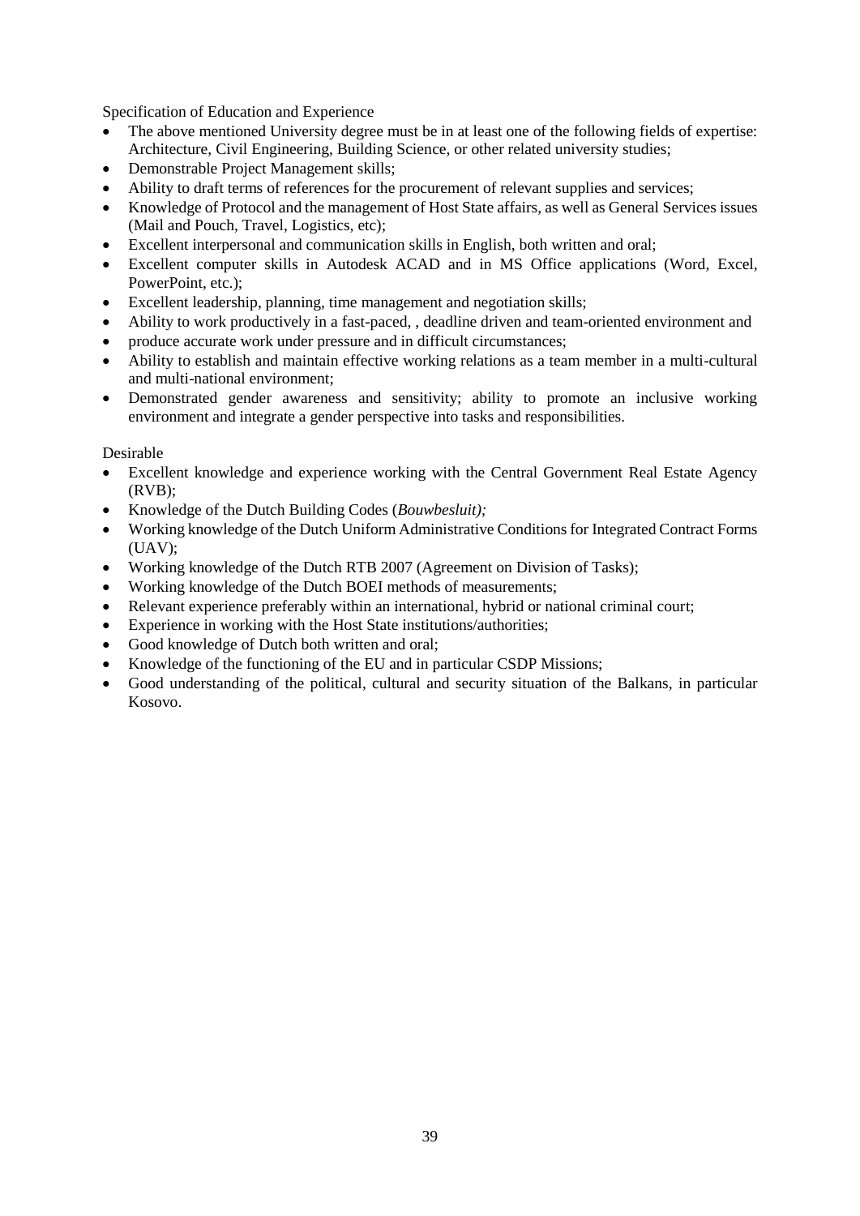Specification of Education and Experience

- The above mentioned University degree must be in at least one of the following fields of expertise: Architecture, Civil Engineering, Building Science, or other related university studies;
- Demonstrable Project Management skills;
- Ability to draft terms of references for the procurement of relevant supplies and services;
- Knowledge of Protocol and the management of Host State affairs, as well as General Services issues (Mail and Pouch, Travel, Logistics, etc);
- Excellent interpersonal and communication skills in English, both written and oral;
- Excellent computer skills in Autodesk ACAD and in MS Office applications (Word, Excel, PowerPoint, etc.);
- Excellent leadership, planning, time management and negotiation skills;
- Ability to work productively in a fast-paced, , deadline driven and team-oriented environment and
- produce accurate work under pressure and in difficult circumstances;
- Ability to establish and maintain effective working relations as a team member in a multi-cultural and multi-national environment;
- Demonstrated gender awareness and sensitivity; ability to promote an inclusive working environment and integrate a gender perspective into tasks and responsibilities.

Desirable

- Excellent knowledge and experience working with the Central Government Real Estate Agency (RVB);
- Knowledge of the Dutch Building Codes (*Bouwbesluit);*
- Working knowledge of the Dutch Uniform Administrative Conditions for Integrated Contract Forms (UAV);
- Working knowledge of the Dutch RTB 2007 (Agreement on Division of Tasks);
- Working knowledge of the Dutch BOEI methods of measurements;
- Relevant experience preferably within an international, hybrid or national criminal court;
- Experience in working with the Host State institutions/authorities;
- Good knowledge of Dutch both written and oral;
- Knowledge of the functioning of the EU and in particular CSDP Missions;
- Good understanding of the political, cultural and security situation of the Balkans, in particular Kosovo.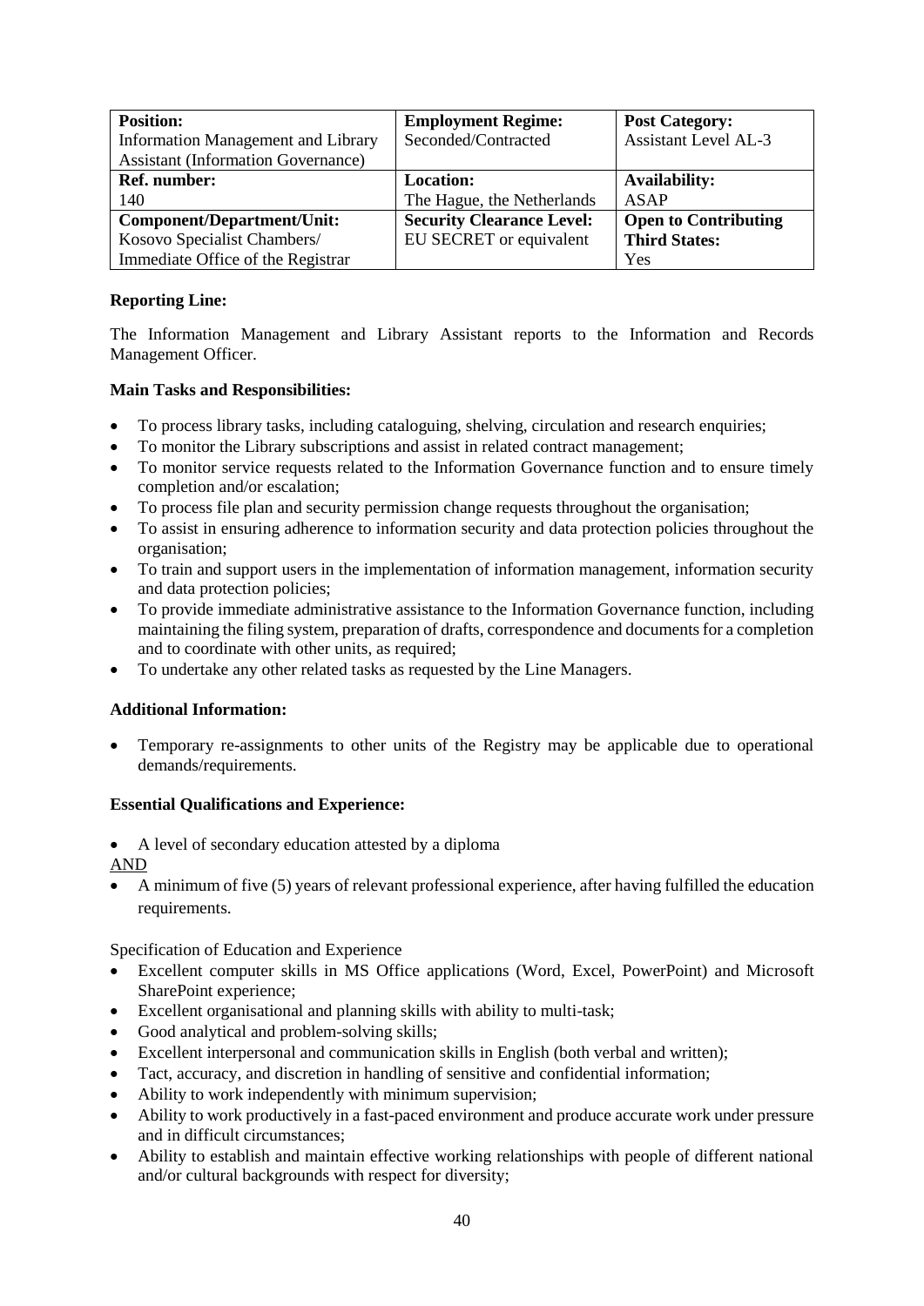| **Position:**<br>Information Management and Library Assistant (Information Governance) | **Employment Regime:**<br>Seconded/Contracted | **Post Category:**<br>Assistant Level AL-3 |
|---|---|---|
| **Ref. number:**<br>140 | **Location:**<br>The Hague, the Netherlands | **Availability:**<br>ASAP |
| **Component/Department/Unit:**<br>Kosovo Specialist Chambers/ Immediate Office of the Registrar | **Security Clearance Level:**<br>EU SECRET or equivalent | **Open to Contributing Third States:**<br>Yes |

**Reporting Line:**

The Information Management and Library Assistant reports to the Information and Records Management Officer.

**Main Tasks and Responsibilities:**

- To process library tasks, including cataloguing, shelving, circulation and research enquiries;
- To monitor the Library subscriptions and assist in related contract management;
- To monitor service requests related to the Information Governance function and to ensure timely completion and/or escalation;
- To process file plan and security permission change requests throughout the organisation;
- To assist in ensuring adherence to information security and data protection policies throughout the organisation;
- To train and support users in the implementation of information management, information security and data protection policies;
- To provide immediate administrative assistance to the Information Governance function, including maintaining the filing system, preparation of drafts, correspondence and documents for a completion and to coordinate with other units, as required;
- To undertake any other related tasks as requested by the Line Managers.

**Additional Information:**

- Temporary re-assignments to other units of the Registry may be applicable due to operational demands/requirements.

**Essential Qualifications and Experience:**

- A level of secondary education attested by a diploma

AND

- A minimum of five (5) years of relevant professional experience, after having fulfilled the education requirements.

Specification of Education and Experience

- Excellent computer skills in MS Office applications (Word, Excel, PowerPoint) and Microsoft SharePoint experience;
- Excellent organisational and planning skills with ability to multi-task;
- Good analytical and problem-solving skills;
- Excellent interpersonal and communication skills in English (both verbal and written);
- Tact, accuracy, and discretion in handling of sensitive and confidential information;
- Ability to work independently with minimum supervision;
- Ability to work productively in a fast-paced environment and produce accurate work under pressure and in difficult circumstances;
- Ability to establish and maintain effective working relationships with people of different national and/or cultural backgrounds with respect for diversity;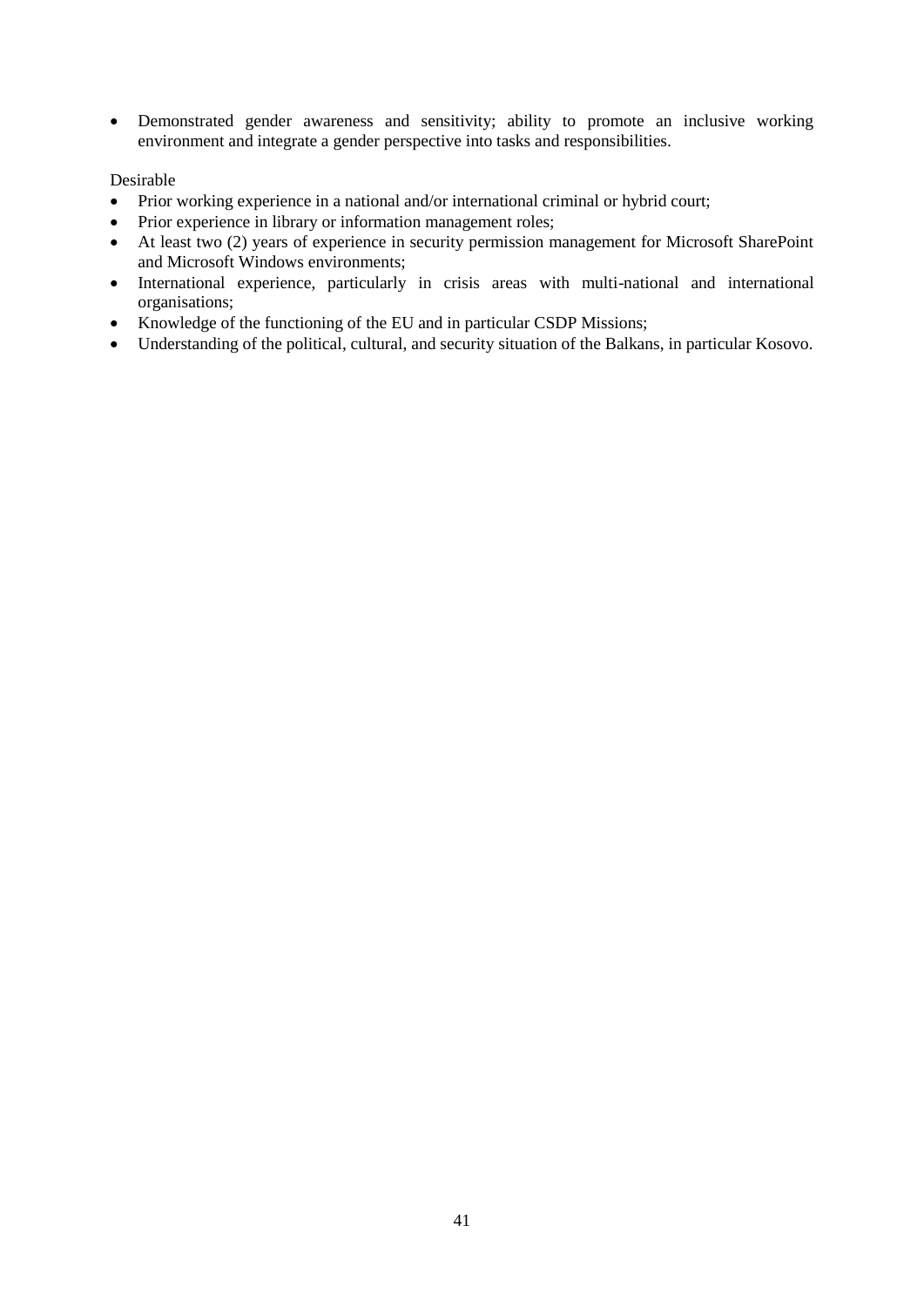- Demonstrated gender awareness and sensitivity; ability to promote an inclusive working environment and integrate a gender perspective into tasks and responsibilities.

Desirable

- Prior working experience in a national and/or international criminal or hybrid court;
- Prior experience in library or information management roles;
- At least two (2) years of experience in security permission management for Microsoft SharePoint and Microsoft Windows environments;
- International experience, particularly in crisis areas with multi-national and international organisations;
- Knowledge of the functioning of the EU and in particular CSDP Missions;
- Understanding of the political, cultural, and security situation of the Balkans, in particular Kosovo.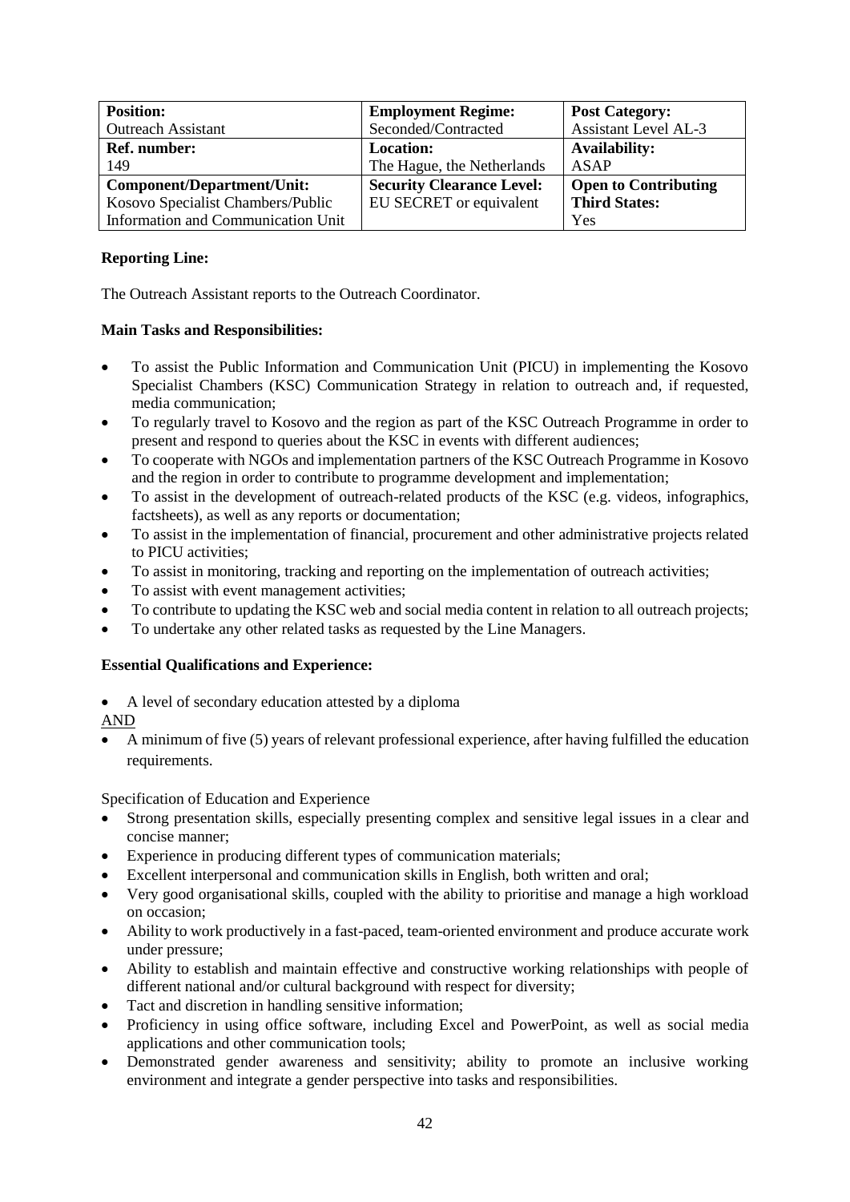| **Position:**<br>Outreach Assistant | **Employment Regime:**<br>Seconded/Contracted | **Post Category:**<br>Assistant Level AL-3 |
|---|---|---|
| **Ref. number:**<br>149 | **Location:**<br>The Hague, the Netherlands | **Availability:**<br>ASAP |
| **Component/Department/Unit:**<br>Kosovo Specialist Chambers/Public Information and Communication Unit | **Security Clearance Level:**<br>EU SECRET or equivalent | **Open to Contributing Third States:**<br>Yes |

**Reporting Line:**

The Outreach Assistant reports to the Outreach Coordinator.

**Main Tasks and Responsibilities:**

- To assist the Public Information and Communication Unit (PICU) in implementing the Kosovo Specialist Chambers (KSC) Communication Strategy in relation to outreach and, if requested, media communication;
- To regularly travel to Kosovo and the region as part of the KSC Outreach Programme in order to present and respond to queries about the KSC in events with different audiences;
- To cooperate with NGOs and implementation partners of the KSC Outreach Programme in Kosovo and the region in order to contribute to programme development and implementation;
- To assist in the development of outreach-related products of the KSC (e.g. videos, infographics, factsheets), as well as any reports or documentation;
- To assist in the implementation of financial, procurement and other administrative projects related to PICU activities;
- To assist in monitoring, tracking and reporting on the implementation of outreach activities;
- To assist with event management activities;
- To contribute to updating the KSC web and social media content in relation to all outreach projects;
- To undertake any other related tasks as requested by the Line Managers.

**Essential Qualifications and Experience:**

- A level of secondary education attested by a diploma

AND

- A minimum of five (5) years of relevant professional experience, after having fulfilled the education requirements.

Specification of Education and Experience

- Strong presentation skills, especially presenting complex and sensitive legal issues in a clear and concise manner;
- Experience in producing different types of communication materials;
- Excellent interpersonal and communication skills in English, both written and oral;
- Very good organisational skills, coupled with the ability to prioritise and manage a high workload on occasion;
- Ability to work productively in a fast-paced, team-oriented environment and produce accurate work under pressure;
- Ability to establish and maintain effective and constructive working relationships with people of different national and/or cultural background with respect for diversity;
- Tact and discretion in handling sensitive information;
- Proficiency in using office software, including Excel and PowerPoint, as well as social media applications and other communication tools;
- Demonstrated gender awareness and sensitivity; ability to promote an inclusive working environment and integrate a gender perspective into tasks and responsibilities.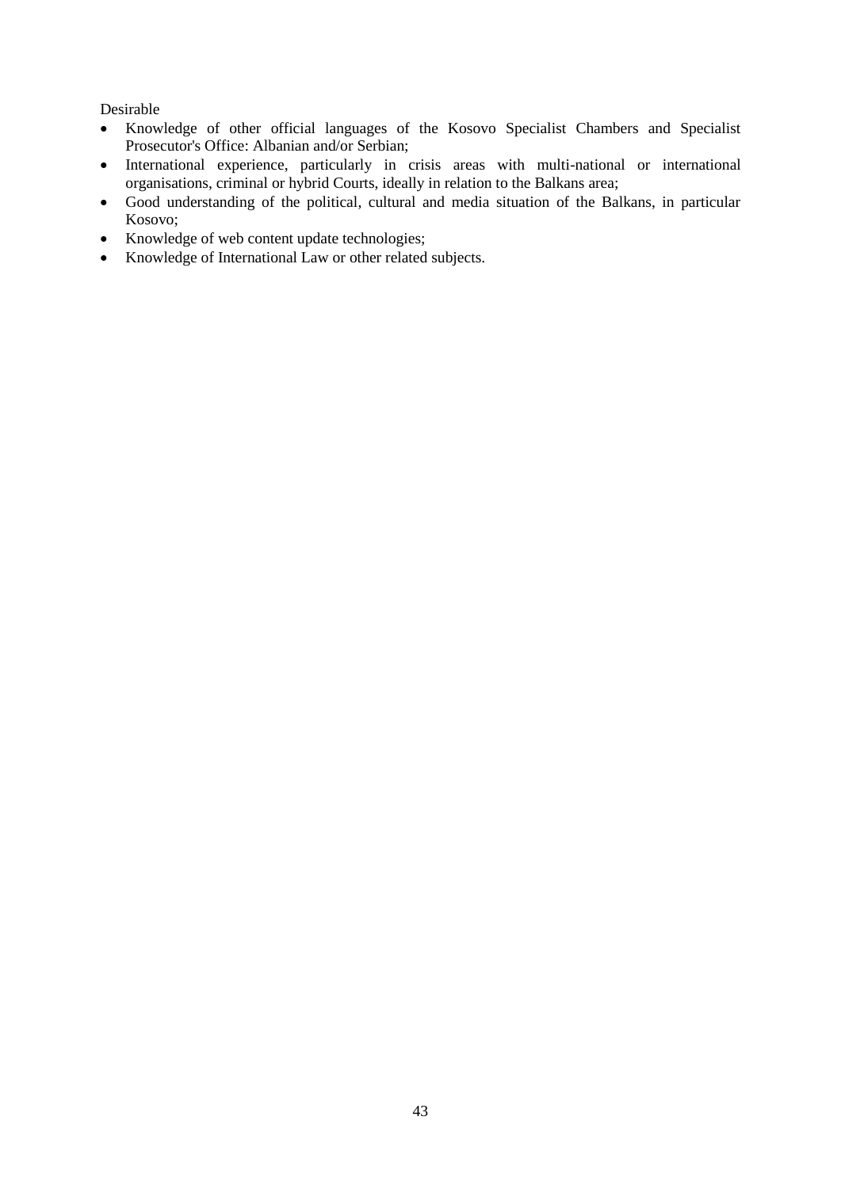Desirable

- Knowledge of other official languages of the Kosovo Specialist Chambers and Specialist Prosecutor's Office: Albanian and/or Serbian;
- International experience, particularly in crisis areas with multi-national or international organisations, criminal or hybrid Courts, ideally in relation to the Balkans area;
- Good understanding of the political, cultural and media situation of the Balkans, in particular Kosovo;
- Knowledge of web content update technologies;
- Knowledge of International Law or other related subjects.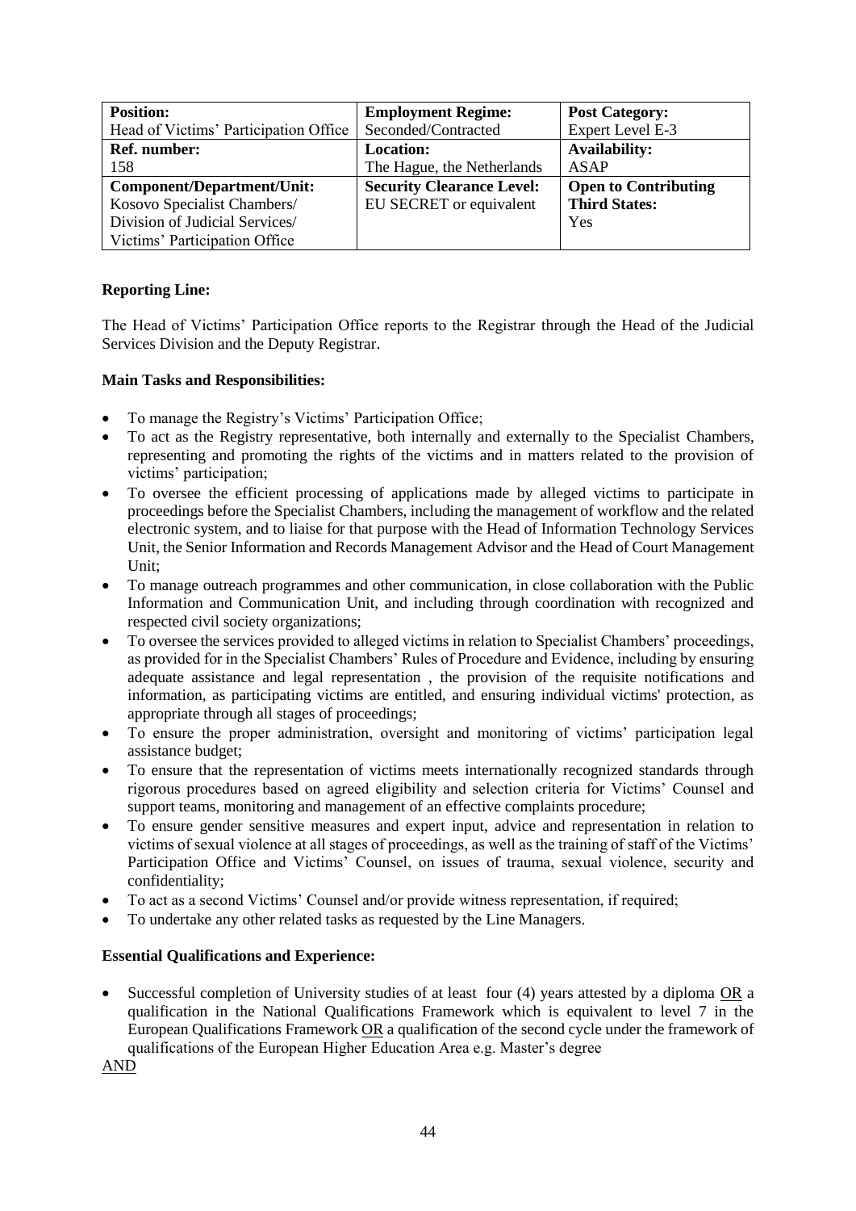| **Position:** | **Employment Regime:** | **Post Category:** |
|---|---|---|
| Head of Victims' Participation Office | Seconded/Contracted | Expert Level E-3 |
| **Ref. number:** | **Location:** | **Availability:** |
| 158 | The Hague, the Netherlands | ASAP |
| **Component/Department/Unit:** Kosovo Specialist Chambers/ Division of Judicial Services/ Victims' Participation Office | **Security Clearance Level:** EU SECRET or equivalent | **Open to Contributing Third States:** Yes |

**Reporting Line:**

The Head of Victims' Participation Office reports to the Registrar through the Head of the Judicial Services Division and the Deputy Registrar.

**Main Tasks and Responsibilities:**

- To manage the Registry's Victims' Participation Office;
- To act as the Registry representative, both internally and externally to the Specialist Chambers, representing and promoting the rights of the victims and in matters related to the provision of victims' participation;
- To oversee the efficient processing of applications made by alleged victims to participate in proceedings before the Specialist Chambers, including the management of workflow and the related electronic system, and to liaise for that purpose with the Head of Information Technology Services Unit, the Senior Information and Records Management Advisor and the Head of Court Management Unit;
- To manage outreach programmes and other communication, in close collaboration with the Public Information and Communication Unit, and including through coordination with recognized and respected civil society organizations;
- To oversee the services provided to alleged victims in relation to Specialist Chambers' proceedings, as provided for in the Specialist Chambers' Rules of Procedure and Evidence, including by ensuring adequate assistance and legal representation , the provision of the requisite notifications and information, as participating victims are entitled, and ensuring individual victims' protection, as appropriate through all stages of proceedings;
- To ensure the proper administration, oversight and monitoring of victims' participation legal assistance budget;
- To ensure that the representation of victims meets internationally recognized standards through rigorous procedures based on agreed eligibility and selection criteria for Victims' Counsel and support teams, monitoring and management of an effective complaints procedure;
- To ensure gender sensitive measures and expert input, advice and representation in relation to victims of sexual violence at all stages of proceedings, as well as the training of staff of the Victims' Participation Office and Victims' Counsel, on issues of trauma, sexual violence, security and confidentiality;
- To act as a second Victims' Counsel and/or provide witness representation, if required;
- To undertake any other related tasks as requested by the Line Managers.

**Essential Qualifications and Experience:**

- Successful completion of University studies of at least four (4) years attested by a diploma OR a qualification in the National Qualifications Framework which is equivalent to level 7 in the European Qualifications Framework OR a qualification of the second cycle under the framework of qualifications of the European Higher Education Area e.g. Master's degree

AND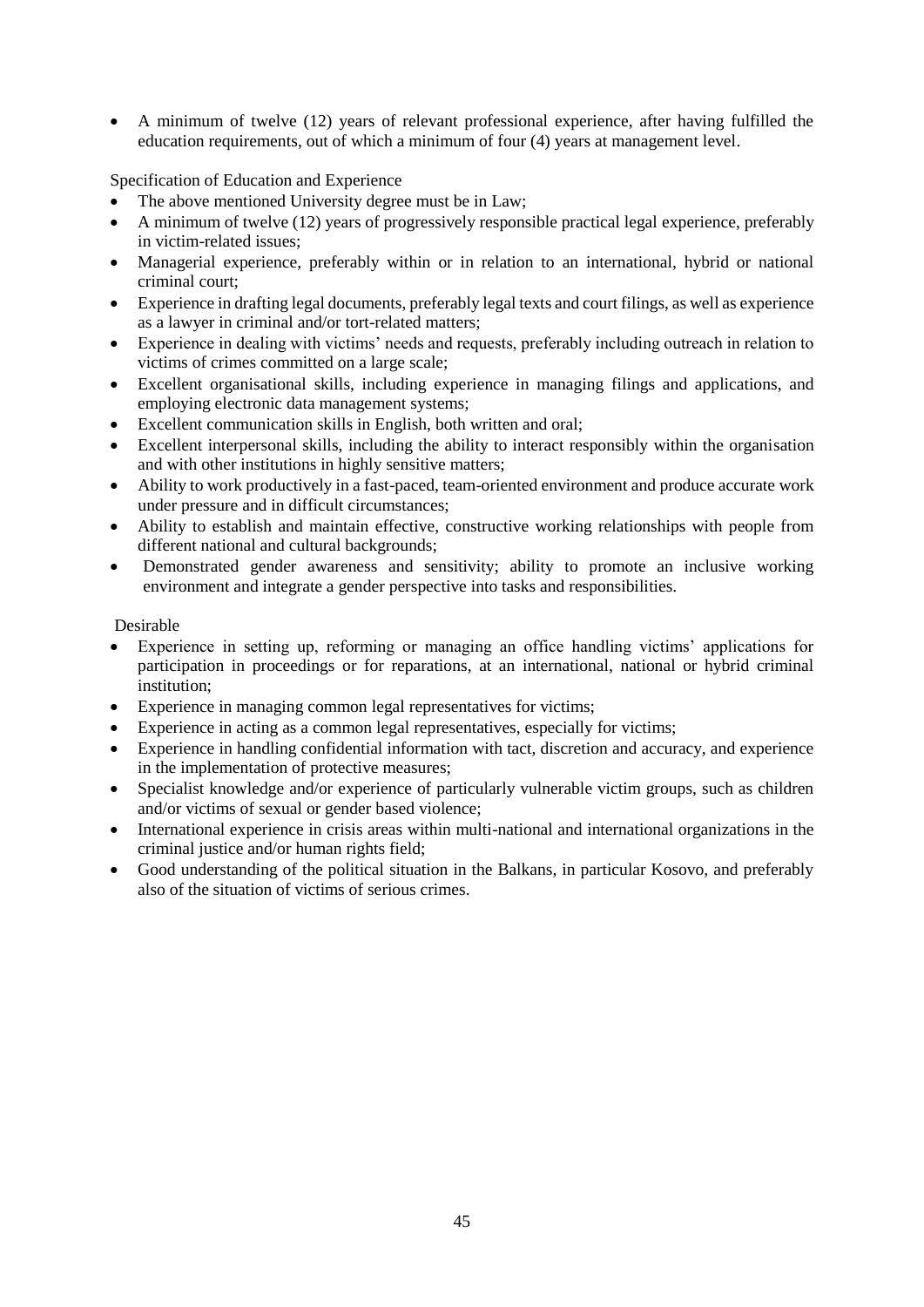- A minimum of twelve (12) years of relevant professional experience, after having fulfilled the education requirements, out of which a minimum of four (4) years at management level.

Specification of Education and Experience

- The above mentioned University degree must be in Law;
- A minimum of twelve (12) years of progressively responsible practical legal experience, preferably in victim-related issues;
- Managerial experience, preferably within or in relation to an international, hybrid or national criminal court;
- Experience in drafting legal documents, preferably legal texts and court filings, as well as experience as a lawyer in criminal and/or tort-related matters;
- Experience in dealing with victims' needs and requests, preferably including outreach in relation to victims of crimes committed on a large scale;
- Excellent organisational skills, including experience in managing filings and applications, and employing electronic data management systems;
- Excellent communication skills in English, both written and oral;
- Excellent interpersonal skills, including the ability to interact responsibly within the organisation and with other institutions in highly sensitive matters;
- Ability to work productively in a fast-paced, team-oriented environment and produce accurate work under pressure and in difficult circumstances;
- Ability to establish and maintain effective, constructive working relationships with people from different national and cultural backgrounds;
- Demonstrated gender awareness and sensitivity; ability to promote an inclusive working environment and integrate a gender perspective into tasks and responsibilities.

Desirable

- Experience in setting up, reforming or managing an office handling victims' applications for participation in proceedings or for reparations, at an international, national or hybrid criminal institution;
- Experience in managing common legal representatives for victims;
- Experience in acting as a common legal representatives, especially for victims;
- Experience in handling confidential information with tact, discretion and accuracy, and experience in the implementation of protective measures;
- Specialist knowledge and/or experience of particularly vulnerable victim groups, such as children and/or victims of sexual or gender based violence;
- International experience in crisis areas within multi-national and international organizations in the criminal justice and/or human rights field;
- Good understanding of the political situation in the Balkans, in particular Kosovo, and preferably also of the situation of victims of serious crimes.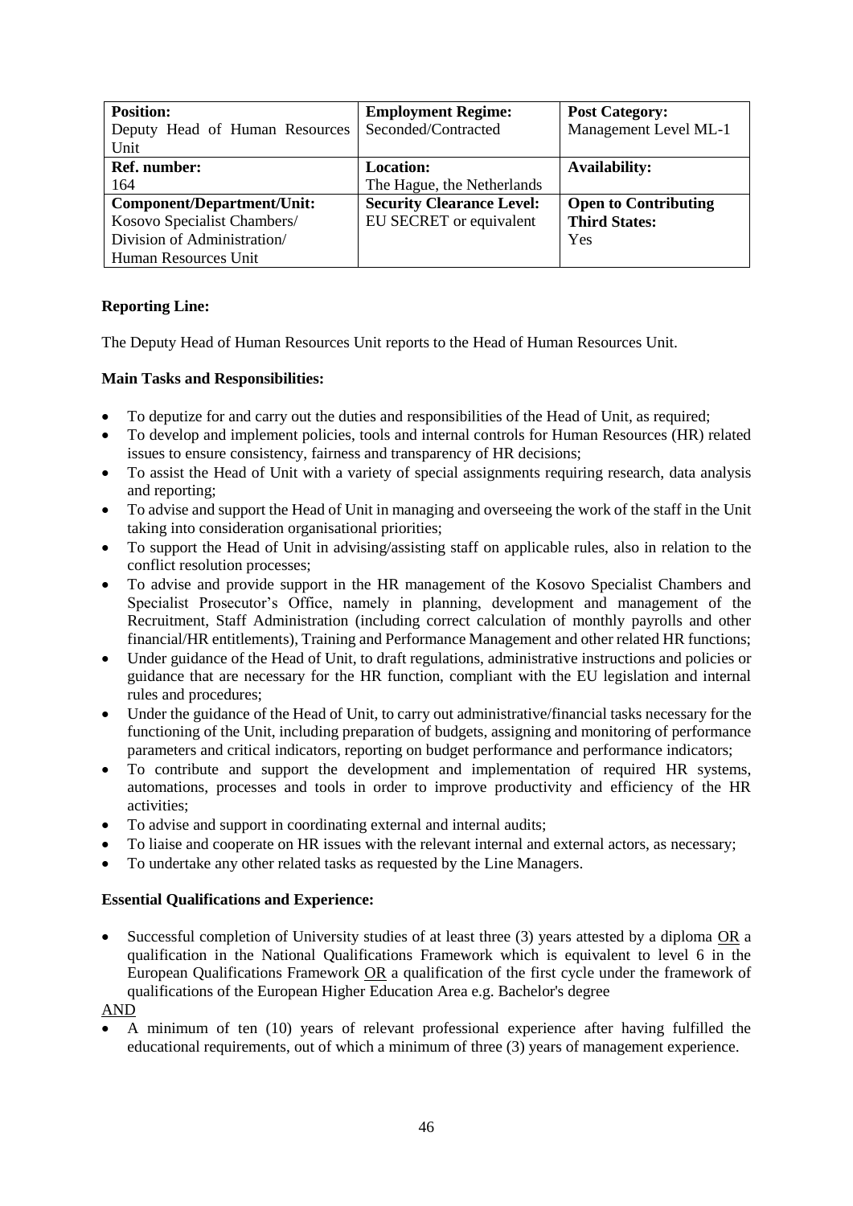| **Position:**<br>Deputy Head of Human Resources Unit | **Employment Regime:**<br>Seconded/Contracted | **Post Category:**<br>Management Level ML-1 |
|---|---|---|
| **Ref. number:**<br>164 | **Location:**<br>The Hague, the Netherlands | **Availability:** |
| **Component/Department/Unit:**<br>Kosovo Specialist Chambers/ Division of Administration/ Human Resources Unit | **Security Clearance Level:**<br>EU SECRET or equivalent | **Open to Contributing Third States:**<br>Yes |

**Reporting Line:**

The Deputy Head of Human Resources Unit reports to the Head of Human Resources Unit.

**Main Tasks and Responsibilities:**

- To deputize for and carry out the duties and responsibilities of the Head of Unit, as required;
- To develop and implement policies, tools and internal controls for Human Resources (HR) related issues to ensure consistency, fairness and transparency of HR decisions;
- To assist the Head of Unit with a variety of special assignments requiring research, data analysis and reporting;
- To advise and support the Head of Unit in managing and overseeing the work of the staff in the Unit taking into consideration organisational priorities;
- To support the Head of Unit in advising/assisting staff on applicable rules, also in relation to the conflict resolution processes;
- To advise and provide support in the HR management of the Kosovo Specialist Chambers and Specialist Prosecutor's Office, namely in planning, development and management of the Recruitment, Staff Administration (including correct calculation of monthly payrolls and other financial/HR entitlements), Training and Performance Management and other related HR functions;
- Under guidance of the Head of Unit, to draft regulations, administrative instructions and policies or guidance that are necessary for the HR function, compliant with the EU legislation and internal rules and procedures;
- Under the guidance of the Head of Unit, to carry out administrative/financial tasks necessary for the functioning of the Unit, including preparation of budgets, assigning and monitoring of performance parameters and critical indicators, reporting on budget performance and performance indicators;
- To contribute and support the development and implementation of required HR systems, automations, processes and tools in order to improve productivity and efficiency of the HR activities;
- To advise and support in coordinating external and internal audits;
- To liaise and cooperate on HR issues with the relevant internal and external actors, as necessary;
- To undertake any other related tasks as requested by the Line Managers.

**Essential Qualifications and Experience:**

- Successful completion of University studies of at least three (3) years attested by a diploma OR a qualification in the National Qualifications Framework which is equivalent to level 6 in the European Qualifications Framework OR a qualification of the first cycle under the framework of qualifications of the European Higher Education Area e.g. Bachelor's degree

AND

- A minimum of ten (10) years of relevant professional experience after having fulfilled the educational requirements, out of which a minimum of three (3) years of management experience.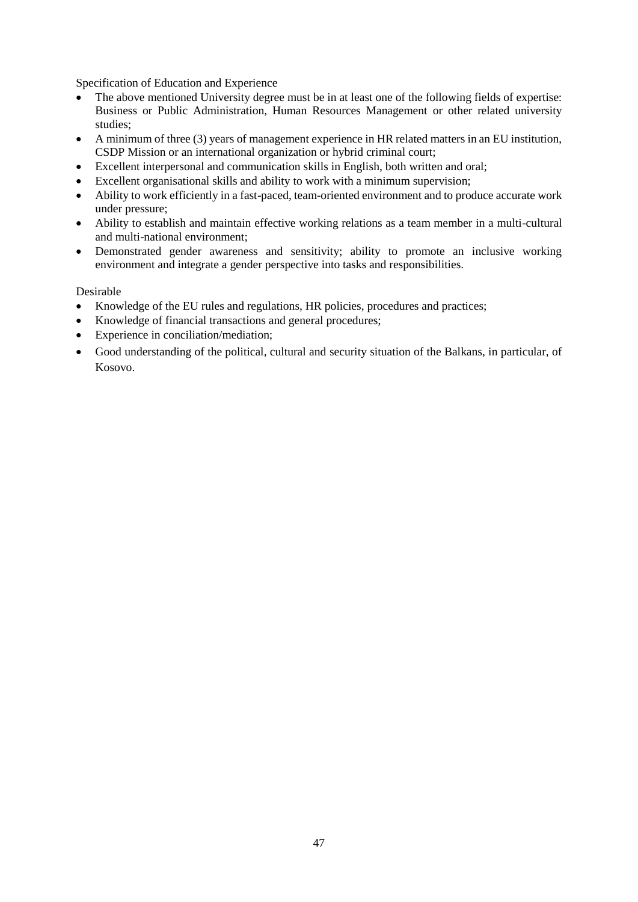Specification of Education and Experience

- The above mentioned University degree must be in at least one of the following fields of expertise: Business or Public Administration, Human Resources Management or other related university studies;
- A minimum of three (3) years of management experience in HR related matters in an EU institution, CSDP Mission or an international organization or hybrid criminal court;
- Excellent interpersonal and communication skills in English, both written and oral;
- Excellent organisational skills and ability to work with a minimum supervision;
- Ability to work efficiently in a fast-paced, team-oriented environment and to produce accurate work under pressure;
- Ability to establish and maintain effective working relations as a team member in a multi-cultural and multi-national environment;
- Demonstrated gender awareness and sensitivity; ability to promote an inclusive working environment and integrate a gender perspective into tasks and responsibilities.

Desirable

- Knowledge of the EU rules and regulations, HR policies, procedures and practices;
- Knowledge of financial transactions and general procedures;
- Experience in conciliation/mediation;
- Good understanding of the political, cultural and security situation of the Balkans, in particular, of Kosovo.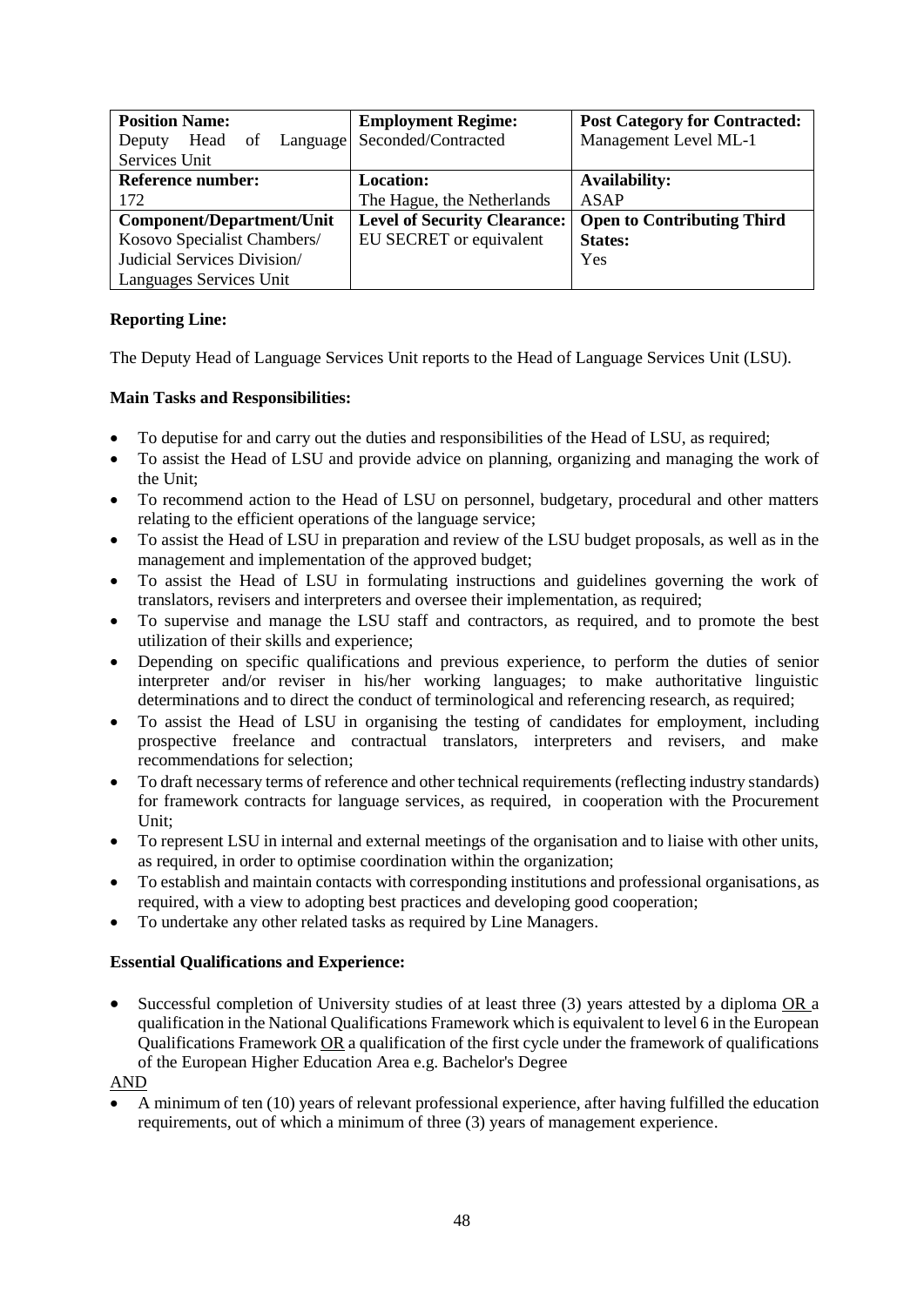| **Position Name:** | **Employment Regime:** | **Post Category for Contracted:** |
|---|---|---|
| Deputy Head of Language Services Unit | Seconded/Contracted | Management Level ML-1 |
| **Reference number:** | **Location:** | **Availability:** |
| 172 | The Hague, the Netherlands | ASAP |
| **Component/Department/Unit** | **Level of Security Clearance:** | **Open to Contributing Third States:** |
| Kosovo Specialist Chambers/ Judicial Services Division/ Languages Services Unit | EU SECRET or equivalent | Yes |

**Reporting Line:**

The Deputy Head of Language Services Unit reports to the Head of Language Services Unit (LSU).

**Main Tasks and Responsibilities:**

- To deputise for and carry out the duties and responsibilities of the Head of LSU, as required;
- To assist the Head of LSU and provide advice on planning, organizing and managing the work of the Unit;
- To recommend action to the Head of LSU on personnel, budgetary, procedural and other matters relating to the efficient operations of the language service;
- To assist the Head of LSU in preparation and review of the LSU budget proposals, as well as in the management and implementation of the approved budget;
- To assist the Head of LSU in formulating instructions and guidelines governing the work of translators, revisers and interpreters and oversee their implementation, as required;
- To supervise and manage the LSU staff and contractors, as required, and to promote the best utilization of their skills and experience;
- Depending on specific qualifications and previous experience, to perform the duties of senior interpreter and/or reviser in his/her working languages; to make authoritative linguistic determinations and to direct the conduct of terminological and referencing research, as required;
- To assist the Head of LSU in organising the testing of candidates for employment, including prospective freelance and contractual translators, interpreters and revisers, and make recommendations for selection;
- To draft necessary terms of reference and other technical requirements (reflecting industry standards) for framework contracts for language services, as required, in cooperation with the Procurement Unit;
- To represent LSU in internal and external meetings of the organisation and to liaise with other units, as required, in order to optimise coordination within the organization;
- To establish and maintain contacts with corresponding institutions and professional organisations, as required, with a view to adopting best practices and developing good cooperation;
- To undertake any other related tasks as required by Line Managers.

**Essential Qualifications and Experience:**

- Successful completion of University studies of at least three (3) years attested by a diploma OR a qualification in the National Qualifications Framework which is equivalent to level 6 in the European Qualifications Framework OR a qualification of the first cycle under the framework of qualifications of the European Higher Education Area e.g. Bachelor's Degree

AND

- A minimum of ten (10) years of relevant professional experience, after having fulfilled the education requirements, out of which a minimum of three (3) years of management experience.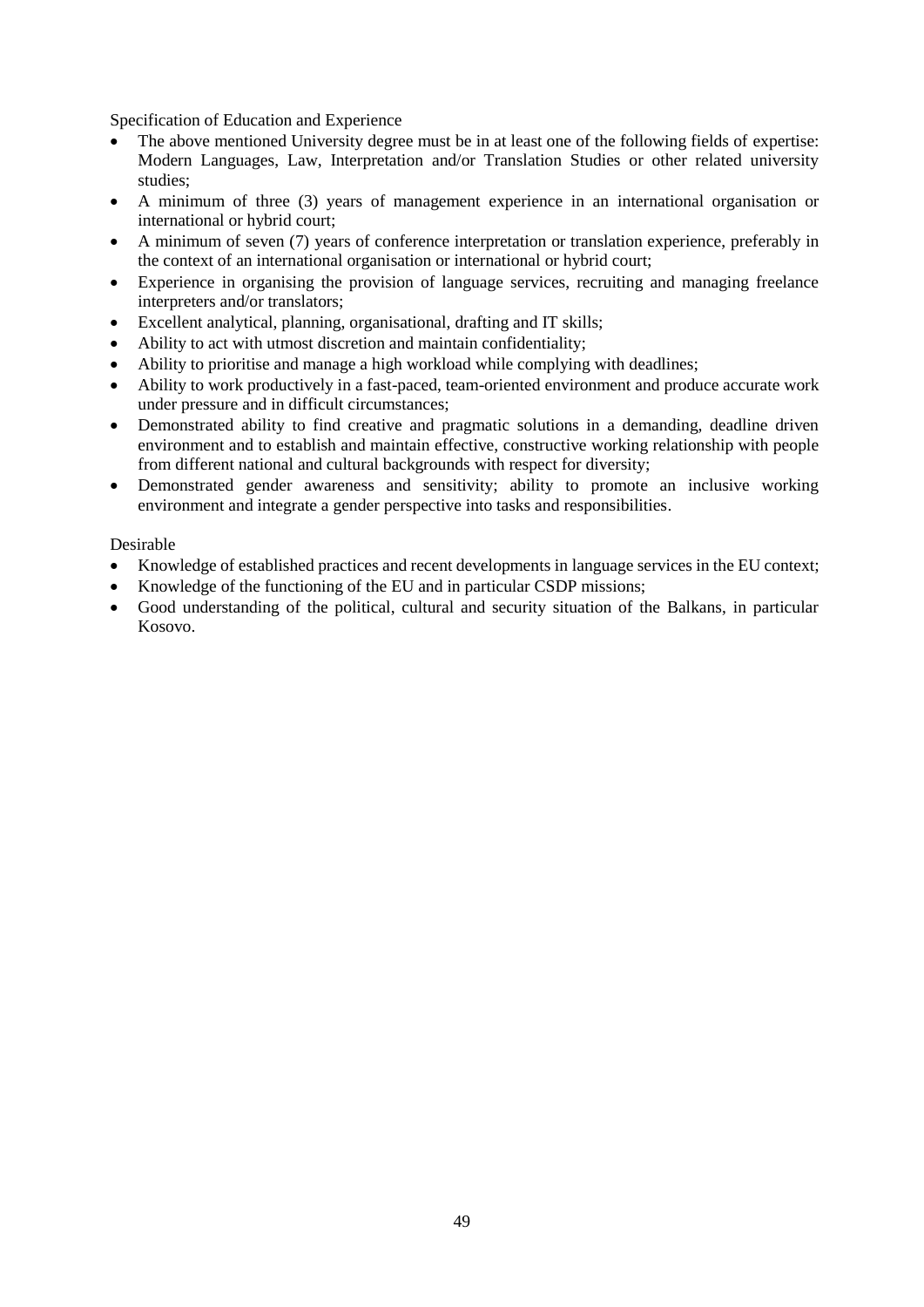Specification of Education and Experience

- The above mentioned University degree must be in at least one of the following fields of expertise: Modern Languages, Law, Interpretation and/or Translation Studies or other related university studies;
- A minimum of three (3) years of management experience in an international organisation or international or hybrid court;
- A minimum of seven (7) years of conference interpretation or translation experience, preferably in the context of an international organisation or international or hybrid court;
- Experience in organising the provision of language services, recruiting and managing freelance interpreters and/or translators;
- Excellent analytical, planning, organisational, drafting and IT skills;
- Ability to act with utmost discretion and maintain confidentiality;
- Ability to prioritise and manage a high workload while complying with deadlines;
- Ability to work productively in a fast-paced, team-oriented environment and produce accurate work under pressure and in difficult circumstances;
- Demonstrated ability to find creative and pragmatic solutions in a demanding, deadline driven environment and to establish and maintain effective, constructive working relationship with people from different national and cultural backgrounds with respect for diversity;
- Demonstrated gender awareness and sensitivity; ability to promote an inclusive working environment and integrate a gender perspective into tasks and responsibilities.

Desirable

- Knowledge of established practices and recent developments in language services in the EU context;
- Knowledge of the functioning of the EU and in particular CSDP missions;
- Good understanding of the political, cultural and security situation of the Balkans, in particular Kosovo.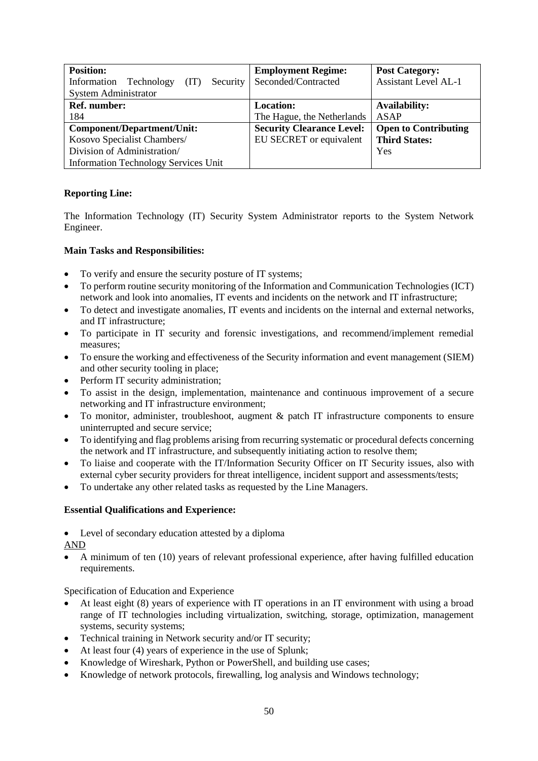| **Position:** Information Technology (IT) Security System Administrator | **Employment Regime:** Seconded/Contracted | **Post Category:** Assistant Level AL-1 |
|---|---|---|
| **Ref. number:** 184 | **Location:** The Hague, the Netherlands | **Availability:** ASAP |
| **Component/Department/Unit:** Kosovo Specialist Chambers/ Division of Administration/ Information Technology Services Unit | **Security Clearance Level:** EU SECRET or equivalent | **Open to Contributing Third States:** Yes |

**Reporting Line:**

The Information Technology (IT) Security System Administrator reports to the System Network Engineer.

**Main Tasks and Responsibilities:**

- To verify and ensure the security posture of IT systems;
- To perform routine security monitoring of the Information and Communication Technologies (ICT) network and look into anomalies, IT events and incidents on the network and IT infrastructure;
- To detect and investigate anomalies, IT events and incidents on the internal and external networks, and IT infrastructure;
- To participate in IT security and forensic investigations, and recommend/implement remedial measures;
- To ensure the working and effectiveness of the Security information and event management (SIEM) and other security tooling in place;
- Perform IT security administration;
- To assist in the design, implementation, maintenance and continuous improvement of a secure networking and IT infrastructure environment;
- To monitor, administer, troubleshoot, augment & patch IT infrastructure components to ensure uninterrupted and secure service;
- To identifying and flag problems arising from recurring systematic or procedural defects concerning the network and IT infrastructure, and subsequently initiating action to resolve them;
- To liaise and cooperate with the IT/Information Security Officer on IT Security issues, also with external cyber security providers for threat intelligence, incident support and assessments/tests;
- To undertake any other related tasks as requested by the Line Managers.

**Essential Qualifications and Experience:**

- Level of secondary education attested by a diploma

AND

- A minimum of ten (10) years of relevant professional experience, after having fulfilled education requirements.

Specification of Education and Experience

- At least eight (8) years of experience with IT operations in an IT environment with using a broad range of IT technologies including virtualization, switching, storage, optimization, management systems, security systems;
- Technical training in Network security and/or IT security;
- At least four (4) years of experience in the use of Splunk;
- Knowledge of Wireshark, Python or PowerShell, and building use cases;
- Knowledge of network protocols, firewalling, log analysis and Windows technology;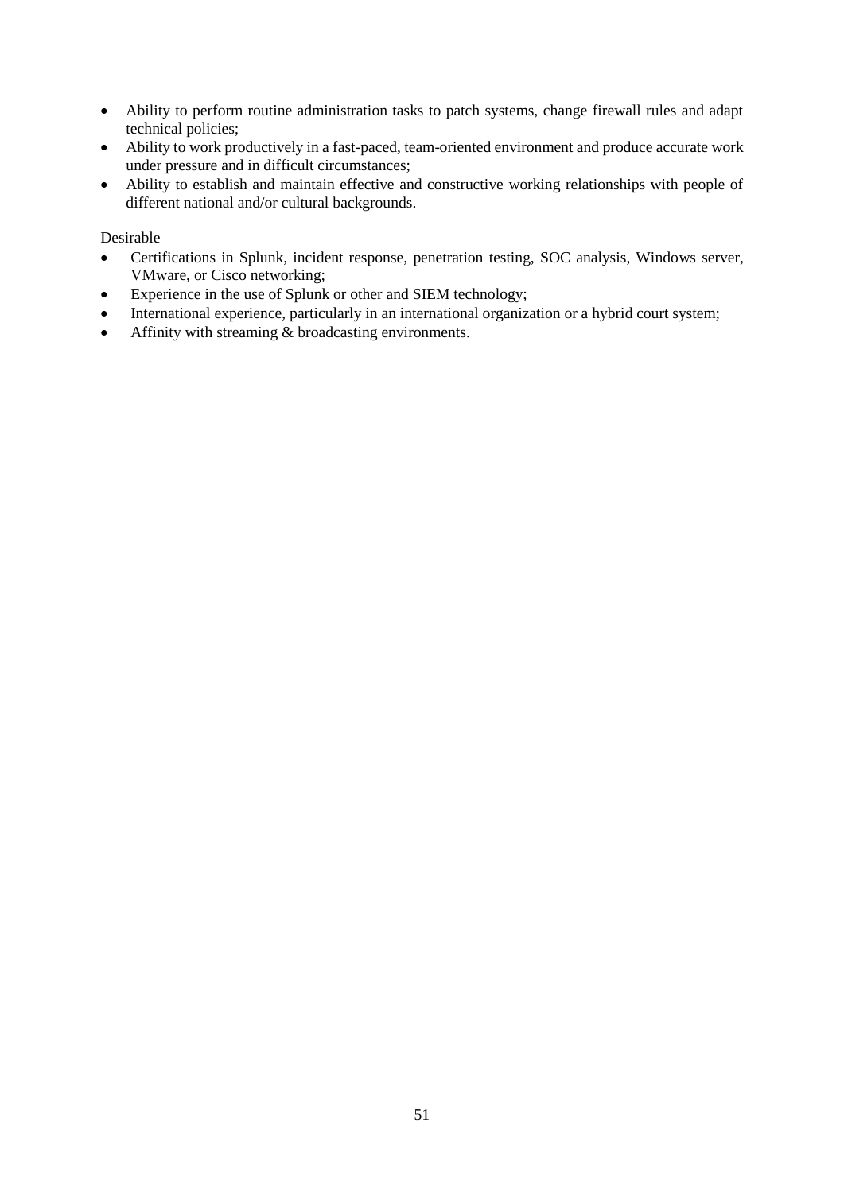- Ability to perform routine administration tasks to patch systems, change firewall rules and adapt technical policies;
- Ability to work productively in a fast-paced, team-oriented environment and produce accurate work under pressure and in difficult circumstances;
- Ability to establish and maintain effective and constructive working relationships with people of different national and/or cultural backgrounds.

Desirable

- Certifications in Splunk, incident response, penetration testing, SOC analysis, Windows server, VMware, or Cisco networking;
- Experience in the use of Splunk or other and SIEM technology;
- International experience, particularly in an international organization or a hybrid court system;
- Affinity with streaming & broadcasting environments.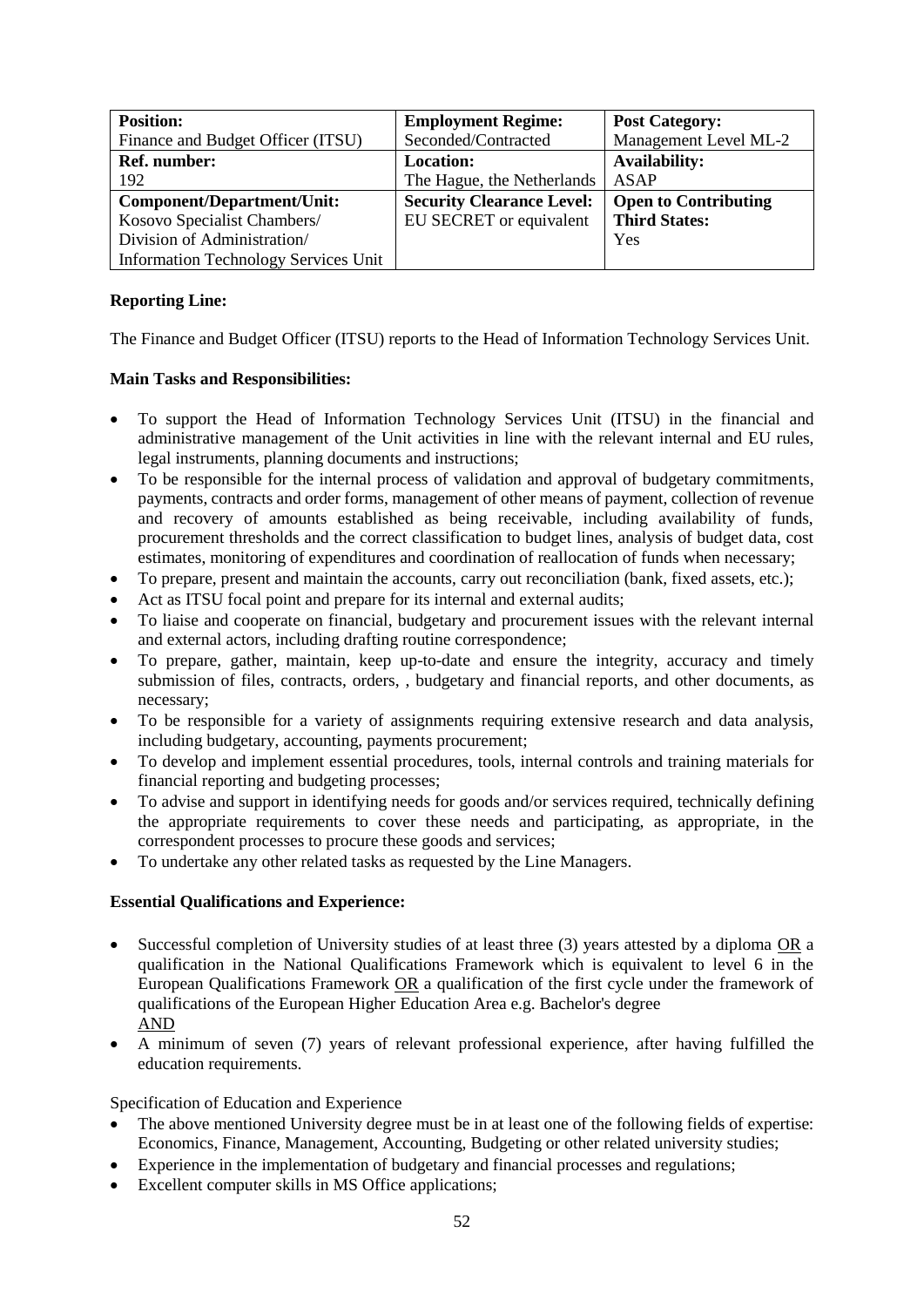| **Position:**<br>Finance and Budget Officer (ITSU) | **Employment Regime:**<br>Seconded/Contracted | **Post Category:**<br>Management Level ML-2 |
|---|---|---|
| **Ref. number:**<br>192 | **Location:**<br>The Hague, the Netherlands | **Availability:**<br>ASAP |
| **Component/Department/Unit:**<br>Kosovo Specialist Chambers/<br>Division of Administration/<br>Information Technology Services Unit | **Security Clearance Level:**<br>EU SECRET or equivalent | **Open to Contributing Third States:**<br>Yes |

**Reporting Line:**

The Finance and Budget Officer (ITSU) reports to the Head of Information Technology Services Unit.

**Main Tasks and Responsibilities:**

- To support the Head of Information Technology Services Unit (ITSU) in the financial and administrative management of the Unit activities in line with the relevant internal and EU rules, legal instruments, planning documents and instructions;
- To be responsible for the internal process of validation and approval of budgetary commitments, payments, contracts and order forms, management of other means of payment, collection of revenue and recovery of amounts established as being receivable, including availability of funds, procurement thresholds and the correct classification to budget lines, analysis of budget data, cost estimates, monitoring of expenditures and coordination of reallocation of funds when necessary;
- To prepare, present and maintain the accounts, carry out reconciliation (bank, fixed assets, etc.);
- Act as ITSU focal point and prepare for its internal and external audits;
- To liaise and cooperate on financial, budgetary and procurement issues with the relevant internal and external actors, including drafting routine correspondence;
- To prepare, gather, maintain, keep up-to-date and ensure the integrity, accuracy and timely submission of files, contracts, orders, , budgetary and financial reports, and other documents, as necessary;
- To be responsible for a variety of assignments requiring extensive research and data analysis, including budgetary, accounting, payments procurement;
- To develop and implement essential procedures, tools, internal controls and training materials for financial reporting and budgeting processes;
- To advise and support in identifying needs for goods and/or services required, technically defining the appropriate requirements to cover these needs and participating, as appropriate, in the correspondent processes to procure these goods and services;
- To undertake any other related tasks as requested by the Line Managers.

**Essential Qualifications and Experience:**

- Successful completion of University studies of at least three (3) years attested by a diploma OR a qualification in the National Qualifications Framework which is equivalent to level 6 in the European Qualifications Framework OR a qualification of the first cycle under the framework of qualifications of the European Higher Education Area e.g. Bachelor's degree
  AND
- A minimum of seven (7) years of relevant professional experience, after having fulfilled the education requirements.

Specification of Education and Experience

- The above mentioned University degree must be in at least one of the following fields of expertise: Economics, Finance, Management, Accounting, Budgeting or other related university studies;
- Experience in the implementation of budgetary and financial processes and regulations;
- Excellent computer skills in MS Office applications;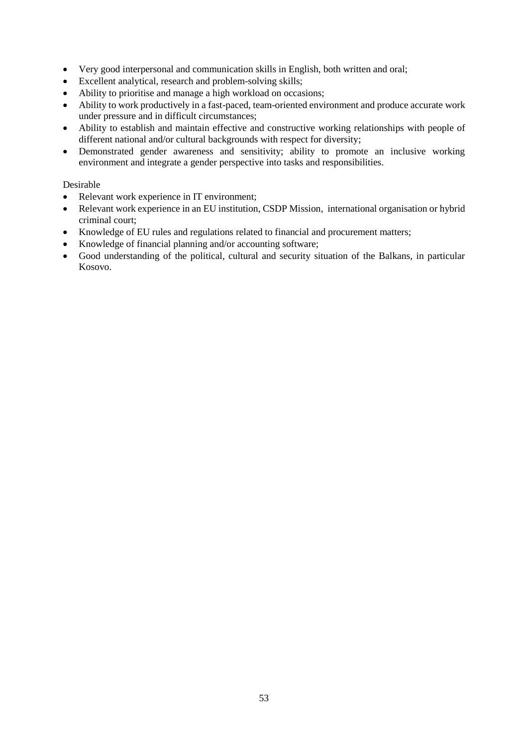- Very good interpersonal and communication skills in English, both written and oral;
- Excellent analytical, research and problem-solving skills;
- Ability to prioritise and manage a high workload on occasions;
- Ability to work productively in a fast-paced, team-oriented environment and produce accurate work under pressure and in difficult circumstances;
- Ability to establish and maintain effective and constructive working relationships with people of different national and/or cultural backgrounds with respect for diversity;
- Demonstrated gender awareness and sensitivity; ability to promote an inclusive working environment and integrate a gender perspective into tasks and responsibilities.

Desirable

- Relevant work experience in IT environment;
- Relevant work experience in an EU institution, CSDP Mission, international organisation or hybrid criminal court;
- Knowledge of EU rules and regulations related to financial and procurement matters;
- Knowledge of financial planning and/or accounting software;
- Good understanding of the political, cultural and security situation of the Balkans, in particular Kosovo.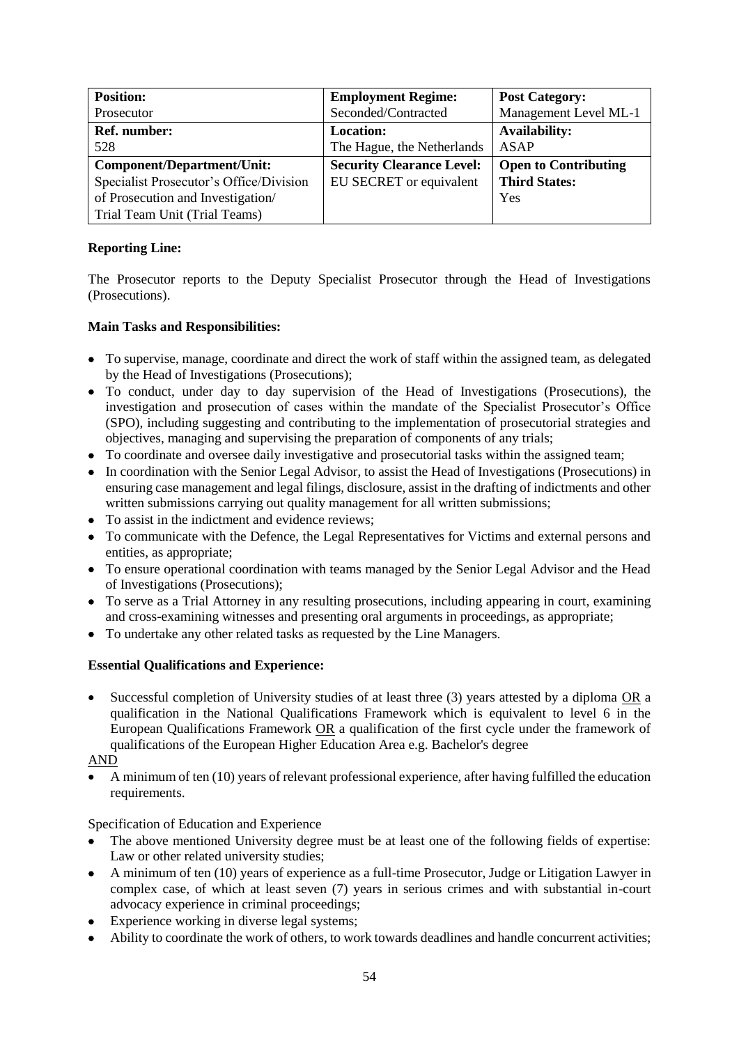| **Position:** Prosecutor | **Employment Regime:** Seconded/Contracted | **Post Category:** Management Level ML-1 |
|---|---|---|
| **Ref. number:** 528 | **Location:** The Hague, the Netherlands | **Availability:** ASAP |
| **Component/Department/Unit:** Specialist Prosecutor's Office/Division of Prosecution and Investigation/ Trial Team Unit (Trial Teams) | **Security Clearance Level:** EU SECRET or equivalent | **Open to Contributing Third States:** Yes |

**Reporting Line:**

The Prosecutor reports to the Deputy Specialist Prosecutor through the Head of Investigations (Prosecutions).

**Main Tasks and Responsibilities:**

- To supervise, manage, coordinate and direct the work of staff within the assigned team, as delegated by the Head of Investigations (Prosecutions);
- To conduct, under day to day supervision of the Head of Investigations (Prosecutions), the investigation and prosecution of cases within the mandate of the Specialist Prosecutor's Office (SPO), including suggesting and contributing to the implementation of prosecutorial strategies and objectives, managing and supervising the preparation of components of any trials;
- To coordinate and oversee daily investigative and prosecutorial tasks within the assigned team;
- In coordination with the Senior Legal Advisor, to assist the Head of Investigations (Prosecutions) in ensuring case management and legal filings, disclosure, assist in the drafting of indictments and other written submissions carrying out quality management for all written submissions;
- To assist in the indictment and evidence reviews;
- To communicate with the Defence, the Legal Representatives for Victims and external persons and entities, as appropriate;
- To ensure operational coordination with teams managed by the Senior Legal Advisor and the Head of Investigations (Prosecutions);
- To serve as a Trial Attorney in any resulting prosecutions, including appearing in court, examining and cross-examining witnesses and presenting oral arguments in proceedings, as appropriate;
- To undertake any other related tasks as requested by the Line Managers.

**Essential Qualifications and Experience:**

- Successful completion of University studies of at least three (3) years attested by a diploma OR a qualification in the National Qualifications Framework which is equivalent to level 6 in the European Qualifications Framework OR a qualification of the first cycle under the framework of qualifications of the European Higher Education Area e.g. Bachelor's degree

AND

- A minimum of ten (10) years of relevant professional experience, after having fulfilled the education requirements.

Specification of Education and Experience

- The above mentioned University degree must be at least one of the following fields of expertise: Law or other related university studies;
- A minimum of ten (10) years of experience as a full-time Prosecutor, Judge or Litigation Lawyer in complex case, of which at least seven (7) years in serious crimes and with substantial in-court advocacy experience in criminal proceedings;
- Experience working in diverse legal systems;
- Ability to coordinate the work of others, to work towards deadlines and handle concurrent activities;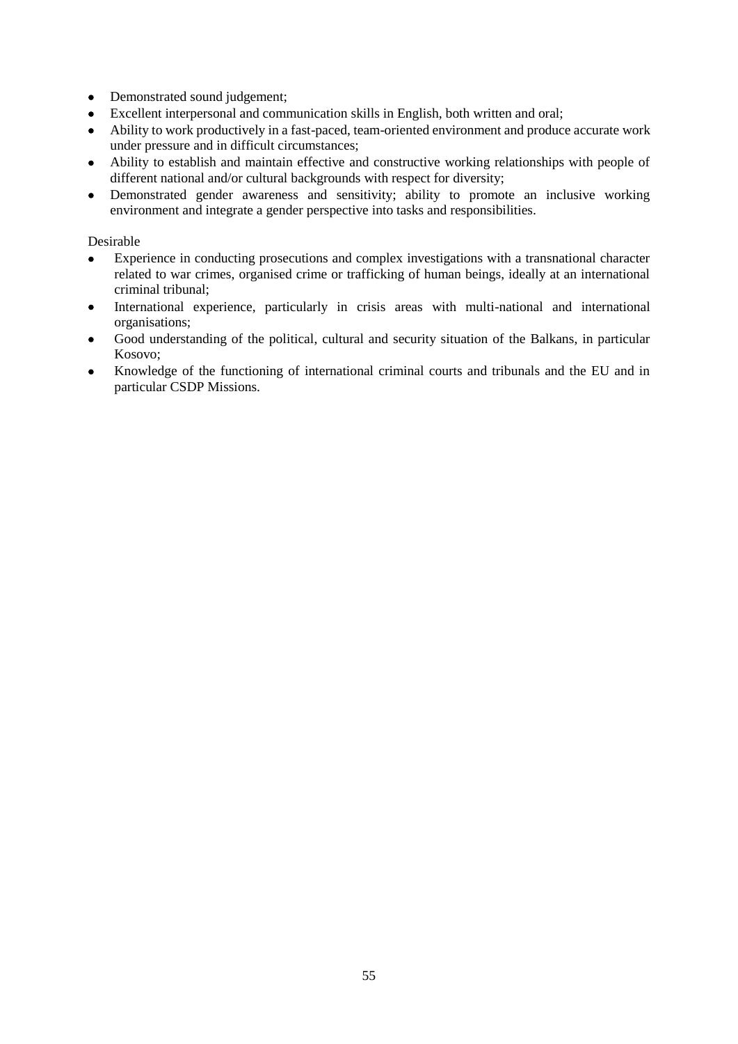- Demonstrated sound judgement;
- Excellent interpersonal and communication skills in English, both written and oral;
- Ability to work productively in a fast-paced, team-oriented environment and produce accurate work under pressure and in difficult circumstances;
- Ability to establish and maintain effective and constructive working relationships with people of different national and/or cultural backgrounds with respect for diversity;
- Demonstrated gender awareness and sensitivity; ability to promote an inclusive working environment and integrate a gender perspective into tasks and responsibilities.

Desirable

- Experience in conducting prosecutions and complex investigations with a transnational character related to war crimes, organised crime or trafficking of human beings, ideally at an international criminal tribunal;
- International experience, particularly in crisis areas with multi-national and international organisations;
- Good understanding of the political, cultural and security situation of the Balkans, in particular Kosovo;
- Knowledge of the functioning of international criminal courts and tribunals and the EU and in particular CSDP Missions.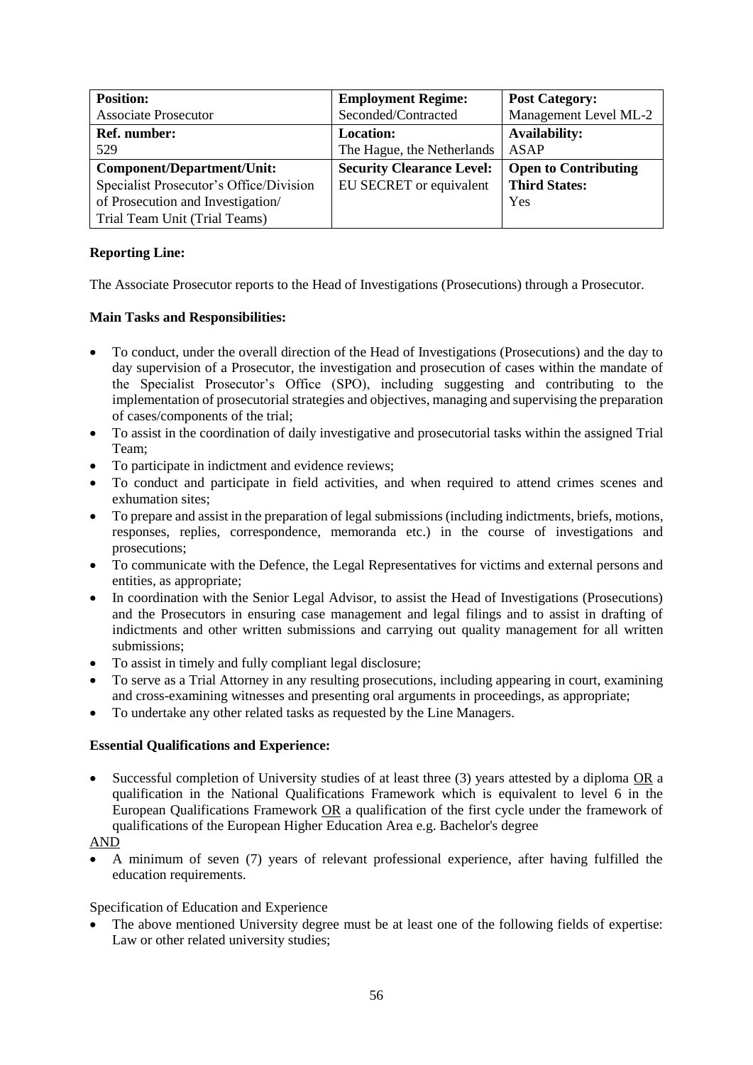| **Position:** Associate Prosecutor | **Employment Regime:** Seconded/Contracted | **Post Category:** Management Level ML-2 |
|---|---|---|
| **Ref. number:** 529 | **Location:** The Hague, the Netherlands | **Availability:** ASAP |
| **Component/Department/Unit:** Specialist Prosecutor's Office/Division of Prosecution and Investigation/ Trial Team Unit (Trial Teams) | **Security Clearance Level:** EU SECRET or equivalent | **Open to Contributing Third States:** Yes |

**Reporting Line:**

The Associate Prosecutor reports to the Head of Investigations (Prosecutions) through a Prosecutor.

**Main Tasks and Responsibilities:**

- To conduct, under the overall direction of the Head of Investigations (Prosecutions) and the day to day supervision of a Prosecutor, the investigation and prosecution of cases within the mandate of the Specialist Prosecutor's Office (SPO), including suggesting and contributing to the implementation of prosecutorial strategies and objectives, managing and supervising the preparation of cases/components of the trial;
- To assist in the coordination of daily investigative and prosecutorial tasks within the assigned Trial Team;
- To participate in indictment and evidence reviews;
- To conduct and participate in field activities, and when required to attend crimes scenes and exhumation sites;
- To prepare and assist in the preparation of legal submissions (including indictments, briefs, motions, responses, replies, correspondence, memoranda etc.) in the course of investigations and prosecutions;
- To communicate with the Defence, the Legal Representatives for victims and external persons and entities, as appropriate;
- In coordination with the Senior Legal Advisor, to assist the Head of Investigations (Prosecutions) and the Prosecutors in ensuring case management and legal filings and to assist in drafting of indictments and other written submissions and carrying out quality management for all written submissions;
- To assist in timely and fully compliant legal disclosure;
- To serve as a Trial Attorney in any resulting prosecutions, including appearing in court, examining and cross-examining witnesses and presenting oral arguments in proceedings, as appropriate;
- To undertake any other related tasks as requested by the Line Managers.

**Essential Qualifications and Experience:**

- Successful completion of University studies of at least three (3) years attested by a diploma OR a qualification in the National Qualifications Framework which is equivalent to level 6 in the European Qualifications Framework OR a qualification of the first cycle under the framework of qualifications of the European Higher Education Area e.g. Bachelor's degree

AND

- A minimum of seven (7) years of relevant professional experience, after having fulfilled the education requirements.

Specification of Education and Experience

- The above mentioned University degree must be at least one of the following fields of expertise: Law or other related university studies;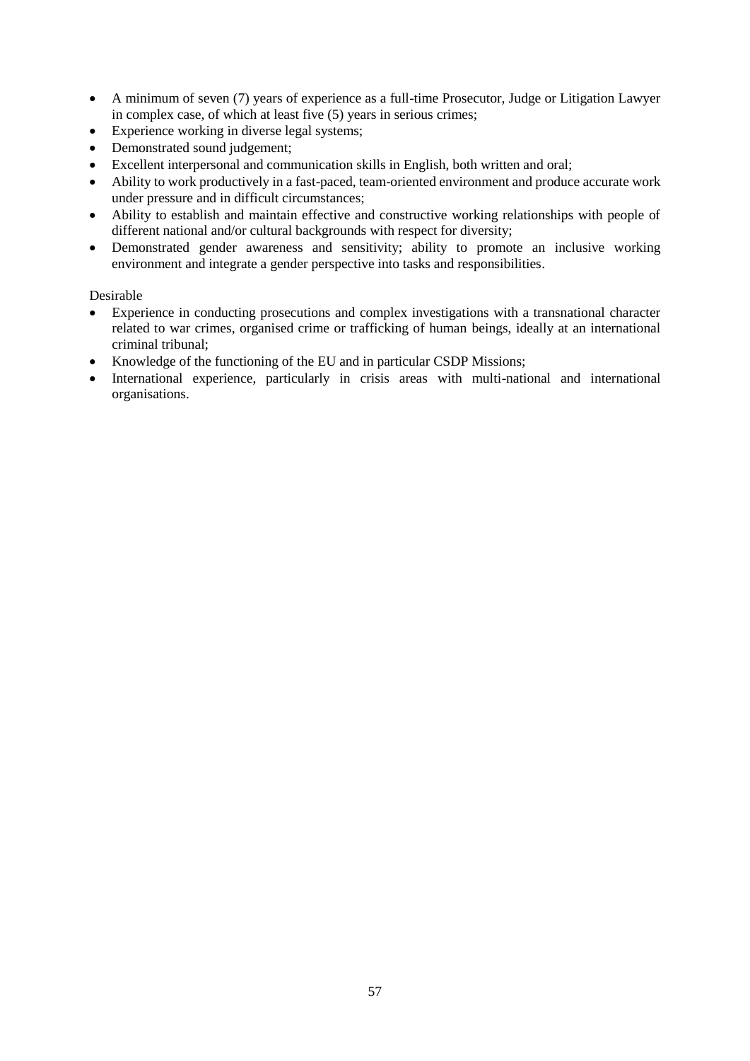- A minimum of seven (7) years of experience as a full-time Prosecutor, Judge or Litigation Lawyer in complex case, of which at least five (5) years in serious crimes;
- Experience working in diverse legal systems;
- Demonstrated sound judgement;
- Excellent interpersonal and communication skills in English, both written and oral;
- Ability to work productively in a fast-paced, team-oriented environment and produce accurate work under pressure and in difficult circumstances;
- Ability to establish and maintain effective and constructive working relationships with people of different national and/or cultural backgrounds with respect for diversity;
- Demonstrated gender awareness and sensitivity; ability to promote an inclusive working environment and integrate a gender perspective into tasks and responsibilities.

Desirable

- Experience in conducting prosecutions and complex investigations with a transnational character related to war crimes, organised crime or trafficking of human beings, ideally at an international criminal tribunal;
- Knowledge of the functioning of the EU and in particular CSDP Missions;
- International experience, particularly in crisis areas with multi-national and international organisations.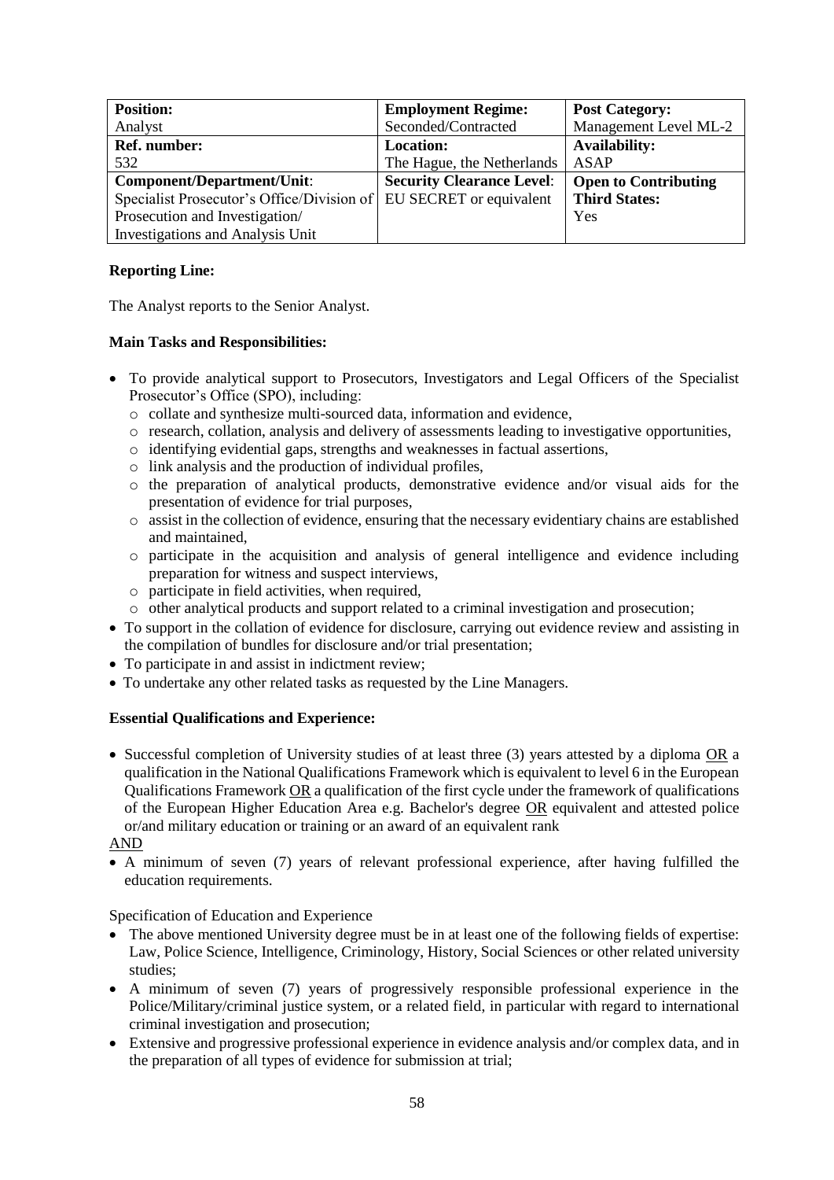| **Position:** | **Employment Regime:** | **Post Category:** |
|---|---|---|
| Analyst | Seconded/Contracted | Management Level ML-2 |
| **Ref. number:** | **Location:** | **Availability:** |
| 532 | The Hague, the Netherlands | ASAP |
| **Component/Department/Unit**: Specialist Prosecutor's Office/Division of Prosecution and Investigation/ Investigations and Analysis Unit | **Security Clearance Level**: EU SECRET or equivalent | **Open to Contributing Third States:** Yes |

**Reporting Line:**

The Analyst reports to the Senior Analyst.

**Main Tasks and Responsibilities:**

- To provide analytical support to Prosecutors, Investigators and Legal Officers of the Specialist Prosecutor's Office (SPO), including:
  - collate and synthesize multi-sourced data, information and evidence,
  - research, collation, analysis and delivery of assessments leading to investigative opportunities,
  - identifying evidential gaps, strengths and weaknesses in factual assertions,
  - link analysis and the production of individual profiles,
  - the preparation of analytical products, demonstrative evidence and/or visual aids for the presentation of evidence for trial purposes,
  - assist in the collection of evidence, ensuring that the necessary evidentiary chains are established and maintained,
  - participate in the acquisition and analysis of general intelligence and evidence including preparation for witness and suspect interviews,
  - participate in field activities, when required,
  - other analytical products and support related to a criminal investigation and prosecution;
- To support in the collation of evidence for disclosure, carrying out evidence review and assisting in the compilation of bundles for disclosure and/or trial presentation;
- To participate in and assist in indictment review;
- To undertake any other related tasks as requested by the Line Managers.

**Essential Qualifications and Experience:**

- Successful completion of University studies of at least three (3) years attested by a diploma OR a qualification in the National Qualifications Framework which is equivalent to level 6 in the European Qualifications Framework OR a qualification of the first cycle under the framework of qualifications of the European Higher Education Area e.g. Bachelor's degree OR equivalent and attested police or/and military education or training or an award of an equivalent rank

AND

- A minimum of seven (7) years of relevant professional experience, after having fulfilled the education requirements.

Specification of Education and Experience

- The above mentioned University degree must be in at least one of the following fields of expertise: Law, Police Science, Intelligence, Criminology, History, Social Sciences or other related university studies;
- A minimum of seven (7) years of progressively responsible professional experience in the Police/Military/criminal justice system, or a related field, in particular with regard to international criminal investigation and prosecution;
- Extensive and progressive professional experience in evidence analysis and/or complex data, and in the preparation of all types of evidence for submission at trial;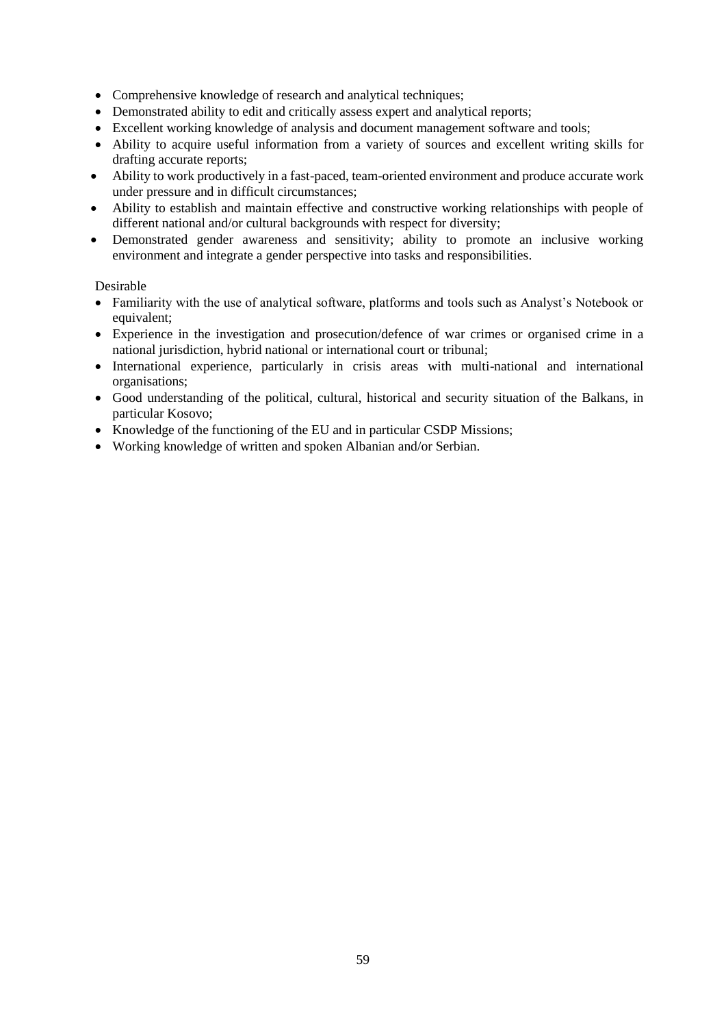- Comprehensive knowledge of research and analytical techniques;
- Demonstrated ability to edit and critically assess expert and analytical reports;
- Excellent working knowledge of analysis and document management software and tools;
- Ability to acquire useful information from a variety of sources and excellent writing skills for drafting accurate reports;
- Ability to work productively in a fast-paced, team-oriented environment and produce accurate work under pressure and in difficult circumstances;
- Ability to establish and maintain effective and constructive working relationships with people of different national and/or cultural backgrounds with respect for diversity;
- Demonstrated gender awareness and sensitivity; ability to promote an inclusive working environment and integrate a gender perspective into tasks and responsibilities.

Desirable

- Familiarity with the use of analytical software, platforms and tools such as Analyst's Notebook or equivalent;
- Experience in the investigation and prosecution/defence of war crimes or organised crime in a national jurisdiction, hybrid national or international court or tribunal;
- International experience, particularly in crisis areas with multi-national and international organisations;
- Good understanding of the political, cultural, historical and security situation of the Balkans, in particular Kosovo;
- Knowledge of the functioning of the EU and in particular CSDP Missions;
- Working knowledge of written and spoken Albanian and/or Serbian.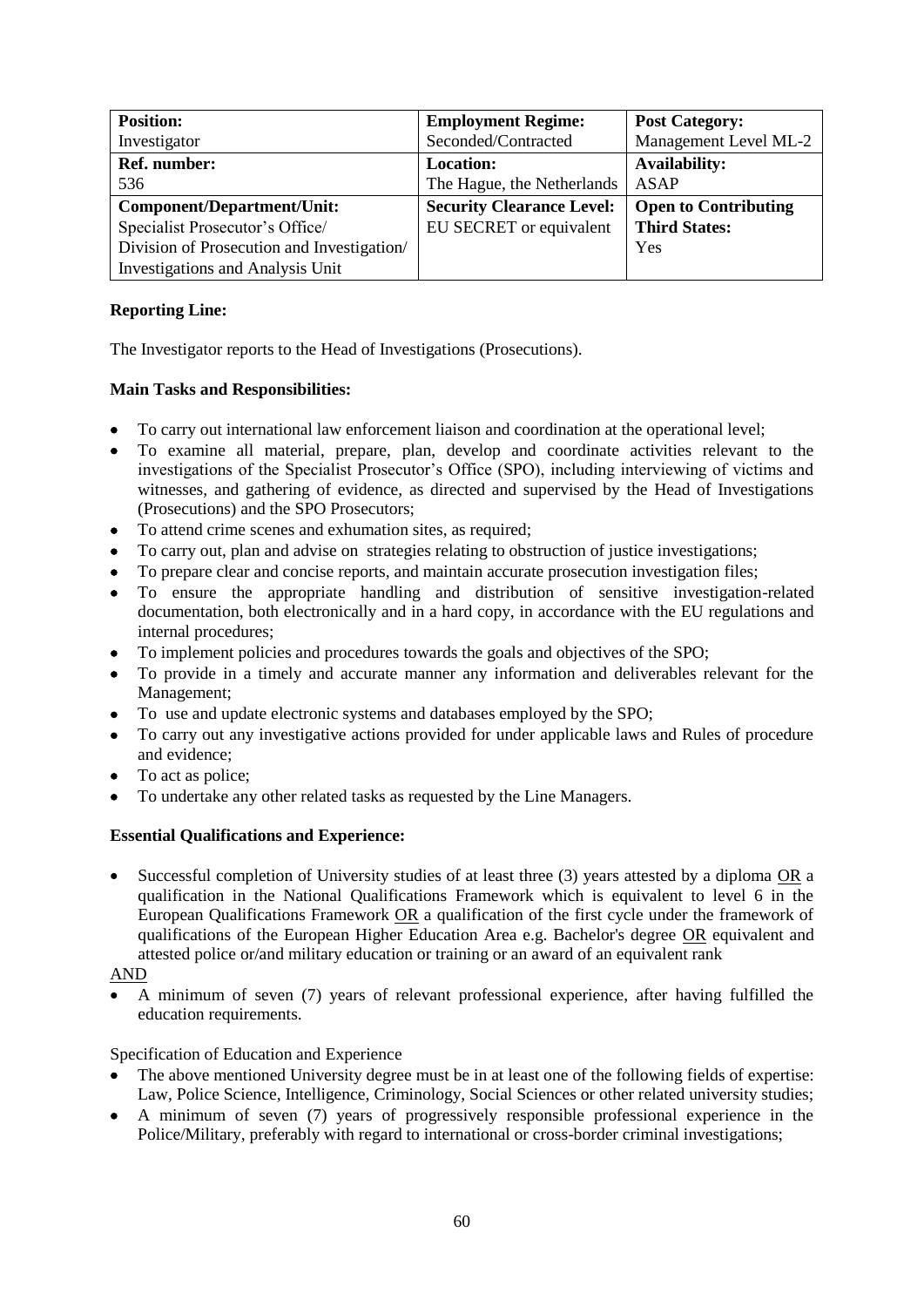| **Position:**<br>Investigator | **Employment Regime:**<br>Seconded/Contracted | **Post Category:**<br>Management Level ML-2 |
|---|---|---|
| **Ref. number:**<br>536 | **Location:**<br>The Hague, the Netherlands | **Availability:**<br>ASAP |
| **Component/Department/Unit:**<br>Specialist Prosecutor's Office/ Division of Prosecution and Investigation/ Investigations and Analysis Unit | **Security Clearance Level:**<br>EU SECRET or equivalent | **Open to Contributing Third States:**<br>Yes |

**Reporting Line:**

The Investigator reports to the Head of Investigations (Prosecutions).

**Main Tasks and Responsibilities:**

- To carry out international law enforcement liaison and coordination at the operational level;
- To examine all material, prepare, plan, develop and coordinate activities relevant to the investigations of the Specialist Prosecutor's Office (SPO), including interviewing of victims and witnesses, and gathering of evidence, as directed and supervised by the Head of Investigations (Prosecutions) and the SPO Prosecutors;
- To attend crime scenes and exhumation sites, as required;
- To carry out, plan and advise on strategies relating to obstruction of justice investigations;
- To prepare clear and concise reports, and maintain accurate prosecution investigation files;
- To ensure the appropriate handling and distribution of sensitive investigation-related documentation, both electronically and in a hard copy, in accordance with the EU regulations and internal procedures;
- To implement policies and procedures towards the goals and objectives of the SPO;
- To provide in a timely and accurate manner any information and deliverables relevant for the Management;
- To use and update electronic systems and databases employed by the SPO;
- To carry out any investigative actions provided for under applicable laws and Rules of procedure and evidence;
- To act as police;
- To undertake any other related tasks as requested by the Line Managers.

**Essential Qualifications and Experience:**

- Successful completion of University studies of at least three (3) years attested by a diploma OR a qualification in the National Qualifications Framework which is equivalent to level 6 in the European Qualifications Framework OR a qualification of the first cycle under the framework of qualifications of the European Higher Education Area e.g. Bachelor's degree OR equivalent and attested police or/and military education or training or an award of an equivalent rank

AND

- A minimum of seven (7) years of relevant professional experience, after having fulfilled the education requirements.

Specification of Education and Experience

- The above mentioned University degree must be in at least one of the following fields of expertise: Law, Police Science, Intelligence, Criminology, Social Sciences or other related university studies;
- A minimum of seven (7) years of progressively responsible professional experience in the Police/Military, preferably with regard to international or cross-border criminal investigations;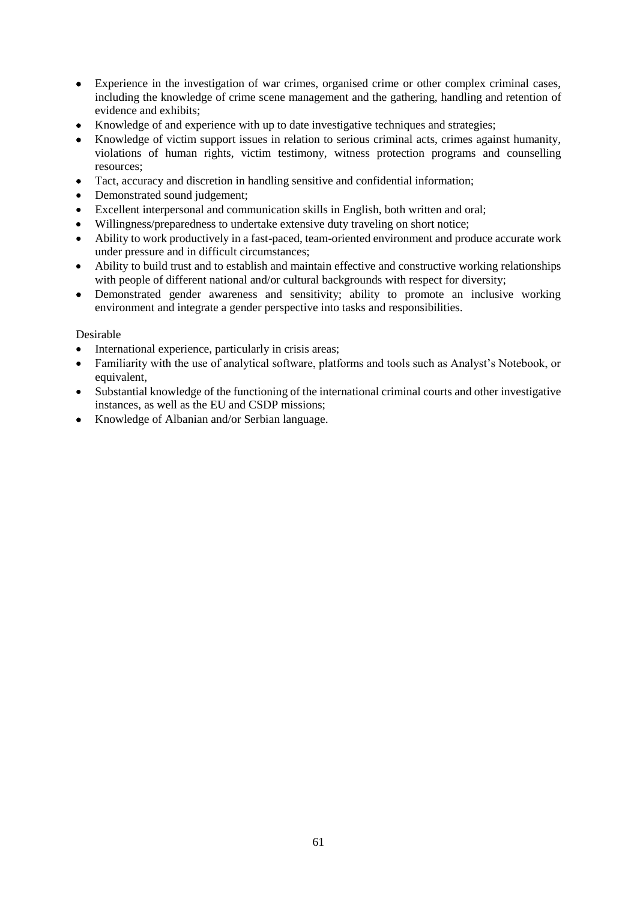- Experience in the investigation of war crimes, organised crime or other complex criminal cases, including the knowledge of crime scene management and the gathering, handling and retention of evidence and exhibits;
- Knowledge of and experience with up to date investigative techniques and strategies;
- Knowledge of victim support issues in relation to serious criminal acts, crimes against humanity, violations of human rights, victim testimony, witness protection programs and counselling resources;
- Tact, accuracy and discretion in handling sensitive and confidential information;
- Demonstrated sound judgement;
- Excellent interpersonal and communication skills in English, both written and oral;
- Willingness/preparedness to undertake extensive duty traveling on short notice;
- Ability to work productively in a fast-paced, team-oriented environment and produce accurate work under pressure and in difficult circumstances;
- Ability to build trust and to establish and maintain effective and constructive working relationships with people of different national and/or cultural backgrounds with respect for diversity;
- Demonstrated gender awareness and sensitivity; ability to promote an inclusive working environment and integrate a gender perspective into tasks and responsibilities.

Desirable

- International experience, particularly in crisis areas;
- Familiarity with the use of analytical software, platforms and tools such as Analyst's Notebook, or equivalent,
- Substantial knowledge of the functioning of the international criminal courts and other investigative instances, as well as the EU and CSDP missions;
- Knowledge of Albanian and/or Serbian language.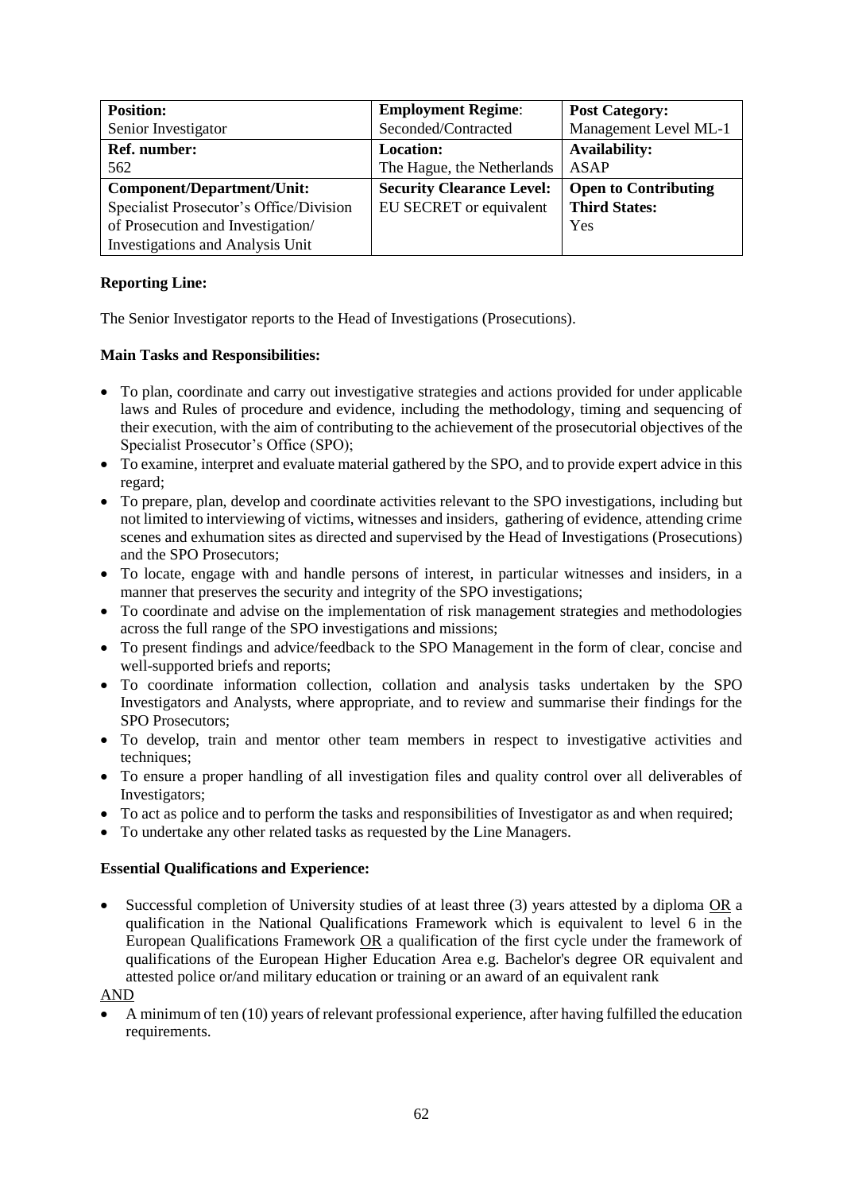| Position: | Employment Regime: | Post Category: |
|---|---|---|
| Senior Investigator | Seconded/Contracted | Management Level ML-1 |
| **Ref. number:** | **Location:** | **Availability:** |
| 562 | The Hague, the Netherlands | ASAP |
| **Component/Department/Unit:** | **Security Clearance Level:** | **Open to Contributing Third States:** |
| Specialist Prosecutor's Office/Division of Prosecution and Investigation/ Investigations and Analysis Unit | EU SECRET or equivalent | Yes |

**Reporting Line:**

The Senior Investigator reports to the Head of Investigations (Prosecutions).

**Main Tasks and Responsibilities:**

- To plan, coordinate and carry out investigative strategies and actions provided for under applicable laws and Rules of procedure and evidence, including the methodology, timing and sequencing of their execution, with the aim of contributing to the achievement of the prosecutorial objectives of the Specialist Prosecutor's Office (SPO);
- To examine, interpret and evaluate material gathered by the SPO, and to provide expert advice in this regard;
- To prepare, plan, develop and coordinate activities relevant to the SPO investigations, including but not limited to interviewing of victims, witnesses and insiders, gathering of evidence, attending crime scenes and exhumation sites as directed and supervised by the Head of Investigations (Prosecutions) and the SPO Prosecutors;
- To locate, engage with and handle persons of interest, in particular witnesses and insiders, in a manner that preserves the security and integrity of the SPO investigations;
- To coordinate and advise on the implementation of risk management strategies and methodologies across the full range of the SPO investigations and missions;
- To present findings and advice/feedback to the SPO Management in the form of clear, concise and well-supported briefs and reports;
- To coordinate information collection, collation and analysis tasks undertaken by the SPO Investigators and Analysts, where appropriate, and to review and summarise their findings for the SPO Prosecutors;
- To develop, train and mentor other team members in respect to investigative activities and techniques;
- To ensure a proper handling of all investigation files and quality control over all deliverables of Investigators;
- To act as police and to perform the tasks and responsibilities of Investigator as and when required;
- To undertake any other related tasks as requested by the Line Managers.

**Essential Qualifications and Experience:**

- Successful completion of University studies of at least three (3) years attested by a diploma OR a qualification in the National Qualifications Framework which is equivalent to level 6 in the European Qualifications Framework OR a qualification of the first cycle under the framework of qualifications of the European Higher Education Area e.g. Bachelor's degree OR equivalent and attested police or/and military education or training or an award of an equivalent rank

AND

- A minimum of ten (10) years of relevant professional experience, after having fulfilled the education requirements.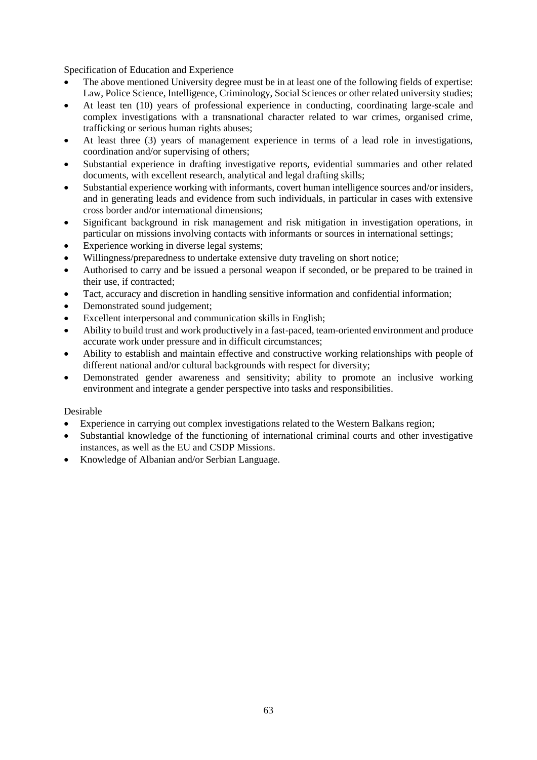Specification of Education and Experience

- The above mentioned University degree must be in at least one of the following fields of expertise: Law, Police Science, Intelligence, Criminology, Social Sciences or other related university studies;
- At least ten (10) years of professional experience in conducting, coordinating large-scale and complex investigations with a transnational character related to war crimes, organised crime, trafficking or serious human rights abuses;
- At least three (3) years of management experience in terms of a lead role in investigations, coordination and/or supervising of others;
- Substantial experience in drafting investigative reports, evidential summaries and other related documents, with excellent research, analytical and legal drafting skills;
- Substantial experience working with informants, covert human intelligence sources and/or insiders, and in generating leads and evidence from such individuals, in particular in cases with extensive cross border and/or international dimensions;
- Significant background in risk management and risk mitigation in investigation operations, in particular on missions involving contacts with informants or sources in international settings;
- Experience working in diverse legal systems;
- Willingness/preparedness to undertake extensive duty traveling on short notice;
- Authorised to carry and be issued a personal weapon if seconded, or be prepared to be trained in their use, if contracted;
- Tact, accuracy and discretion in handling sensitive information and confidential information;
- Demonstrated sound judgement;
- Excellent interpersonal and communication skills in English;
- Ability to build trust and work productively in a fast-paced, team-oriented environment and produce accurate work under pressure and in difficult circumstances;
- Ability to establish and maintain effective and constructive working relationships with people of different national and/or cultural backgrounds with respect for diversity;
- Demonstrated gender awareness and sensitivity; ability to promote an inclusive working environment and integrate a gender perspective into tasks and responsibilities.

Desirable

- Experience in carrying out complex investigations related to the Western Balkans region;
- Substantial knowledge of the functioning of international criminal courts and other investigative instances, as well as the EU and CSDP Missions.
- Knowledge of Albanian and/or Serbian Language.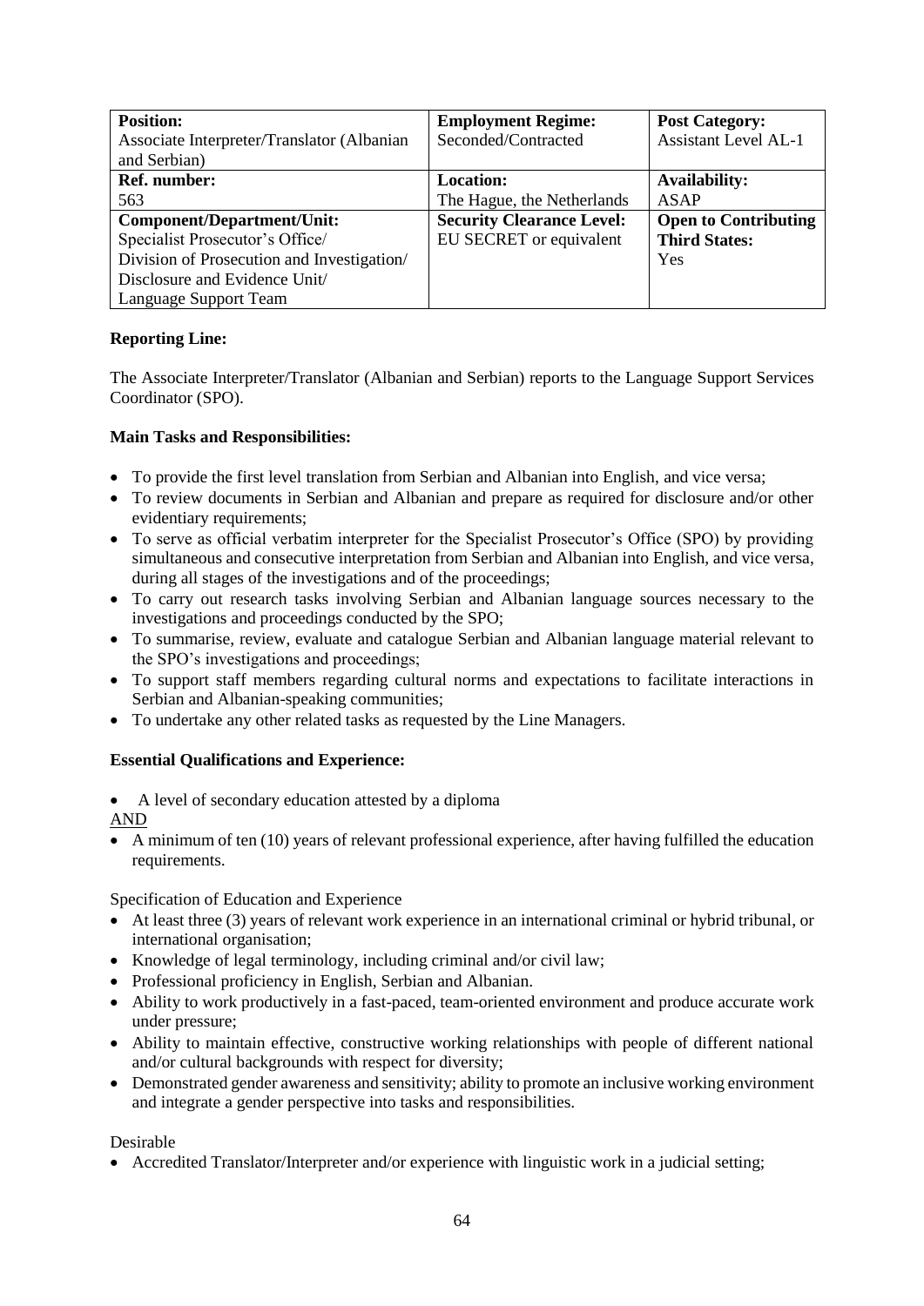| **Position:**<br>Associate Interpreter/Translator (Albanian and Serbian) | **Employment Regime:**<br>Seconded/Contracted | **Post Category:**<br>Assistant Level AL-1 |
|---|---|---|
| **Ref. number:**<br>563 | **Location:**<br>The Hague, the Netherlands | **Availability:**<br>ASAP |
| **Component/Department/Unit:**<br>Specialist Prosecutor's Office/<br>Division of Prosecution and Investigation/<br>Disclosure and Evidence Unit/<br>Language Support Team | **Security Clearance Level:**<br>EU SECRET or equivalent | **Open to Contributing Third States:**<br>Yes |

**Reporting Line:**

The Associate Interpreter/Translator (Albanian and Serbian) reports to the Language Support Services Coordinator (SPO).

**Main Tasks and Responsibilities:**

- To provide the first level translation from Serbian and Albanian into English, and vice versa;
- To review documents in Serbian and Albanian and prepare as required for disclosure and/or other evidentiary requirements;
- To serve as official verbatim interpreter for the Specialist Prosecutor's Office (SPO) by providing simultaneous and consecutive interpretation from Serbian and Albanian into English, and vice versa, during all stages of the investigations and of the proceedings;
- To carry out research tasks involving Serbian and Albanian language sources necessary to the investigations and proceedings conducted by the SPO;
- To summarise, review, evaluate and catalogue Serbian and Albanian language material relevant to the SPO's investigations and proceedings;
- To support staff members regarding cultural norms and expectations to facilitate interactions in Serbian and Albanian-speaking communities;
- To undertake any other related tasks as requested by the Line Managers.

**Essential Qualifications and Experience:**

- A level of secondary education attested by a diploma

<u>AND</u>

- A minimum of ten (10) years of relevant professional experience, after having fulfilled the education requirements.

Specification of Education and Experience

- At least three (3) years of relevant work experience in an international criminal or hybrid tribunal, or international organisation;
- Knowledge of legal terminology, including criminal and/or civil law;
- Professional proficiency in English, Serbian and Albanian.
- Ability to work productively in a fast-paced, team-oriented environment and produce accurate work under pressure;
- Ability to maintain effective, constructive working relationships with people of different national and/or cultural backgrounds with respect for diversity;
- Demonstrated gender awareness and sensitivity; ability to promote an inclusive working environment and integrate a gender perspective into tasks and responsibilities.

Desirable

- Accredited Translator/Interpreter and/or experience with linguistic work in a judicial setting;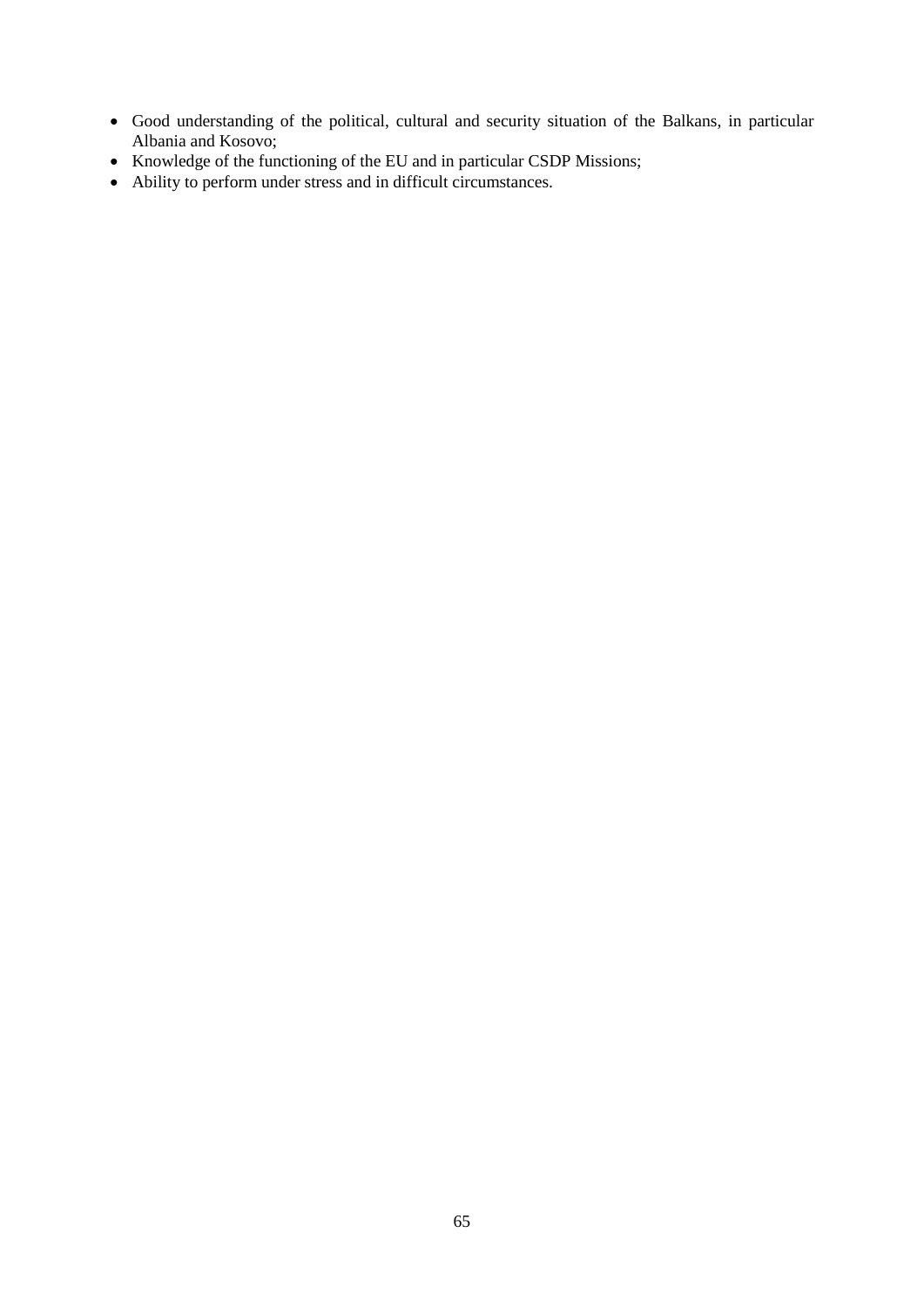- Good understanding of the political, cultural and security situation of the Balkans, in particular Albania and Kosovo;
- Knowledge of the functioning of the EU and in particular CSDP Missions;
- Ability to perform under stress and in difficult circumstances.